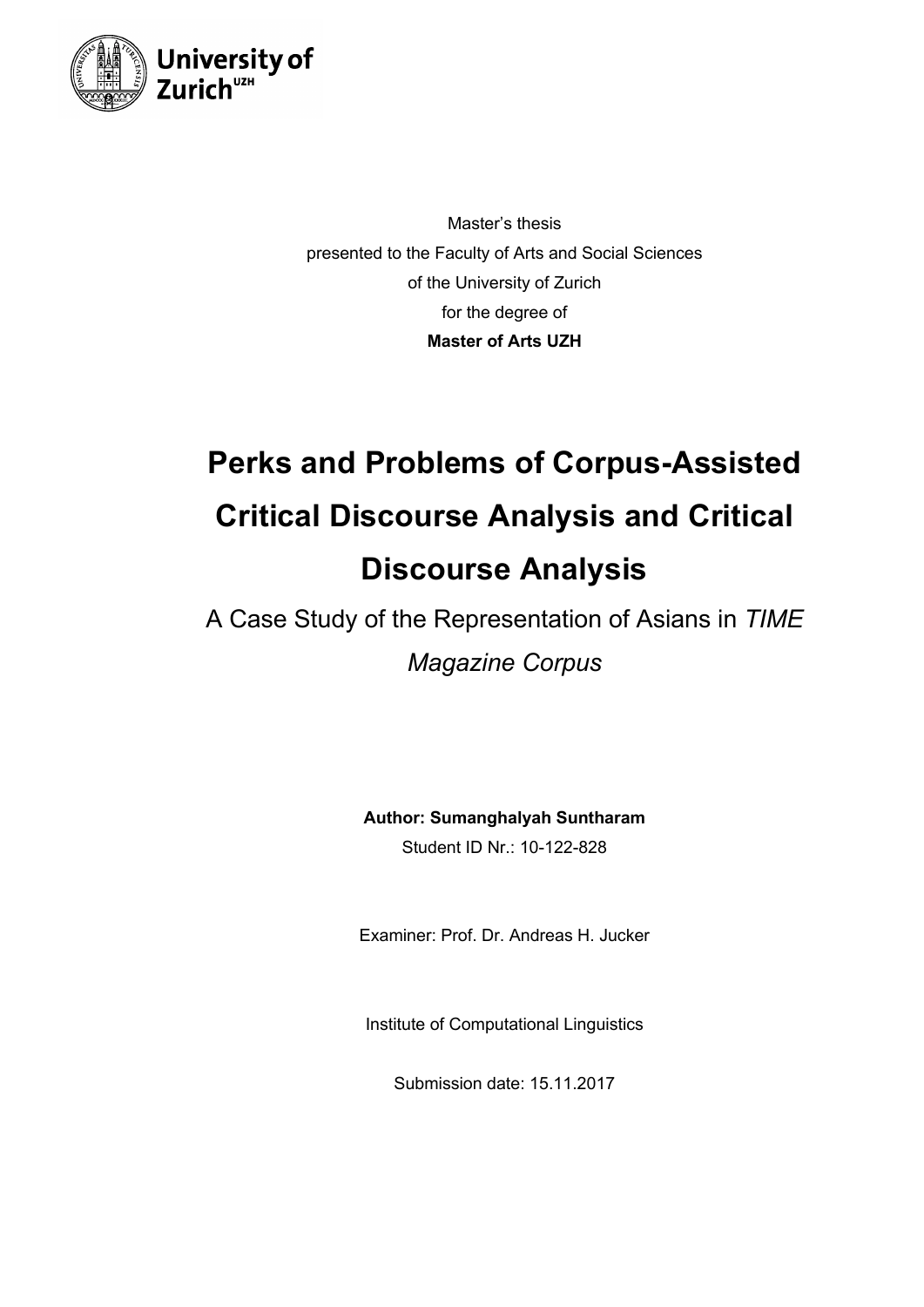University of Zurich[UZH]

Master's thesis
presented to the Faculty of Arts and Social Sciences
of the University of Zurich
for the degree of
**Master of Arts UZH**

# Perks and Problems of Corpus-Assisted Critical Discourse Analysis and Critical Discourse Analysis

A Case Study of the Representation of Asians in *TIME Magazine Corpus*

**Author: Sumanghalyah Suntharam**
Student ID Nr.: 10-122-828

Examiner: Prof. Dr. Andreas H. Jucker

Institute of Computational Linguistics

Submission date: 15.11.2017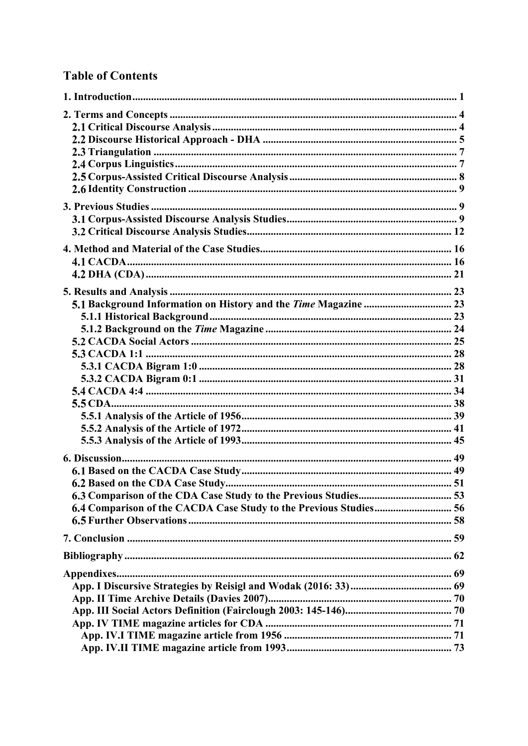## Table of Contents

**1. Introduction** ..... 1

**2. Terms and Concepts** ..... 4
- **2.1 Critical Discourse Analysis** ..... 4
- **2.2 Discourse Historical Approach - DHA** ..... 5
- **2.3 Triangulation** ..... 7
- **2.4 Corpus Linguistics** ..... 7
- **2.5 Corpus-Assisted Critical Discourse Analysis** ..... 8
- **2.6 Identity Construction** ..... 9

**3. Previous Studies** ..... 9
- **3.1 Corpus-Assisted Discourse Analysis Studies** ..... 9
- **3.2 Critical Discourse Analysis Studies** ..... 12

**4. Method and Material of the Case Studies** ..... 16
- **4.1 CACDA** ..... 16
- **4.2 DHA (CDA)** ..... 21

**5. Results and Analysis** ..... 23
- **5.1 Background Information on History and the *Time* Magazine** ..... 23
  - **5.1.1 Historical Background** ..... 23
  - **5.1.2 Background on the *Time* Magazine** ..... 24
- **5.2 CACDA Social Actors** ..... 25
- **5.3 CACDA 1:1** ..... 28
  - **5.3.1 CACDA Bigram 1:0** ..... 28
  - **5.3.2 CACDA Bigram 0:1** ..... 31
- **5.4 CACDA 4:4** ..... 34
- **5.5 CDA** ..... 38
  - **5.5.1 Analysis of the Article of 1956** ..... 39
  - **5.5.2 Analysis of the Article of 1972** ..... 41
  - **5.5.3 Analysis of the Article of 1993** ..... 45

**6. Discussion** ..... 49
- **6.1 Based on the CACDA Case Study** ..... 49
- **6.2 Based on the CDA Case Study** ..... 51
- **6.3 Comparison of the CDA Case Study to the Previous Studies** ..... 53
- **6.4 Comparison of the CACDA Case Study to the Previous Studies** ..... 56
- **6.5 Further Observations** ..... 58

**7. Conclusion** ..... 59

**Bibliography** ..... 62

**Appendixes** ..... 69
- **App. I Discursive Strategies by Reisigl and Wodak (2016: 33)** ..... 69
- **App. II Time Archive Details (Davies 2007)** ..... 70
- **App. III Social Actors Definition (Fairclough 2003: 145-146)** ..... 70
- **App. IV TIME magazine articles for CDA** ..... 71
  - **App. IV.I TIME magazine article from 1956** ..... 71
  - **App. IV.II TIME magazine article from 1993** ..... 73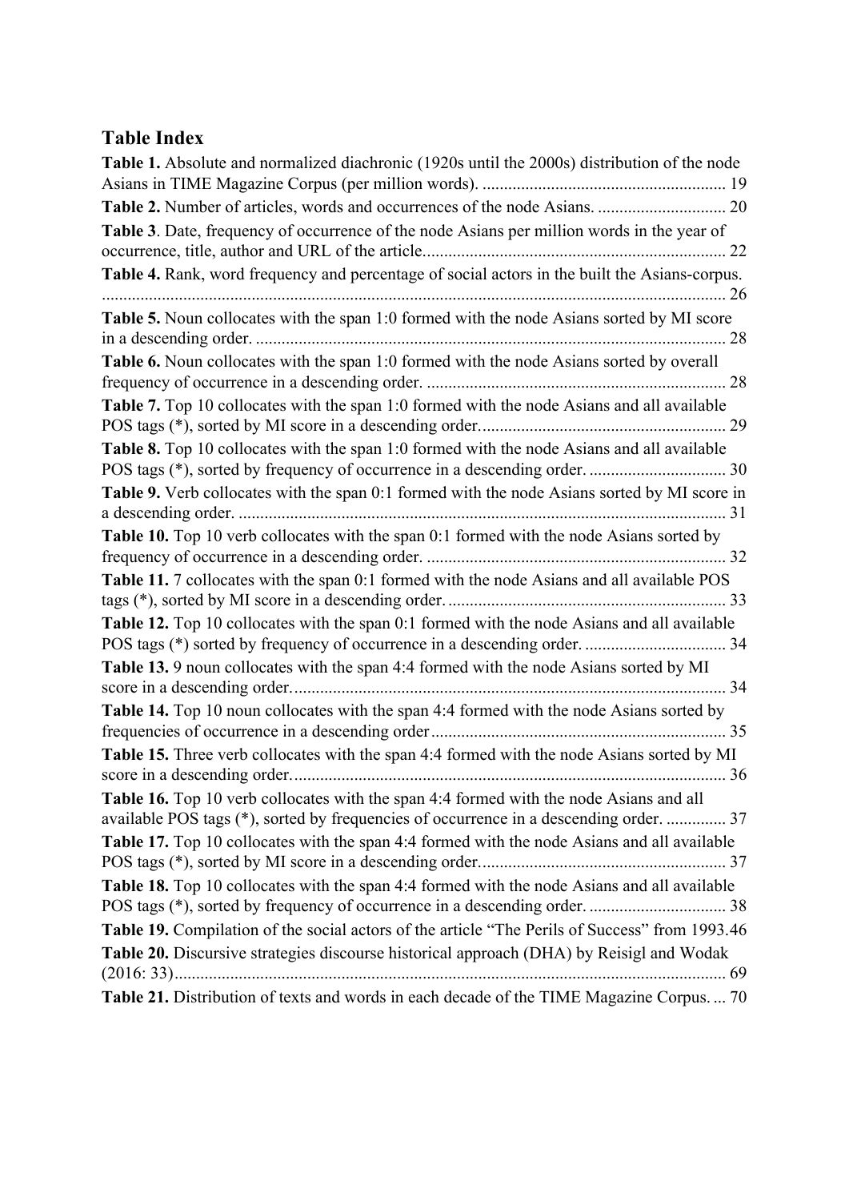## Table Index

**Table 1.** Absolute and normalized diachronic (1920s until the 2000s) distribution of the node Asians in TIME Magazine Corpus (per million words). ........................................................ 19

**Table 2.** Number of articles, words and occurrences of the node Asians. .............................. 20

**Table 3**. Date, frequency of occurrence of the node Asians per million words in the year of occurrence, title, author and URL of the article...................................................................... 22

**Table 4.** Rank, word frequency and percentage of social actors in the built the Asians-corpus. ................................................................................................................................................ 26

**Table 5.** Noun collocates with the span 1:0 formed with the node Asians sorted by MI score in a descending order. ............................................................................................................ 28

**Table 6.** Noun collocates with the span 1:0 formed with the node Asians sorted by overall frequency of occurrence in a descending order. ..................................................................... 28

**Table 7.** Top 10 collocates with the span 1:0 formed with the node Asians and all available POS tags (*), sorted by MI score in a descending order......................................................... 29

**Table 8.** Top 10 collocates with the span 1:0 formed with the node Asians and all available POS tags (*), sorted by frequency of occurrence in a descending order. ................................ 30

**Table 9.** Verb collocates with the span 0:1 formed with the node Asians sorted by MI score in a descending order. ................................................................................................................ 31

**Table 10.** Top 10 verb collocates with the span 0:1 formed with the node Asians sorted by frequency of occurrence in a descending order. ..................................................................... 32

**Table 11.** 7 collocates with the span 0:1 formed with the node Asians and all available POS tags (*), sorted by MI score in a descending order. ................................................................ 33

**Table 12.** Top 10 collocates with the span 0:1 formed with the node Asians and all available POS tags (*) sorted by frequency of occurrence in a descending order. ................................. 34

**Table 13.** 9 noun collocates with the span 4:4 formed with the node Asians sorted by MI score in a descending order..................................................................................................... 34

**Table 14.** Top 10 noun collocates with the span 4:4 formed with the node Asians sorted by frequencies of occurrence in a descending order..................................................................... 35

**Table 15.** Three verb collocates with the span 4:4 formed with the node Asians sorted by MI score in a descending order..................................................................................................... 36

**Table 16.** Top 10 verb collocates with the span 4:4 formed with the node Asians and all available POS tags (*), sorted by frequencies of occurrence in a descending order. .............. 37

**Table 17.** Top 10 collocates with the span 4:4 formed with the node Asians and all available POS tags (*), sorted by MI score in a descending order......................................................... 37

**Table 18.** Top 10 collocates with the span 4:4 formed with the node Asians and all available POS tags (*), sorted by frequency of occurrence in a descending order. ................................ 38

**Table 19.** Compilation of the social actors of the article "The Perils of Success" from 1993.46

**Table 20.** Discursive strategies discourse historical approach (DHA) by Reisigl and Wodak (2016: 33)................................................................................................................................ 69

**Table 21.** Distribution of texts and words in each decade of the TIME Magazine Corpus. ... 70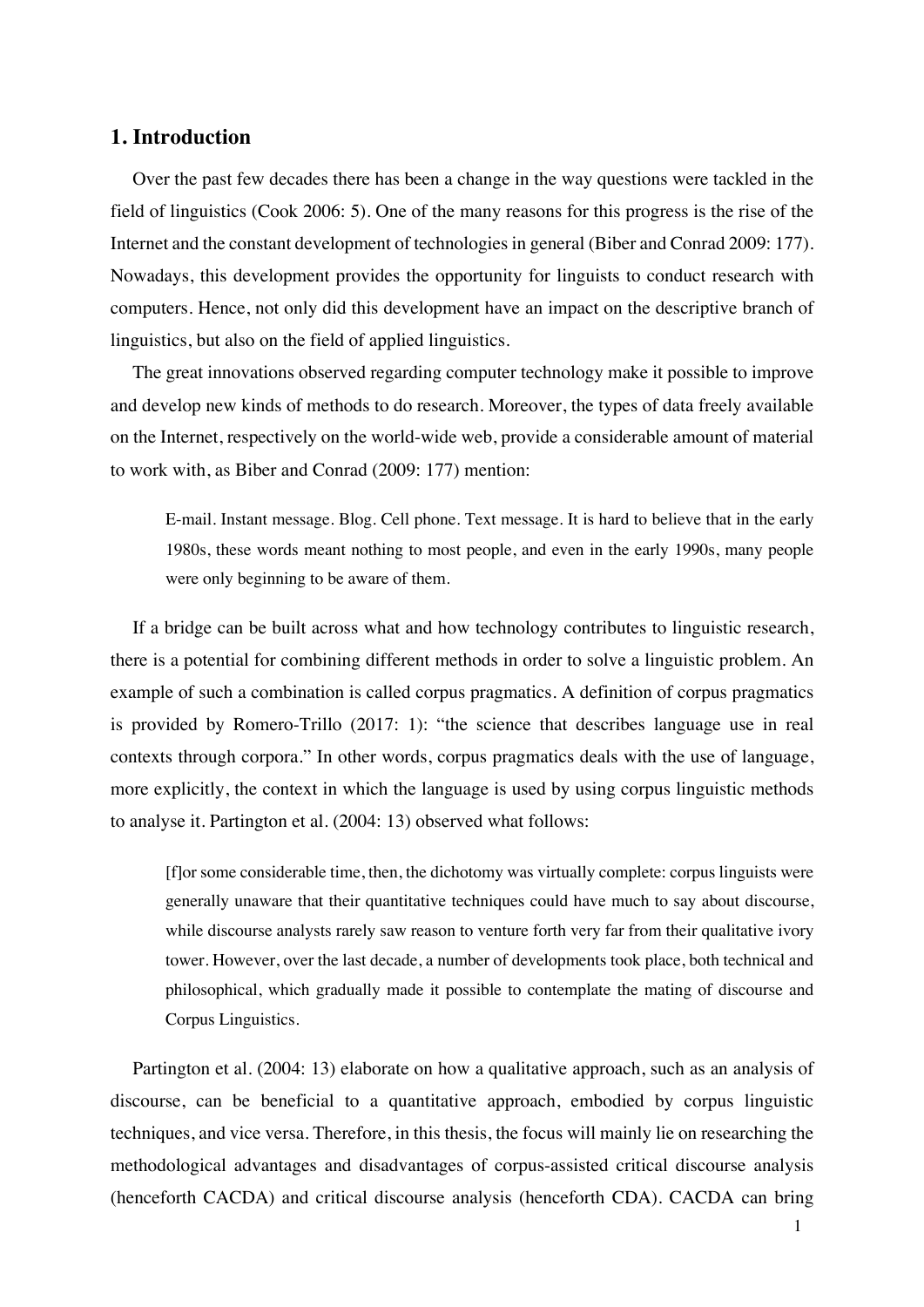## 1. Introduction

Over the past few decades there has been a change in the way questions were tackled in the field of linguistics (Cook 2006: 5). One of the many reasons for this progress is the rise of the Internet and the constant development of technologies in general (Biber and Conrad 2009: 177). Nowadays, this development provides the opportunity for linguists to conduct research with computers. Hence, not only did this development have an impact on the descriptive branch of linguistics, but also on the field of applied linguistics.

The great innovations observed regarding computer technology make it possible to improve and develop new kinds of methods to do research. Moreover, the types of data freely available on the Internet, respectively on the world-wide web, provide a considerable amount of material to work with, as Biber and Conrad (2009: 177) mention:

> E-mail. Instant message. Blog. Cell phone. Text message. It is hard to believe that in the early 1980s, these words meant nothing to most people, and even in the early 1990s, many people were only beginning to be aware of them.

If a bridge can be built across what and how technology contributes to linguistic research, there is a potential for combining different methods in order to solve a linguistic problem. An example of such a combination is called corpus pragmatics. A definition of corpus pragmatics is provided by Romero-Trillo (2017: 1): "the science that describes language use in real contexts through corpora." In other words, corpus pragmatics deals with the use of language, more explicitly, the context in which the language is used by using corpus linguistic methods to analyse it. Partington et al. (2004: 13) observed what follows:

> [f]or some considerable time, then, the dichotomy was virtually complete: corpus linguists were generally unaware that their quantitative techniques could have much to say about discourse, while discourse analysts rarely saw reason to venture forth very far from their qualitative ivory tower. However, over the last decade, a number of developments took place, both technical and philosophical, which gradually made it possible to contemplate the mating of discourse and Corpus Linguistics.

Partington et al. (2004: 13) elaborate on how a qualitative approach, such as an analysis of discourse, can be beneficial to a quantitative approach, embodied by corpus linguistic techniques, and vice versa. Therefore, in this thesis, the focus will mainly lie on researching the methodological advantages and disadvantages of corpus-assisted critical discourse analysis (henceforth CACDA) and critical discourse analysis (henceforth CDA). CACDA can bring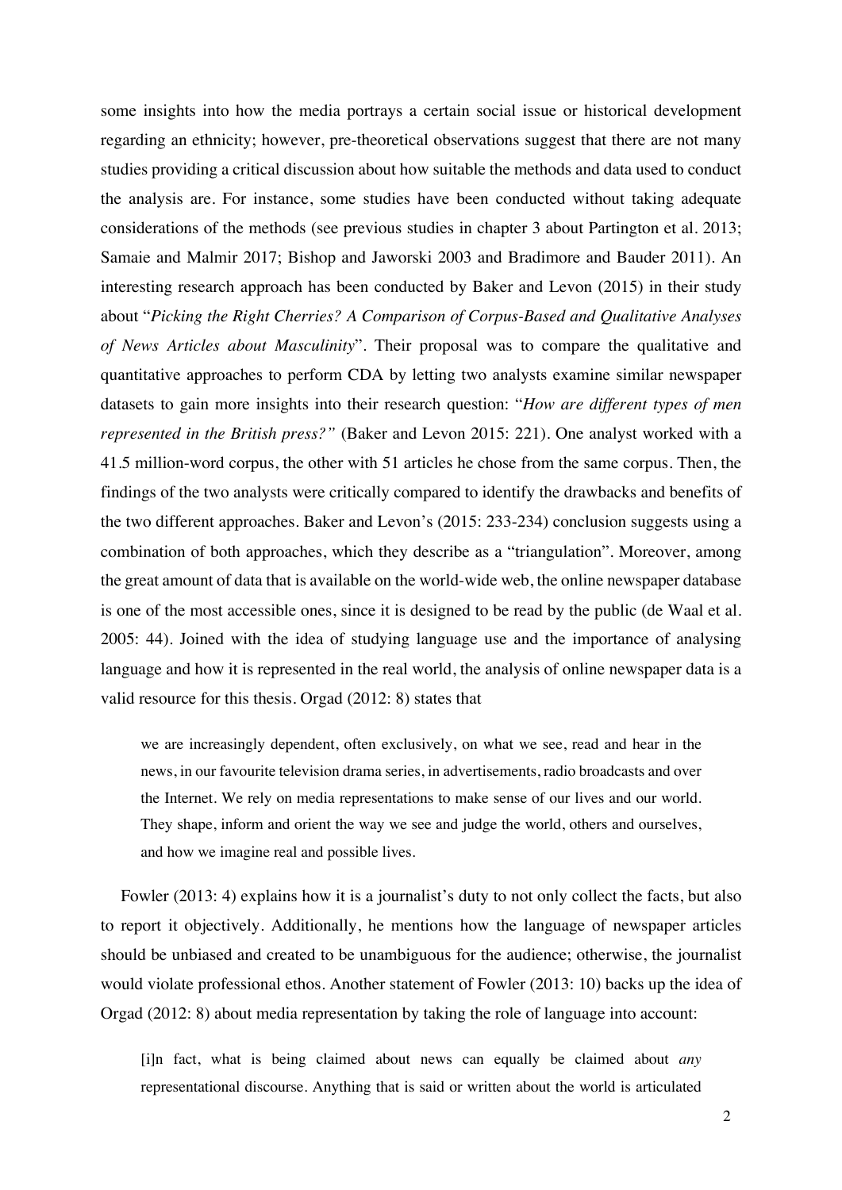some insights into how the media portrays a certain social issue or historical development regarding an ethnicity; however, pre-theoretical observations suggest that there are not many studies providing a critical discussion about how suitable the methods and data used to conduct the analysis are. For instance, some studies have been conducted without taking adequate considerations of the methods (see previous studies in chapter 3 about Partington et al. 2013; Samaie and Malmir 2017; Bishop and Jaworski 2003 and Bradimore and Bauder 2011). An interesting research approach has been conducted by Baker and Levon (2015) in their study about "*Picking the Right Cherries? A Comparison of Corpus-Based and Qualitative Analyses of News Articles about Masculinity*". Their proposal was to compare the qualitative and quantitative approaches to perform CDA by letting two analysts examine similar newspaper datasets to gain more insights into their research question: "*How are different types of men represented in the British press?"* (Baker and Levon 2015: 221). One analyst worked with a 41.5 million-word corpus, the other with 51 articles he chose from the same corpus. Then, the findings of the two analysts were critically compared to identify the drawbacks and benefits of the two different approaches. Baker and Levon's (2015: 233-234) conclusion suggests using a combination of both approaches, which they describe as a "triangulation". Moreover, among the great amount of data that is available on the world-wide web, the online newspaper database is one of the most accessible ones, since it is designed to be read by the public (de Waal et al. 2005: 44). Joined with the idea of studying language use and the importance of analysing language and how it is represented in the real world, the analysis of online newspaper data is a valid resource for this thesis. Orgad (2012: 8) states that

> we are increasingly dependent, often exclusively, on what we see, read and hear in the news, in our favourite television drama series, in advertisements, radio broadcasts and over the Internet. We rely on media representations to make sense of our lives and our world. They shape, inform and orient the way we see and judge the world, others and ourselves, and how we imagine real and possible lives.

Fowler (2013: 4) explains how it is a journalist's duty to not only collect the facts, but also to report it objectively. Additionally, he mentions how the language of newspaper articles should be unbiased and created to be unambiguous for the audience; otherwise, the journalist would violate professional ethos. Another statement of Fowler (2013: 10) backs up the idea of Orgad (2012: 8) about media representation by taking the role of language into account:

> [i]n fact, what is being claimed about news can equally be claimed about *any* representational discourse. Anything that is said or written about the world is articulated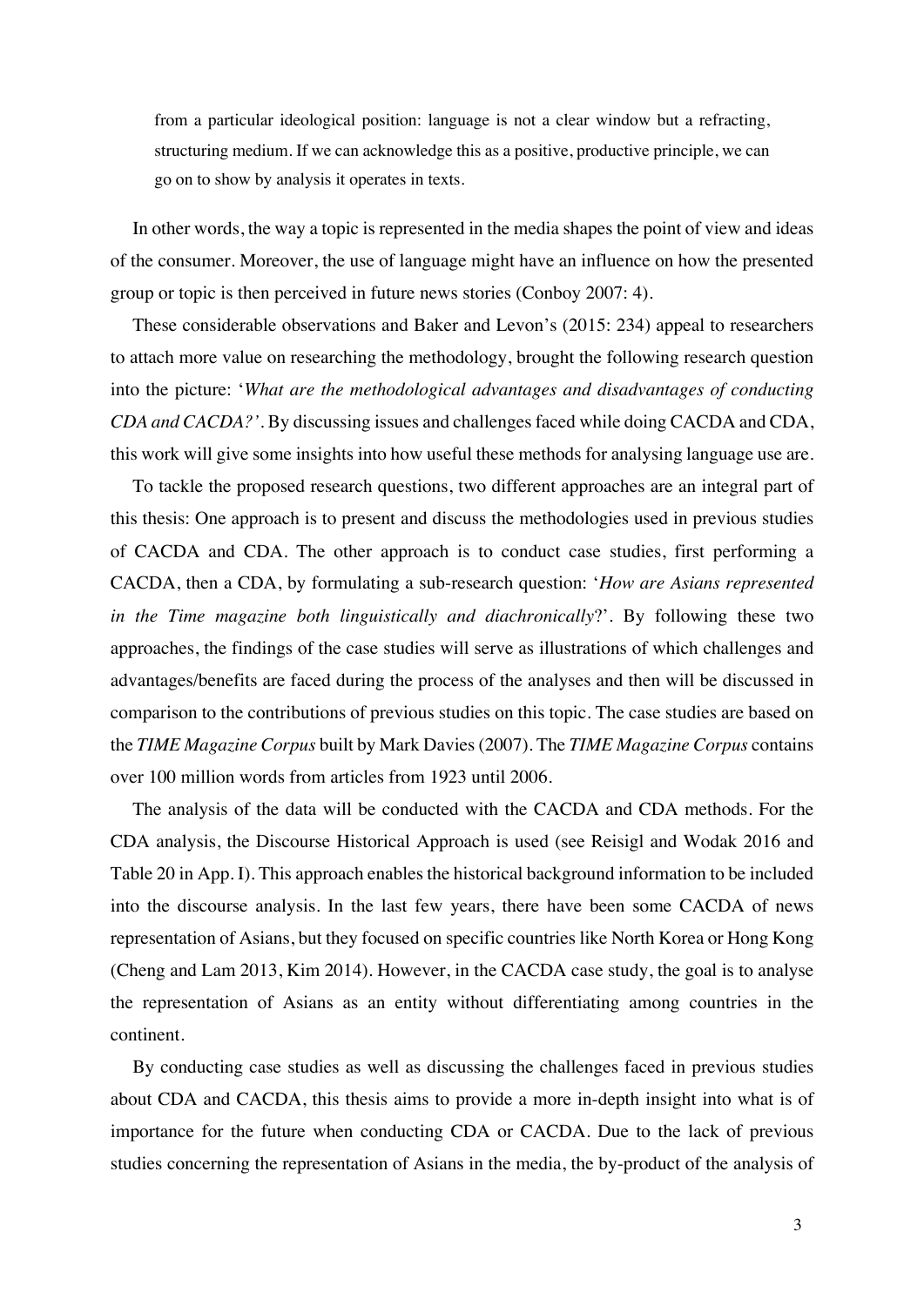> from a particular ideological position: language is not a clear window but a refracting, structuring medium. If we can acknowledge this as a positive, productive principle, we can go on to show by analysis it operates in texts.

In other words, the way a topic is represented in the media shapes the point of view and ideas of the consumer. Moreover, the use of language might have an influence on how the presented group or topic is then perceived in future news stories (Conboy 2007: 4).

These considerable observations and Baker and Levon's (2015: 234) appeal to researchers to attach more value on researching the methodology, brought the following research question into the picture: '*What are the methodological advantages and disadvantages of conducting CDA and CACDA?'*. By discussing issues and challenges faced while doing CACDA and CDA, this work will give some insights into how useful these methods for analysing language use are.

To tackle the proposed research questions, two different approaches are an integral part of this thesis: One approach is to present and discuss the methodologies used in previous studies of CACDA and CDA. The other approach is to conduct case studies, first performing a CACDA, then a CDA, by formulating a sub-research question: '*How are Asians represented in the Time magazine both linguistically and diachronically*?'. By following these two approaches, the findings of the case studies will serve as illustrations of which challenges and advantages/benefits are faced during the process of the analyses and then will be discussed in comparison to the contributions of previous studies on this topic. The case studies are based on the *TIME Magazine Corpus* built by Mark Davies (2007). The *TIME Magazine Corpus* contains over 100 million words from articles from 1923 until 2006.

The analysis of the data will be conducted with the CACDA and CDA methods. For the CDA analysis, the Discourse Historical Approach is used (see Reisigl and Wodak 2016 and Table 20 in App. I). This approach enables the historical background information to be included into the discourse analysis. In the last few years, there have been some CACDA of news representation of Asians, but they focused on specific countries like North Korea or Hong Kong (Cheng and Lam 2013, Kim 2014). However, in the CACDA case study, the goal is to analyse the representation of Asians as an entity without differentiating among countries in the continent.

By conducting case studies as well as discussing the challenges faced in previous studies about CDA and CACDA, this thesis aims to provide a more in-depth insight into what is of importance for the future when conducting CDA or CACDA. Due to the lack of previous studies concerning the representation of Asians in the media, the by-product of the analysis of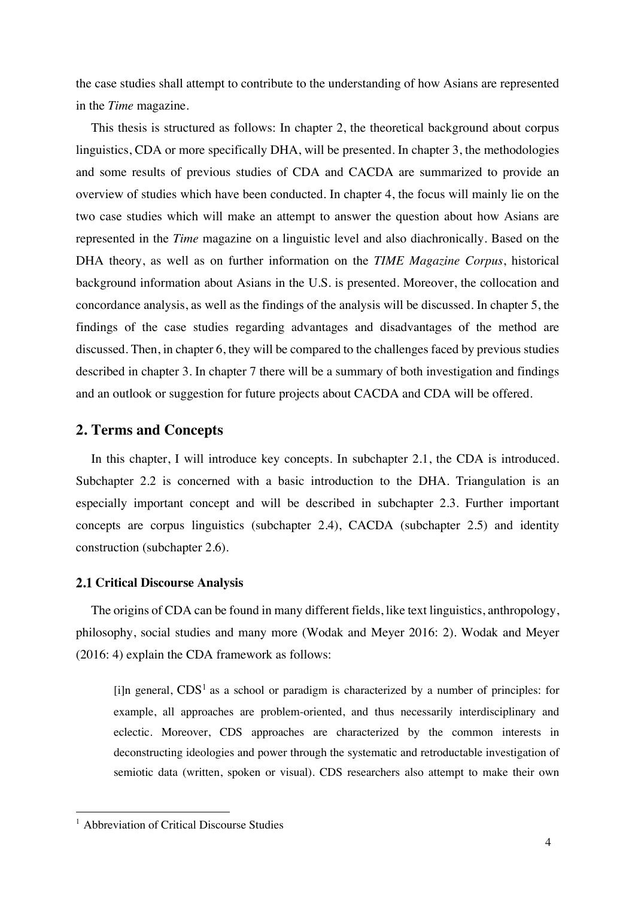the case studies shall attempt to contribute to the understanding of how Asians are represented in the *Time* magazine.

This thesis is structured as follows: In chapter 2, the theoretical background about corpus linguistics, CDA or more specifically DHA, will be presented. In chapter 3, the methodologies and some results of previous studies of CDA and CACDA are summarized to provide an overview of studies which have been conducted. In chapter 4, the focus will mainly lie on the two case studies which will make an attempt to answer the question about how Asians are represented in the *Time* magazine on a linguistic level and also diachronically. Based on the DHA theory, as well as on further information on the *TIME Magazine Corpus*, historical background information about Asians in the U.S. is presented. Moreover, the collocation and concordance analysis, as well as the findings of the analysis will be discussed. In chapter 5, the findings of the case studies regarding advantages and disadvantages of the method are discussed. Then, in chapter 6, they will be compared to the challenges faced by previous studies described in chapter 3. In chapter 7 there will be a summary of both investigation and findings and an outlook or suggestion for future projects about CACDA and CDA will be offered.

## 2. Terms and Concepts

In this chapter, I will introduce key concepts. In subchapter 2.1, the CDA is introduced. Subchapter 2.2 is concerned with a basic introduction to the DHA. Triangulation is an especially important concept and will be described in subchapter 2.3. Further important concepts are corpus linguistics (subchapter 2.4), CACDA (subchapter 2.5) and identity construction (subchapter 2.6).

### 2.1 Critical Discourse Analysis

The origins of CDA can be found in many different fields, like text linguistics, anthropology, philosophy, social studies and many more (Wodak and Meyer 2016: 2). Wodak and Meyer (2016: 4) explain the CDA framework as follows:

> [i]n general, CDS[1] as a school or paradigm is characterized by a number of principles: for example, all approaches are problem-oriented, and thus necessarily interdisciplinary and eclectic. Moreover, CDS approaches are characterized by the common interests in deconstructing ideologies and power through the systematic and retroductable investigation of semiotic data (written, spoken or visual). CDS researchers also attempt to make their own

[1] Abbreviation of Critical Discourse Studies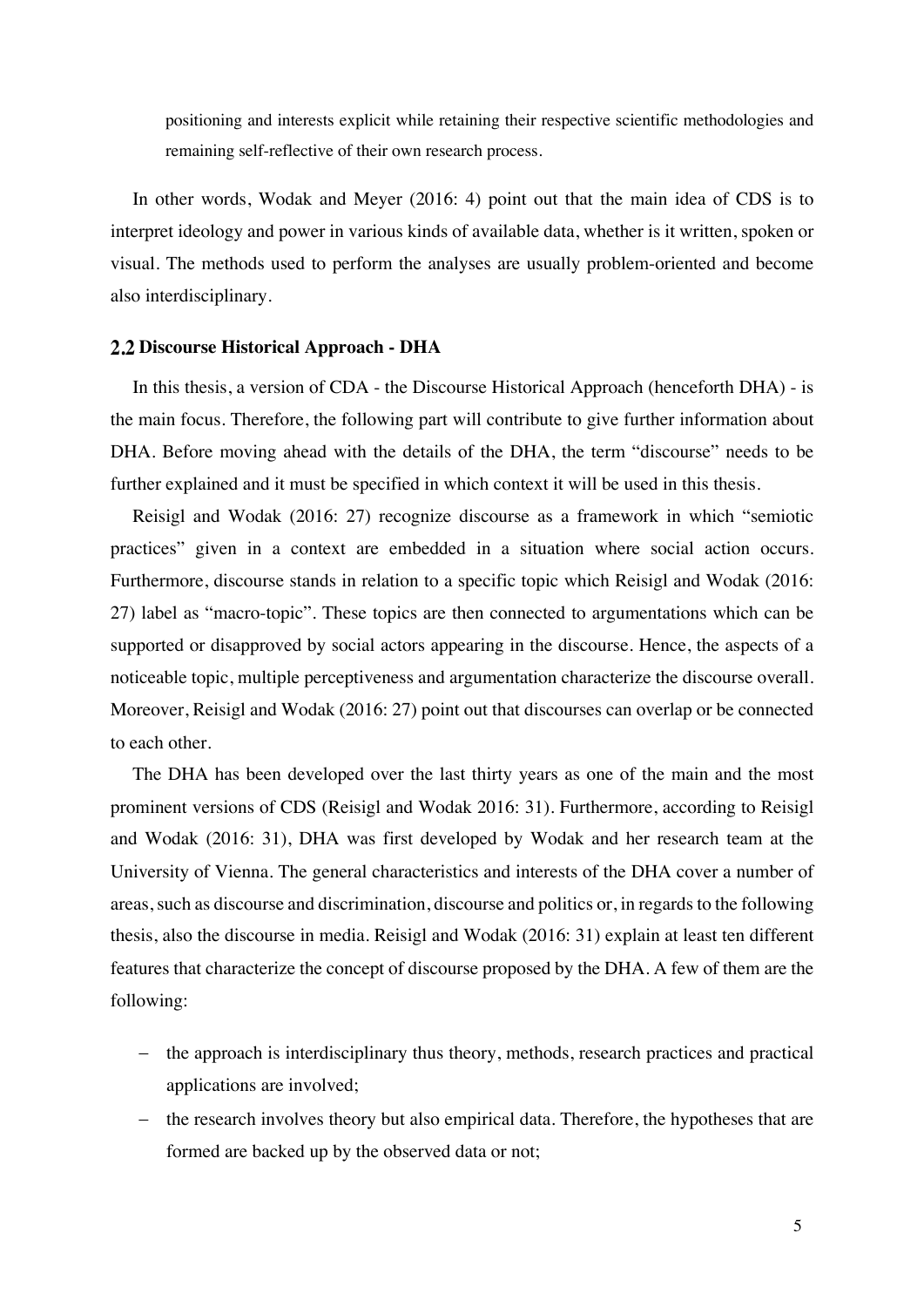positioning and interests explicit while retaining their respective scientific methodologies and remaining self-reflective of their own research process.

In other words, Wodak and Meyer (2016: 4) point out that the main idea of CDS is to interpret ideology and power in various kinds of available data, whether is it written, spoken or visual. The methods used to perform the analyses are usually problem-oriented and become also interdisciplinary.

## 2.2 Discourse Historical Approach - DHA

In this thesis, a version of CDA - the Discourse Historical Approach (henceforth DHA) - is the main focus. Therefore, the following part will contribute to give further information about DHA. Before moving ahead with the details of the DHA, the term "discourse" needs to be further explained and it must be specified in which context it will be used in this thesis.

Reisigl and Wodak (2016: 27) recognize discourse as a framework in which "semiotic practices" given in a context are embedded in a situation where social action occurs. Furthermore, discourse stands in relation to a specific topic which Reisigl and Wodak (2016: 27) label as "macro-topic". These topics are then connected to argumentations which can be supported or disapproved by social actors appearing in the discourse. Hence, the aspects of a noticeable topic, multiple perceptiveness and argumentation characterize the discourse overall. Moreover, Reisigl and Wodak (2016: 27) point out that discourses can overlap or be connected to each other.

The DHA has been developed over the last thirty years as one of the main and the most prominent versions of CDS (Reisigl and Wodak 2016: 31). Furthermore, according to Reisigl and Wodak (2016: 31), DHA was first developed by Wodak and her research team at the University of Vienna. The general characteristics and interests of the DHA cover a number of areas, such as discourse and discrimination, discourse and politics or, in regards to the following thesis, also the discourse in media. Reisigl and Wodak (2016: 31) explain at least ten different features that characterize the concept of discourse proposed by the DHA. A few of them are the following:

- the approach is interdisciplinary thus theory, methods, research practices and practical applications are involved;
- the research involves theory but also empirical data. Therefore, the hypotheses that are formed are backed up by the observed data or not;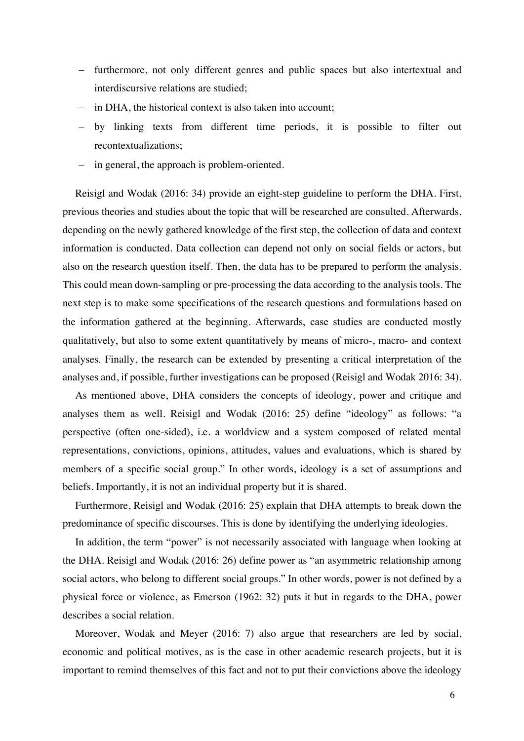- furthermore, not only different genres and public spaces but also intertextual and interdiscursive relations are studied;
- in DHA, the historical context is also taken into account;
- by linking texts from different time periods, it is possible to filter out recontextualizations;
- in general, the approach is problem-oriented.

Reisigl and Wodak (2016: 34) provide an eight-step guideline to perform the DHA. First, previous theories and studies about the topic that will be researched are consulted. Afterwards, depending on the newly gathered knowledge of the first step, the collection of data and context information is conducted. Data collection can depend not only on social fields or actors, but also on the research question itself. Then, the data has to be prepared to perform the analysis. This could mean down-sampling or pre-processing the data according to the analysis tools. The next step is to make some specifications of the research questions and formulations based on the information gathered at the beginning. Afterwards, case studies are conducted mostly qualitatively, but also to some extent quantitatively by means of micro-, macro- and context analyses. Finally, the research can be extended by presenting a critical interpretation of the analyses and, if possible, further investigations can be proposed (Reisigl and Wodak 2016: 34).

As mentioned above, DHA considers the concepts of ideology, power and critique and analyses them as well. Reisigl and Wodak (2016: 25) define "ideology" as follows: "a perspective (often one-sided), i.e. a worldview and a system composed of related mental representations, convictions, opinions, attitudes, values and evaluations, which is shared by members of a specific social group." In other words, ideology is a set of assumptions and beliefs. Importantly, it is not an individual property but it is shared.

Furthermore, Reisigl and Wodak (2016: 25) explain that DHA attempts to break down the predominance of specific discourses. This is done by identifying the underlying ideologies.

In addition, the term "power" is not necessarily associated with language when looking at the DHA. Reisigl and Wodak (2016: 26) define power as "an asymmetric relationship among social actors, who belong to different social groups." In other words, power is not defined by a physical force or violence, as Emerson (1962: 32) puts it but in regards to the DHA, power describes a social relation.

Moreover, Wodak and Meyer (2016: 7) also argue that researchers are led by social, economic and political motives, as is the case in other academic research projects, but it is important to remind themselves of this fact and not to put their convictions above the ideology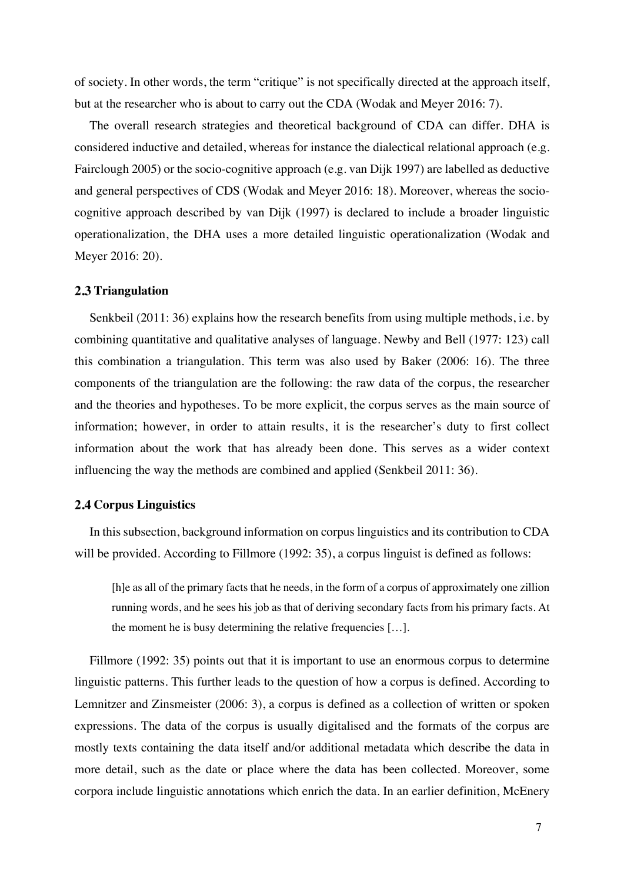of society. In other words, the term "critique" is not specifically directed at the approach itself, but at the researcher who is about to carry out the CDA (Wodak and Meyer 2016: 7).

The overall research strategies and theoretical background of CDA can differ. DHA is considered inductive and detailed, whereas for instance the dialectical relational approach (e.g. Fairclough 2005) or the socio-cognitive approach (e.g. van Dijk 1997) are labelled as deductive and general perspectives of CDS (Wodak and Meyer 2016: 18). Moreover, whereas the socio-cognitive approach described by van Dijk (1997) is declared to include a broader linguistic operationalization, the DHA uses a more detailed linguistic operationalization (Wodak and Meyer 2016: 20).

### 2.3 Triangulation

Senkbeil (2011: 36) explains how the research benefits from using multiple methods, i.e. by combining quantitative and qualitative analyses of language. Newby and Bell (1977: 123) call this combination a triangulation. This term was also used by Baker (2006: 16). The three components of the triangulation are the following: the raw data of the corpus, the researcher and the theories and hypotheses. To be more explicit, the corpus serves as the main source of information; however, in order to attain results, it is the researcher's duty to first collect information about the work that has already been done. This serves as a wider context influencing the way the methods are combined and applied (Senkbeil 2011: 36).

### 2.4 Corpus Linguistics

In this subsection, background information on corpus linguistics and its contribution to CDA will be provided. According to Fillmore (1992: 35), a corpus linguist is defined as follows:

> [h]e as all of the primary facts that he needs, in the form of a corpus of approximately one zillion running words, and he sees his job as that of deriving secondary facts from his primary facts. At the moment he is busy determining the relative frequencies […].

Fillmore (1992: 35) points out that it is important to use an enormous corpus to determine linguistic patterns. This further leads to the question of how a corpus is defined. According to Lemnitzer and Zinsmeister (2006: 3), a corpus is defined as a collection of written or spoken expressions. The data of the corpus is usually digitalised and the formats of the corpus are mostly texts containing the data itself and/or additional metadata which describe the data in more detail, such as the date or place where the data has been collected. Moreover, some corpora include linguistic annotations which enrich the data. In an earlier definition, McEnery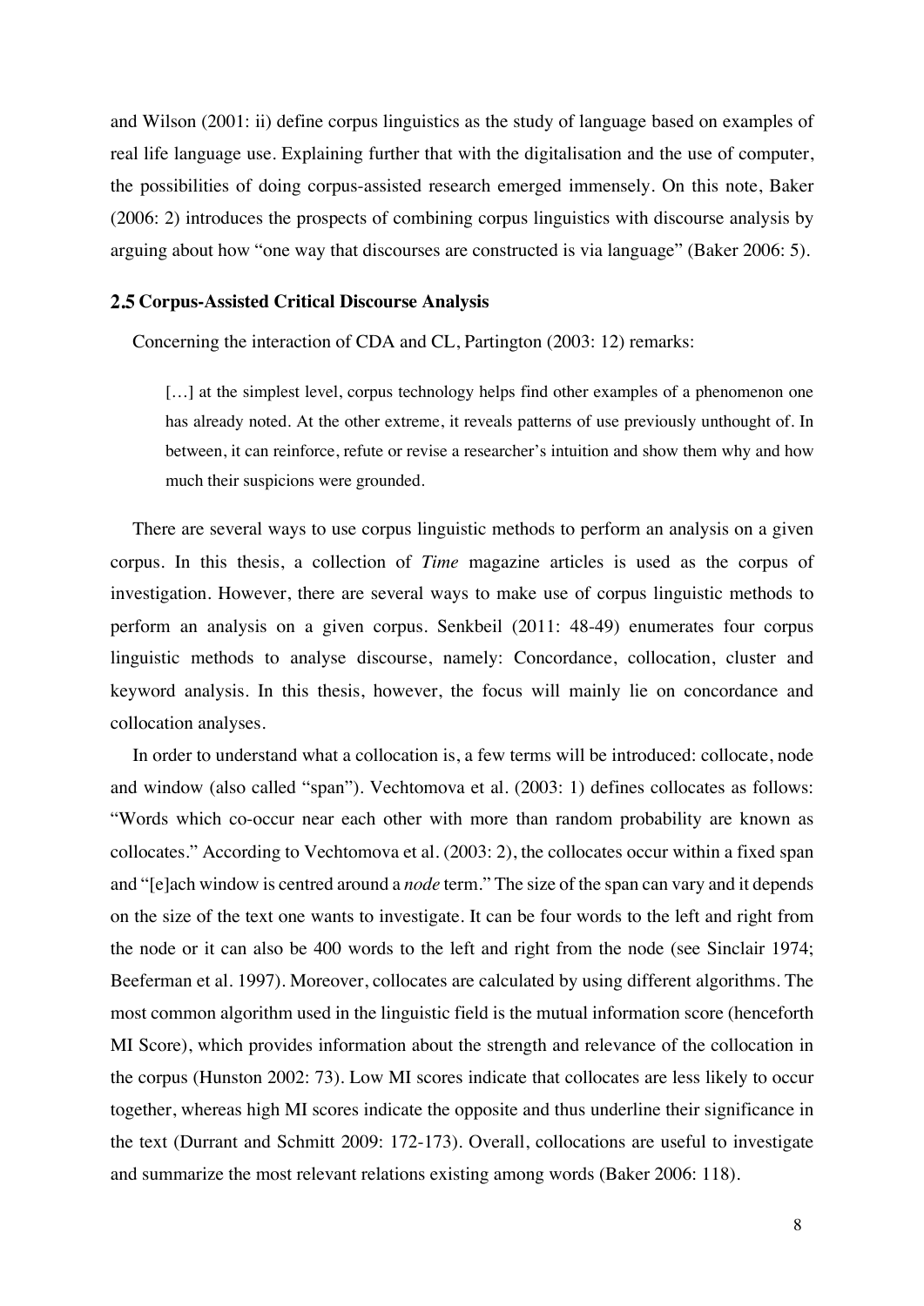and Wilson (2001: ii) define corpus linguistics as the study of language based on examples of real life language use. Explaining further that with the digitalisation and the use of computer, the possibilities of doing corpus-assisted research emerged immensely. On this note, Baker (2006: 2) introduces the prospects of combining corpus linguistics with discourse analysis by arguing about how "one way that discourses are constructed is via language" (Baker 2006: 5).

## 2.5 Corpus-Assisted Critical Discourse Analysis

Concerning the interaction of CDA and CL, Partington (2003: 12) remarks:

> […] at the simplest level, corpus technology helps find other examples of a phenomenon one has already noted. At the other extreme, it reveals patterns of use previously unthought of. In between, it can reinforce, refute or revise a researcher's intuition and show them why and how much their suspicions were grounded.

There are several ways to use corpus linguistic methods to perform an analysis on a given corpus. In this thesis, a collection of *Time* magazine articles is used as the corpus of investigation. However, there are several ways to make use of corpus linguistic methods to perform an analysis on a given corpus. Senkbeil (2011: 48-49) enumerates four corpus linguistic methods to analyse discourse, namely: Concordance, collocation, cluster and keyword analysis. In this thesis, however, the focus will mainly lie on concordance and collocation analyses.

In order to understand what a collocation is, a few terms will be introduced: collocate, node and window (also called "span"). Vechtomova et al. (2003: 1) defines collocates as follows: "Words which co-occur near each other with more than random probability are known as collocates." According to Vechtomova et al. (2003: 2), the collocates occur within a fixed span and "[e]ach window is centred around a *node* term." The size of the span can vary and it depends on the size of the text one wants to investigate. It can be four words to the left and right from the node or it can also be 400 words to the left and right from the node (see Sinclair 1974; Beeferman et al. 1997). Moreover, collocates are calculated by using different algorithms. The most common algorithm used in the linguistic field is the mutual information score (henceforth MI Score), which provides information about the strength and relevance of the collocation in the corpus (Hunston 2002: 73). Low MI scores indicate that collocates are less likely to occur together, whereas high MI scores indicate the opposite and thus underline their significance in the text (Durrant and Schmitt 2009: 172-173). Overall, collocations are useful to investigate and summarize the most relevant relations existing among words (Baker 2006: 118).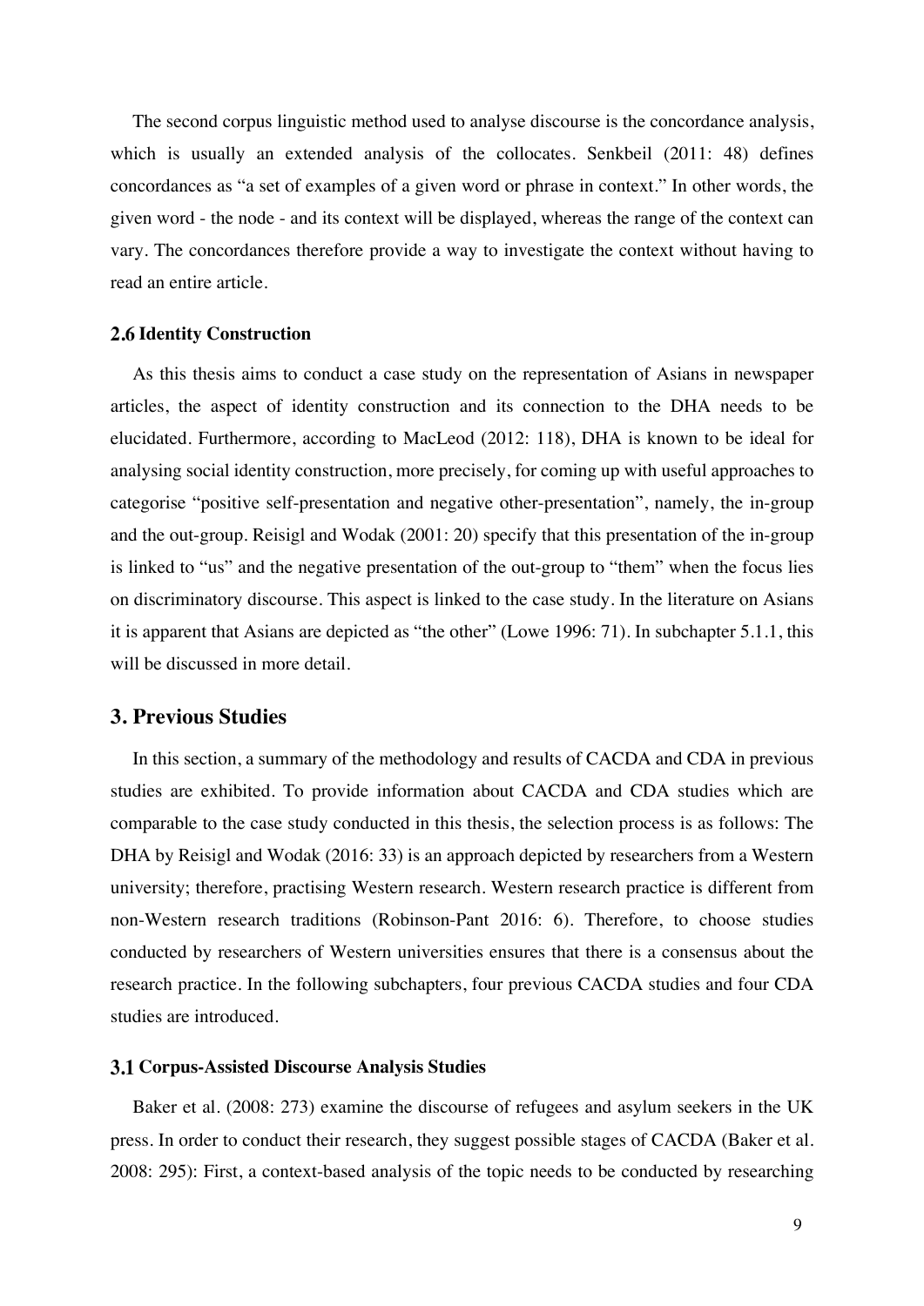The second corpus linguistic method used to analyse discourse is the concordance analysis, which is usually an extended analysis of the collocates. Senkbeil (2011: 48) defines concordances as "a set of examples of a given word or phrase in context." In other words, the given word - the node - and its context will be displayed, whereas the range of the context can vary. The concordances therefore provide a way to investigate the context without having to read an entire article.

### 2.6 Identity Construction

As this thesis aims to conduct a case study on the representation of Asians in newspaper articles, the aspect of identity construction and its connection to the DHA needs to be elucidated. Furthermore, according to MacLeod (2012: 118), DHA is known to be ideal for analysing social identity construction, more precisely, for coming up with useful approaches to categorise "positive self-presentation and negative other-presentation", namely, the in-group and the out-group. Reisigl and Wodak (2001: 20) specify that this presentation of the in-group is linked to "us" and the negative presentation of the out-group to "them" when the focus lies on discriminatory discourse. This aspect is linked to the case study. In the literature on Asians it is apparent that Asians are depicted as "the other" (Lowe 1996: 71). In subchapter 5.1.1, this will be discussed in more detail.

## 3. Previous Studies

In this section, a summary of the methodology and results of CACDA and CDA in previous studies are exhibited. To provide information about CACDA and CDA studies which are comparable to the case study conducted in this thesis, the selection process is as follows: The DHA by Reisigl and Wodak (2016: 33) is an approach depicted by researchers from a Western university; therefore, practising Western research. Western research practice is different from non-Western research traditions (Robinson-Pant 2016: 6). Therefore, to choose studies conducted by researchers of Western universities ensures that there is a consensus about the research practice. In the following subchapters, four previous CACDA studies and four CDA studies are introduced.

### 3.1 Corpus-Assisted Discourse Analysis Studies

Baker et al. (2008: 273) examine the discourse of refugees and asylum seekers in the UK press. In order to conduct their research, they suggest possible stages of CACDA (Baker et al. 2008: 295): First, a context-based analysis of the topic needs to be conducted by researching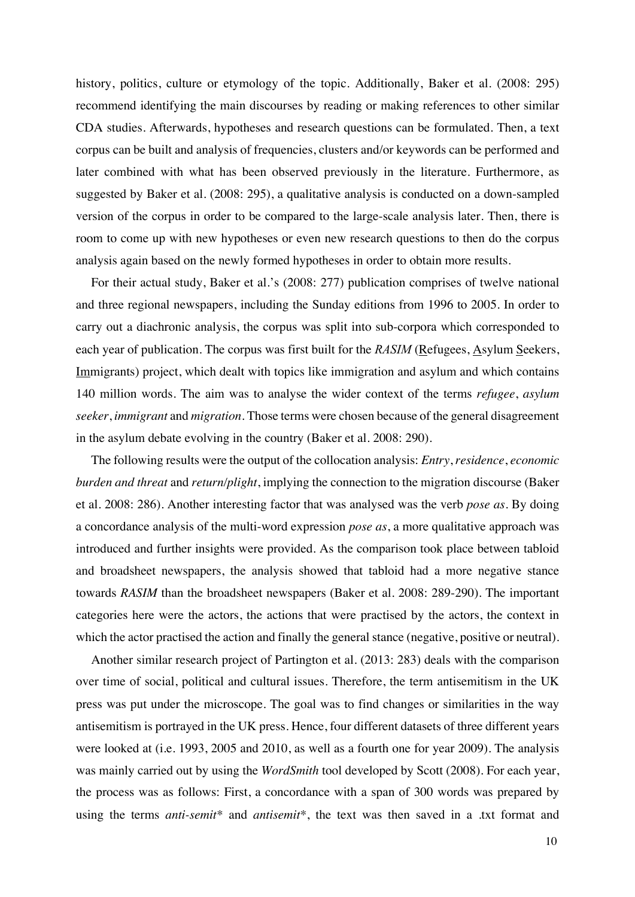history, politics, culture or etymology of the topic. Additionally, Baker et al. (2008: 295) recommend identifying the main discourses by reading or making references to other similar CDA studies. Afterwards, hypotheses and research questions can be formulated. Then, a text corpus can be built and analysis of frequencies, clusters and/or keywords can be performed and later combined with what has been observed previously in the literature. Furthermore, as suggested by Baker et al. (2008: 295), a qualitative analysis is conducted on a down-sampled version of the corpus in order to be compared to the large-scale analysis later. Then, there is room to come up with new hypotheses or even new research questions to then do the corpus analysis again based on the newly formed hypotheses in order to obtain more results.

For their actual study, Baker et al.'s (2008: 277) publication comprises of twelve national and three regional newspapers, including the Sunday editions from 1996 to 2005. In order to carry out a diachronic analysis, the corpus was split into sub-corpora which corresponded to each year of publication. The corpus was first built for the *RASIM* (Refugees, Asylum Seekers, Immigrants) project, which dealt with topics like immigration and asylum and which contains 140 million words. The aim was to analyse the wider context of the terms *refugee*, *asylum seeker*, *immigrant* and *migration*. Those terms were chosen because of the general disagreement in the asylum debate evolving in the country (Baker et al. 2008: 290).

The following results were the output of the collocation analysis: *Entry*, *residence*, *economic burden and threat* and *return/plight*, implying the connection to the migration discourse (Baker et al. 2008: 286). Another interesting factor that was analysed was the verb *pose as*. By doing a concordance analysis of the multi-word expression *pose as*, a more qualitative approach was introduced and further insights were provided. As the comparison took place between tabloid and broadsheet newspapers, the analysis showed that tabloid had a more negative stance towards *RASIM* than the broadsheet newspapers (Baker et al. 2008: 289-290). The important categories here were the actors, the actions that were practised by the actors, the context in which the actor practised the action and finally the general stance (negative, positive or neutral).

Another similar research project of Partington et al. (2013: 283) deals with the comparison over time of social, political and cultural issues. Therefore, the term antisemitism in the UK press was put under the microscope. The goal was to find changes or similarities in the way antisemitism is portrayed in the UK press. Hence, four different datasets of three different years were looked at (i.e. 1993, 2005 and 2010, as well as a fourth one for year 2009). The analysis was mainly carried out by using the *WordSmith* tool developed by Scott (2008). For each year, the process was as follows: First, a concordance with a span of 300 words was prepared by using the terms *anti-semit\** and *antisemit\**, the text was then saved in a .txt format and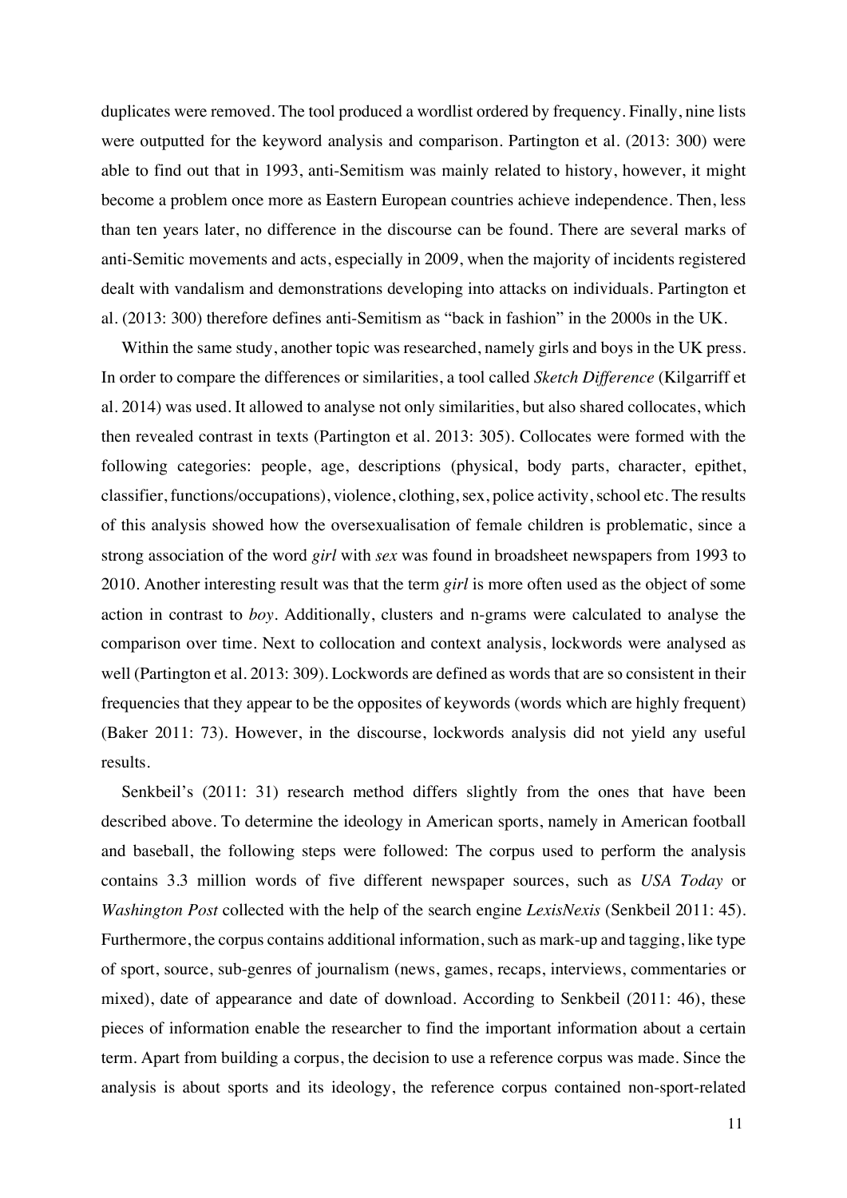duplicates were removed. The tool produced a wordlist ordered by frequency. Finally, nine lists were outputted for the keyword analysis and comparison. Partington et al. (2013: 300) were able to find out that in 1993, anti-Semitism was mainly related to history, however, it might become a problem once more as Eastern European countries achieve independence. Then, less than ten years later, no difference in the discourse can be found. There are several marks of anti-Semitic movements and acts, especially in 2009, when the majority of incidents registered dealt with vandalism and demonstrations developing into attacks on individuals. Partington et al. (2013: 300) therefore defines anti-Semitism as "back in fashion" in the 2000s in the UK.

Within the same study, another topic was researched, namely girls and boys in the UK press. In order to compare the differences or similarities, a tool called *Sketch Difference* (Kilgarriff et al. 2014) was used. It allowed to analyse not only similarities, but also shared collocates, which then revealed contrast in texts (Partington et al. 2013: 305). Collocates were formed with the following categories: people, age, descriptions (physical, body parts, character, epithet, classifier, functions/occupations), violence, clothing, sex, police activity, school etc. The results of this analysis showed how the oversexualisation of female children is problematic, since a strong association of the word *girl* with *sex* was found in broadsheet newspapers from 1993 to 2010. Another interesting result was that the term *girl* is more often used as the object of some action in contrast to *boy*. Additionally, clusters and n-grams were calculated to analyse the comparison over time. Next to collocation and context analysis, lockwords were analysed as well (Partington et al. 2013: 309). Lockwords are defined as words that are so consistent in their frequencies that they appear to be the opposites of keywords (words which are highly frequent) (Baker 2011: 73). However, in the discourse, lockwords analysis did not yield any useful results.

Senkbeil's (2011: 31) research method differs slightly from the ones that have been described above. To determine the ideology in American sports, namely in American football and baseball, the following steps were followed: The corpus used to perform the analysis contains 3.3 million words of five different newspaper sources, such as *USA Today* or *Washington Post* collected with the help of the search engine *LexisNexis* (Senkbeil 2011: 45). Furthermore, the corpus contains additional information, such as mark-up and tagging, like type of sport, source, sub-genres of journalism (news, games, recaps, interviews, commentaries or mixed), date of appearance and date of download. According to Senkbeil (2011: 46), these pieces of information enable the researcher to find the important information about a certain term. Apart from building a corpus, the decision to use a reference corpus was made. Since the analysis is about sports and its ideology, the reference corpus contained non-sport-related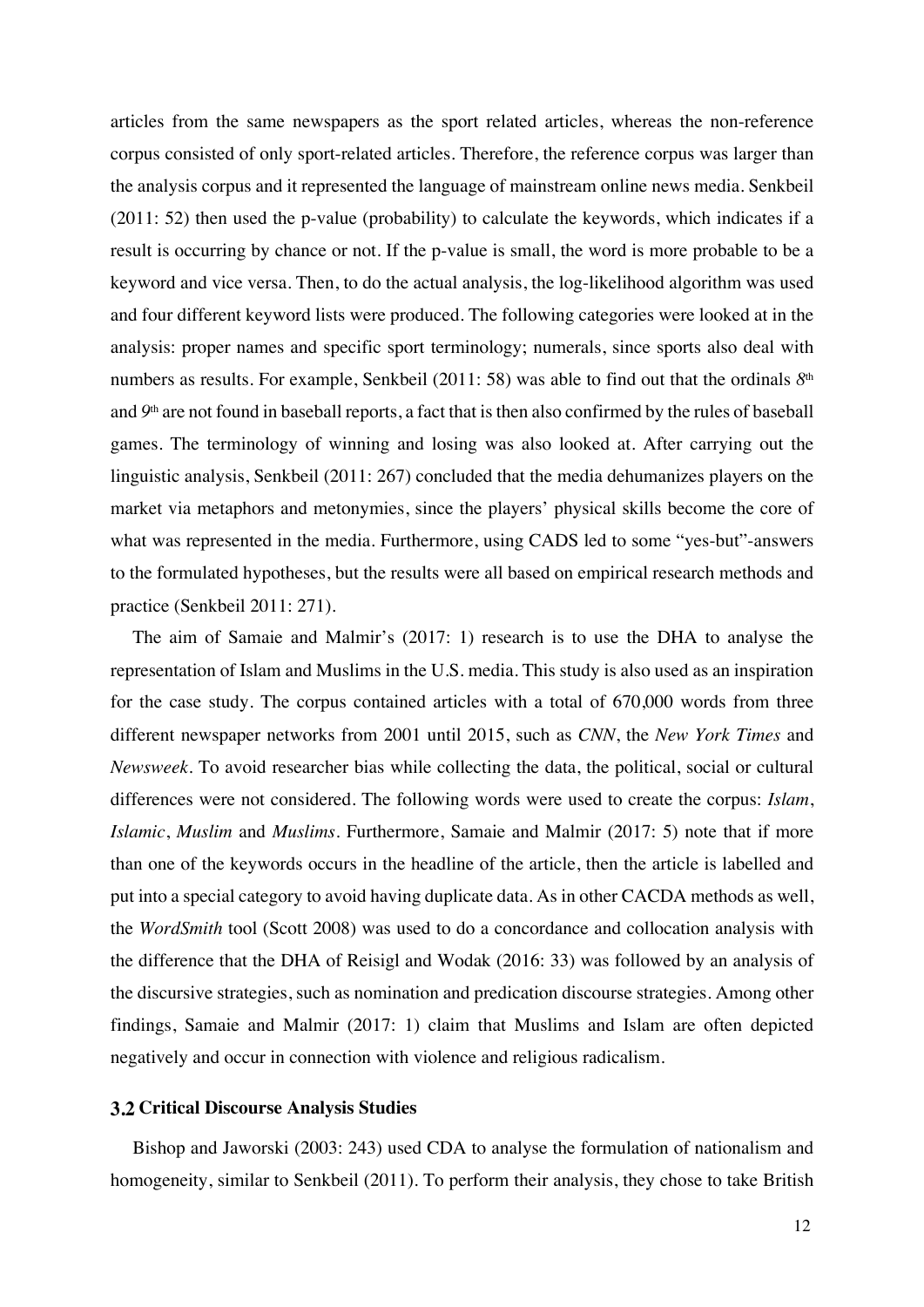articles from the same newspapers as the sport related articles, whereas the non-reference corpus consisted of only sport-related articles. Therefore, the reference corpus was larger than the analysis corpus and it represented the language of mainstream online news media. Senkbeil (2011: 52) then used the p-value (probability) to calculate the keywords, which indicates if a result is occurring by chance or not. If the p-value is small, the word is more probable to be a keyword and vice versa. Then, to do the actual analysis, the log-likelihood algorithm was used and four different keyword lists were produced. The following categories were looked at in the analysis: proper names and specific sport terminology; numerals, since sports also deal with numbers as results. For example, Senkbeil (2011: 58) was able to find out that the ordinals *8th* and *9th* are not found in baseball reports, a fact that is then also confirmed by the rules of baseball games. The terminology of winning and losing was also looked at. After carrying out the linguistic analysis, Senkbeil (2011: 267) concluded that the media dehumanizes players on the market via metaphors and metonymies, since the players' physical skills become the core of what was represented in the media. Furthermore, using CADS led to some "yes-but"-answers to the formulated hypotheses, but the results were all based on empirical research methods and practice (Senkbeil 2011: 271).

The aim of Samaie and Malmir's (2017: 1) research is to use the DHA to analyse the representation of Islam and Muslims in the U.S. media. This study is also used as an inspiration for the case study. The corpus contained articles with a total of 670,000 words from three different newspaper networks from 2001 until 2015, such as *CNN*, the *New York Times* and *Newsweek*. To avoid researcher bias while collecting the data, the political, social or cultural differences were not considered. The following words were used to create the corpus: *Islam*, *Islamic*, *Muslim* and *Muslims*. Furthermore, Samaie and Malmir (2017: 5) note that if more than one of the keywords occurs in the headline of the article, then the article is labelled and put into a special category to avoid having duplicate data. As in other CACDA methods as well, the *WordSmith* tool (Scott 2008) was used to do a concordance and collocation analysis with the difference that the DHA of Reisigl and Wodak (2016: 33) was followed by an analysis of the discursive strategies, such as nomination and predication discourse strategies. Among other findings, Samaie and Malmir (2017: 1) claim that Muslims and Islam are often depicted negatively and occur in connection with violence and religious radicalism.

### 3.2 Critical Discourse Analysis Studies

Bishop and Jaworski (2003: 243) used CDA to analyse the formulation of nationalism and homogeneity, similar to Senkbeil (2011). To perform their analysis, they chose to take British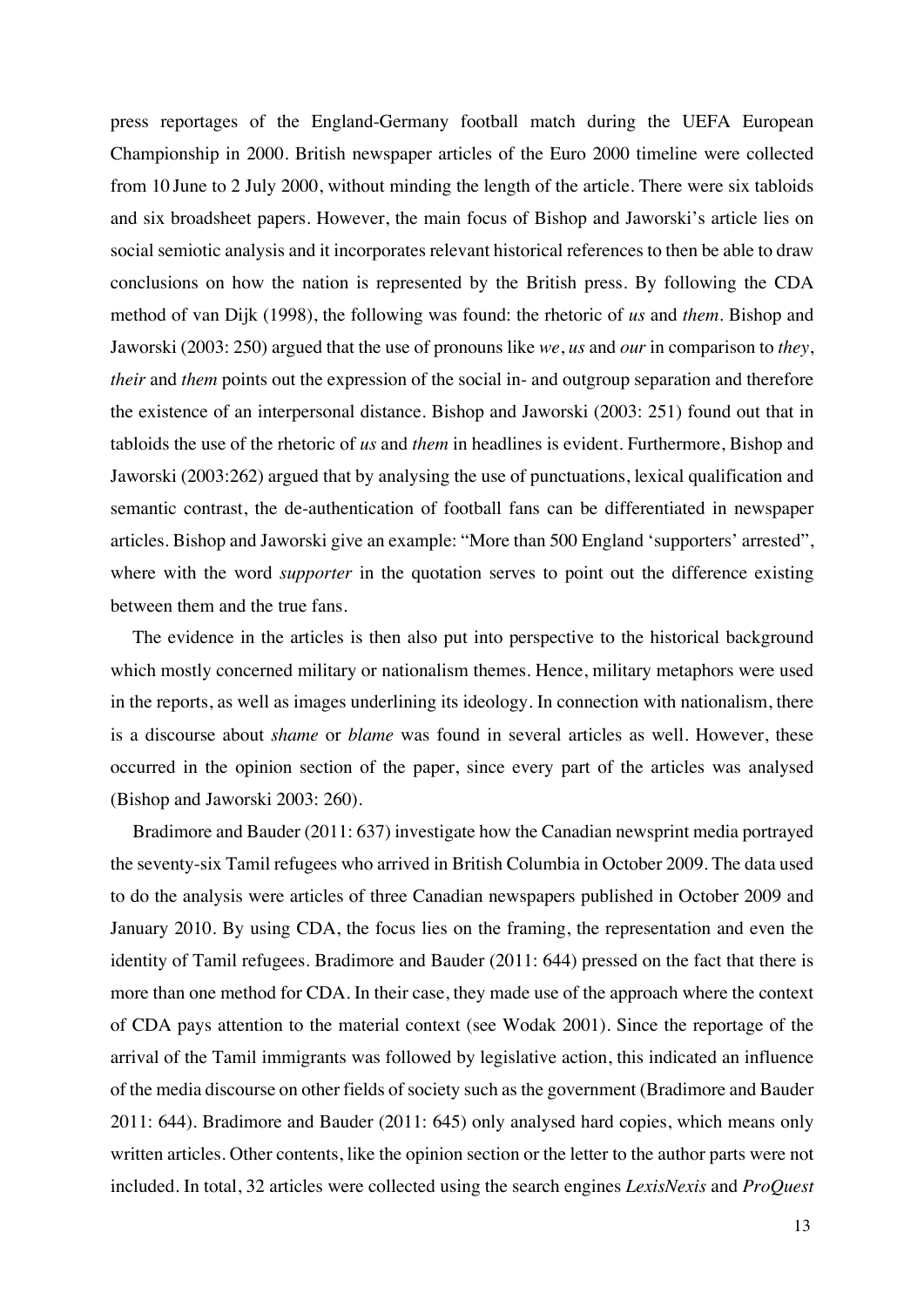press reportages of the England-Germany football match during the UEFA European Championship in 2000. British newspaper articles of the Euro 2000 timeline were collected from 10 June to 2 July 2000, without minding the length of the article. There were six tabloids and six broadsheet papers. However, the main focus of Bishop and Jaworski's article lies on social semiotic analysis and it incorporates relevant historical references to then be able to draw conclusions on how the nation is represented by the British press. By following the CDA method of van Dijk (1998), the following was found: the rhetoric of *us* and *them*. Bishop and Jaworski (2003: 250) argued that the use of pronouns like *we*, *us* and *our* in comparison to *they*, *their* and *them* points out the expression of the social in- and outgroup separation and therefore the existence of an interpersonal distance. Bishop and Jaworski (2003: 251) found out that in tabloids the use of the rhetoric of *us* and *them* in headlines is evident. Furthermore, Bishop and Jaworski (2003:262) argued that by analysing the use of punctuations, lexical qualification and semantic contrast, the de-authentication of football fans can be differentiated in newspaper articles. Bishop and Jaworski give an example: "More than 500 England 'supporters' arrested", where with the word *supporter* in the quotation serves to point out the difference existing between them and the true fans.

The evidence in the articles is then also put into perspective to the historical background which mostly concerned military or nationalism themes. Hence, military metaphors were used in the reports, as well as images underlining its ideology. In connection with nationalism, there is a discourse about *shame* or *blame* was found in several articles as well. However, these occurred in the opinion section of the paper, since every part of the articles was analysed (Bishop and Jaworski 2003: 260).

Bradimore and Bauder (2011: 637) investigate how the Canadian newsprint media portrayed the seventy-six Tamil refugees who arrived in British Columbia in October 2009. The data used to do the analysis were articles of three Canadian newspapers published in October 2009 and January 2010. By using CDA, the focus lies on the framing, the representation and even the identity of Tamil refugees. Bradimore and Bauder (2011: 644) pressed on the fact that there is more than one method for CDA. In their case, they made use of the approach where the context of CDA pays attention to the material context (see Wodak 2001). Since the reportage of the arrival of the Tamil immigrants was followed by legislative action, this indicated an influence of the media discourse on other fields of society such as the government (Bradimore and Bauder 2011: 644). Bradimore and Bauder (2011: 645) only analysed hard copies, which means only written articles. Other contents, like the opinion section or the letter to the author parts were not included. In total, 32 articles were collected using the search engines *LexisNexis* and *ProQuest*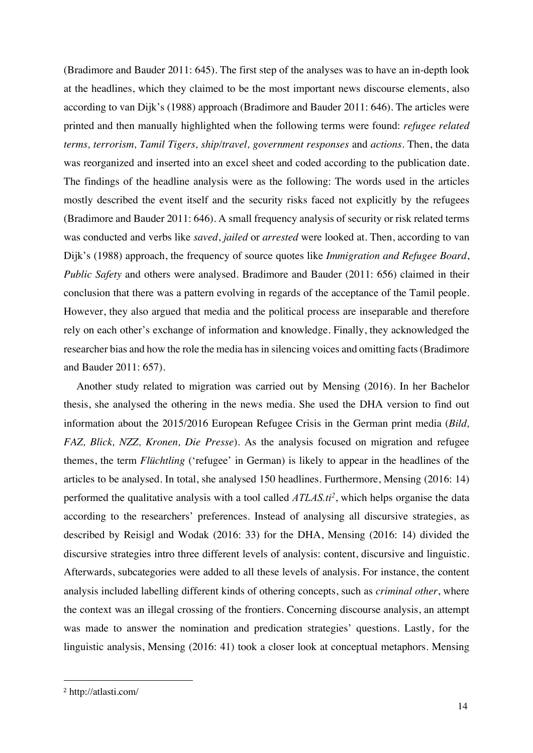(Bradimore and Bauder 2011: 645). The first step of the analyses was to have an in-depth look at the headlines, which they claimed to be the most important news discourse elements, also according to van Dijk's (1988) approach (Bradimore and Bauder 2011: 646). The articles were printed and then manually highlighted when the following terms were found: *refugee related terms, terrorism, Tamil Tigers, ship/travel, government responses* and *actions*. Then, the data was reorganized and inserted into an excel sheet and coded according to the publication date. The findings of the headline analysis were as the following: The words used in the articles mostly described the event itself and the security risks faced not explicitly by the refugees (Bradimore and Bauder 2011: 646). A small frequency analysis of security or risk related terms was conducted and verbs like *saved*, *jailed* or *arrested* were looked at. Then, according to van Dijk's (1988) approach, the frequency of source quotes like *Immigration and Refugee Board*, *Public Safety* and others were analysed. Bradimore and Bauder (2011: 656) claimed in their conclusion that there was a pattern evolving in regards of the acceptance of the Tamil people. However, they also argued that media and the political process are inseparable and therefore rely on each other's exchange of information and knowledge. Finally, they acknowledged the researcher bias and how the role the media has in silencing voices and omitting facts (Bradimore and Bauder 2011: 657).

Another study related to migration was carried out by Mensing (2016). In her Bachelor thesis, she analysed the othering in the news media. She used the DHA version to find out information about the 2015/2016 European Refugee Crisis in the German print media (*Bild, FAZ, Blick, NZZ, Kronen, Die Presse*). As the analysis focused on migration and refugee themes, the term *Flüchtling* ('refugee' in German) is likely to appear in the headlines of the articles to be analysed. In total, she analysed 150 headlines. Furthermore, Mensing (2016: 14) performed the qualitative analysis with a tool called *ATLAS.ti*[2], which helps organise the data according to the researchers' preferences. Instead of analysing all discursive strategies, as described by Reisigl and Wodak (2016: 33) for the DHA, Mensing (2016: 14) divided the discursive strategies intro three different levels of analysis: content, discursive and linguistic. Afterwards, subcategories were added to all these levels of analysis. For instance, the content analysis included labelling different kinds of othering concepts, such as *criminal other*, where the context was an illegal crossing of the frontiers. Concerning discourse analysis, an attempt was made to answer the nomination and predication strategies' questions. Lastly, for the linguistic analysis, Mensing (2016: 41) took a closer look at conceptual metaphors. Mensing

[2] http://atlasti.com/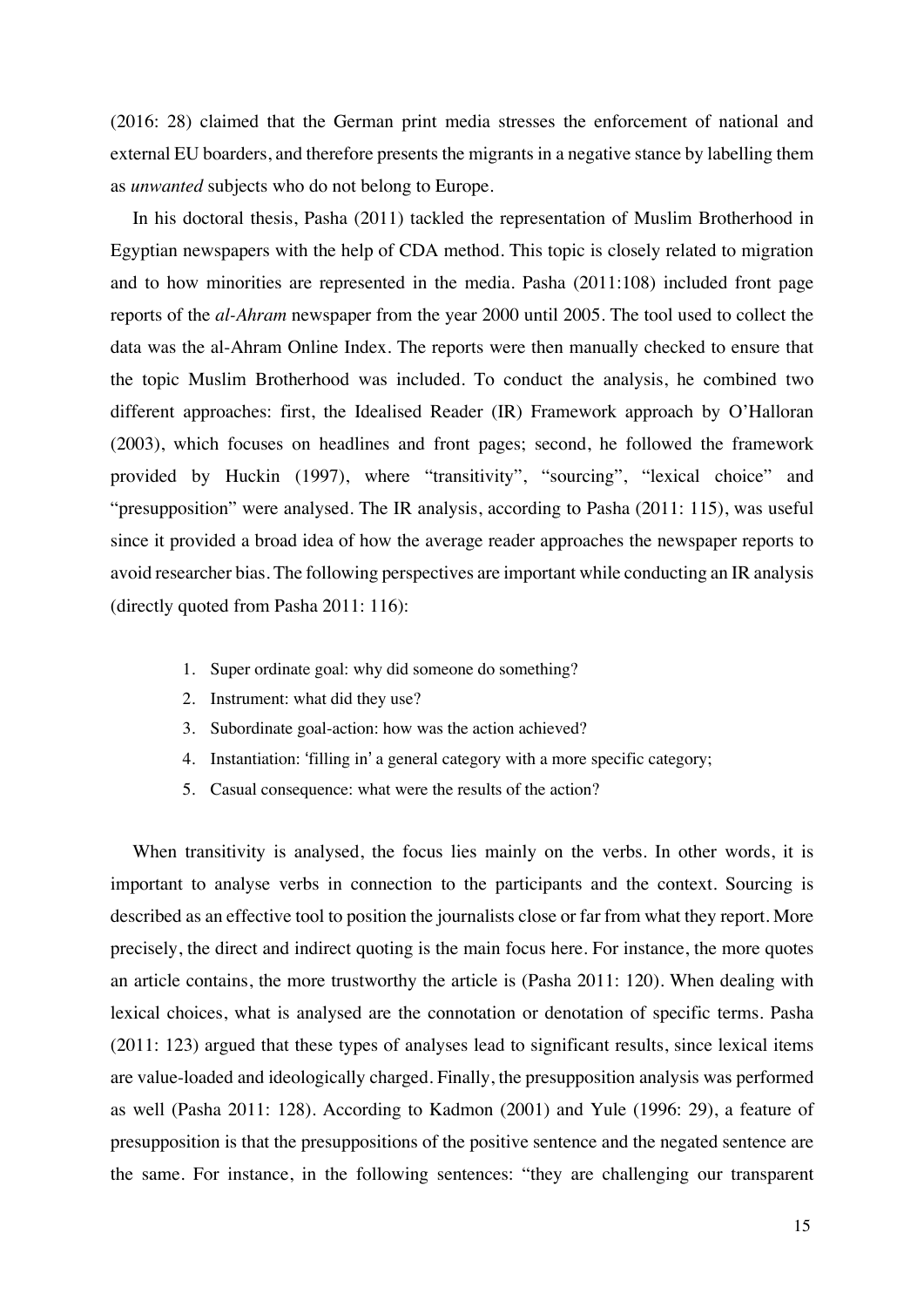(2016: 28) claimed that the German print media stresses the enforcement of national and external EU boarders, and therefore presents the migrants in a negative stance by labelling them as *unwanted* subjects who do not belong to Europe.

In his doctoral thesis, Pasha (2011) tackled the representation of Muslim Brotherhood in Egyptian newspapers with the help of CDA method. This topic is closely related to migration and to how minorities are represented in the media. Pasha (2011:108) included front page reports of the *al-Ahram* newspaper from the year 2000 until 2005. The tool used to collect the data was the al-Ahram Online Index. The reports were then manually checked to ensure that the topic Muslim Brotherhood was included. To conduct the analysis, he combined two different approaches: first, the Idealised Reader (IR) Framework approach by O'Halloran (2003), which focuses on headlines and front pages; second, he followed the framework provided by Huckin (1997), where "transitivity", "sourcing", "lexical choice" and "presupposition" were analysed. The IR analysis, according to Pasha (2011: 115), was useful since it provided a broad idea of how the average reader approaches the newspaper reports to avoid researcher bias. The following perspectives are important while conducting an IR analysis (directly quoted from Pasha 2011: 116):

1. Super ordinate goal: why did someone do something?
2. Instrument: what did they use?
3. Subordinate goal-action: how was the action achieved?
4. Instantiation: 'filling in' a general category with a more specific category;
5. Casual consequence: what were the results of the action?

When transitivity is analysed, the focus lies mainly on the verbs. In other words, it is important to analyse verbs in connection to the participants and the context. Sourcing is described as an effective tool to position the journalists close or far from what they report. More precisely, the direct and indirect quoting is the main focus here. For instance, the more quotes an article contains, the more trustworthy the article is (Pasha 2011: 120). When dealing with lexical choices, what is analysed are the connotation or denotation of specific terms. Pasha (2011: 123) argued that these types of analyses lead to significant results, since lexical items are value-loaded and ideologically charged. Finally, the presupposition analysis was performed as well (Pasha 2011: 128). According to Kadmon (2001) and Yule (1996: 29), a feature of presupposition is that the presuppositions of the positive sentence and the negated sentence are the same. For instance, in the following sentences: "they are challenging our transparent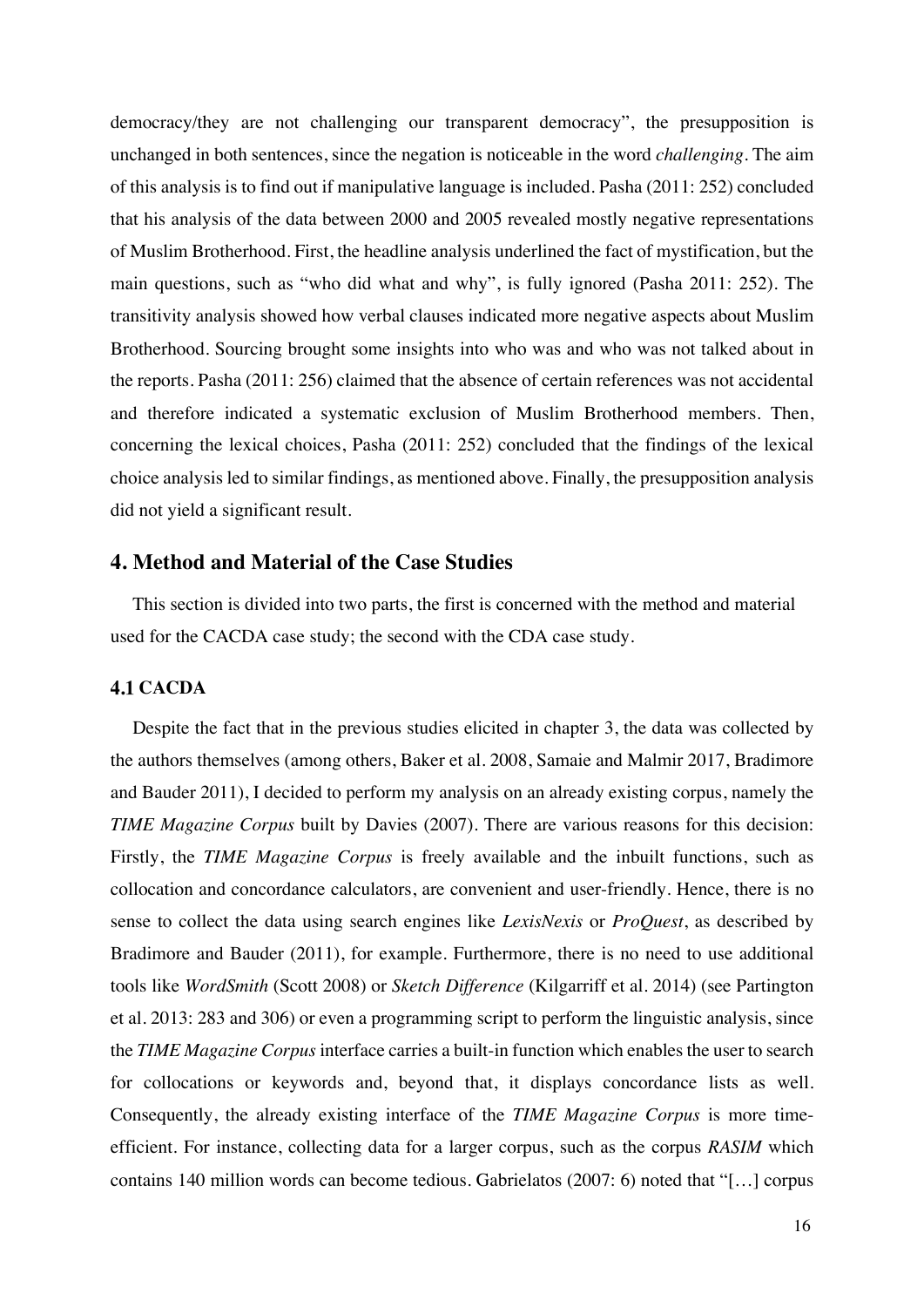democracy/they are not challenging our transparent democracy", the presupposition is unchanged in both sentences, since the negation is noticeable in the word *challenging*. The aim of this analysis is to find out if manipulative language is included. Pasha (2011: 252) concluded that his analysis of the data between 2000 and 2005 revealed mostly negative representations of Muslim Brotherhood. First, the headline analysis underlined the fact of mystification, but the main questions, such as "who did what and why", is fully ignored (Pasha 2011: 252). The transitivity analysis showed how verbal clauses indicated more negative aspects about Muslim Brotherhood. Sourcing brought some insights into who was and who was not talked about in the reports. Pasha (2011: 256) claimed that the absence of certain references was not accidental and therefore indicated a systematic exclusion of Muslim Brotherhood members. Then, concerning the lexical choices, Pasha (2011: 252) concluded that the findings of the lexical choice analysis led to similar findings, as mentioned above. Finally, the presupposition analysis did not yield a significant result.

## 4. Method and Material of the Case Studies

This section is divided into two parts, the first is concerned with the method and material used for the CACDA case study; the second with the CDA case study.

### 4.1 CACDA

Despite the fact that in the previous studies elicited in chapter 3, the data was collected by the authors themselves (among others, Baker et al. 2008, Samaie and Malmir 2017, Bradimore and Bauder 2011), I decided to perform my analysis on an already existing corpus, namely the *TIME Magazine Corpus* built by Davies (2007). There are various reasons for this decision: Firstly, the *TIME Magazine Corpus* is freely available and the inbuilt functions, such as collocation and concordance calculators, are convenient and user-friendly. Hence, there is no sense to collect the data using search engines like *LexisNexis* or *ProQuest*, as described by Bradimore and Bauder (2011), for example. Furthermore, there is no need to use additional tools like *WordSmith* (Scott 2008) or *Sketch Difference* (Kilgarriff et al. 2014) (see Partington et al. 2013: 283 and 306) or even a programming script to perform the linguistic analysis, since the *TIME Magazine Corpus* interface carries a built-in function which enables the user to search for collocations or keywords and, beyond that, it displays concordance lists as well. Consequently, the already existing interface of the *TIME Magazine Corpus* is more time-efficient. For instance, collecting data for a larger corpus, such as the corpus *RASIM* which contains 140 million words can become tedious. Gabrielatos (2007: 6) noted that "[…] corpus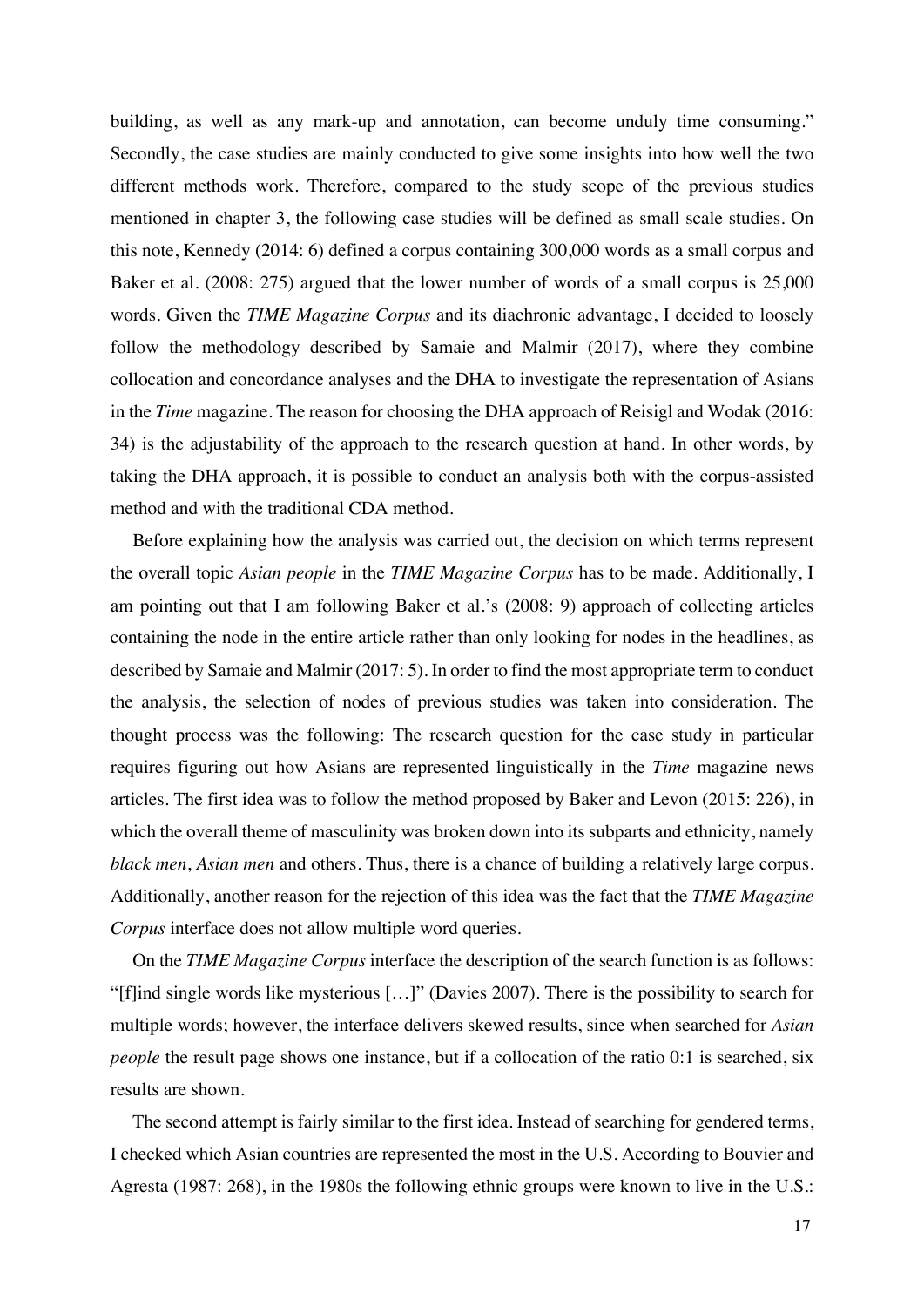building, as well as any mark-up and annotation, can become unduly time consuming." Secondly, the case studies are mainly conducted to give some insights into how well the two different methods work. Therefore, compared to the study scope of the previous studies mentioned in chapter 3, the following case studies will be defined as small scale studies. On this note, Kennedy (2014: 6) defined a corpus containing 300,000 words as a small corpus and Baker et al. (2008: 275) argued that the lower number of words of a small corpus is 25,000 words. Given the *TIME Magazine Corpus* and its diachronic advantage, I decided to loosely follow the methodology described by Samaie and Malmir (2017), where they combine collocation and concordance analyses and the DHA to investigate the representation of Asians in the *Time* magazine. The reason for choosing the DHA approach of Reisigl and Wodak (2016: 34) is the adjustability of the approach to the research question at hand. In other words, by taking the DHA approach, it is possible to conduct an analysis both with the corpus-assisted method and with the traditional CDA method.

Before explaining how the analysis was carried out, the decision on which terms represent the overall topic *Asian people* in the *TIME Magazine Corpus* has to be made. Additionally, I am pointing out that I am following Baker et al.'s (2008: 9) approach of collecting articles containing the node in the entire article rather than only looking for nodes in the headlines, as described by Samaie and Malmir (2017: 5). In order to find the most appropriate term to conduct the analysis, the selection of nodes of previous studies was taken into consideration. The thought process was the following: The research question for the case study in particular requires figuring out how Asians are represented linguistically in the *Time* magazine news articles. The first idea was to follow the method proposed by Baker and Levon (2015: 226), in which the overall theme of masculinity was broken down into its subparts and ethnicity, namely *black men*, *Asian men* and others. Thus, there is a chance of building a relatively large corpus. Additionally, another reason for the rejection of this idea was the fact that the *TIME Magazine Corpus* interface does not allow multiple word queries.

On the *TIME Magazine Corpus* interface the description of the search function is as follows: "[f]ind single words like mysterious […]" (Davies 2007). There is the possibility to search for multiple words; however, the interface delivers skewed results, since when searched for *Asian people* the result page shows one instance, but if a collocation of the ratio 0:1 is searched, six results are shown.

The second attempt is fairly similar to the first idea. Instead of searching for gendered terms, I checked which Asian countries are represented the most in the U.S. According to Bouvier and Agresta (1987: 268), in the 1980s the following ethnic groups were known to live in the U.S.: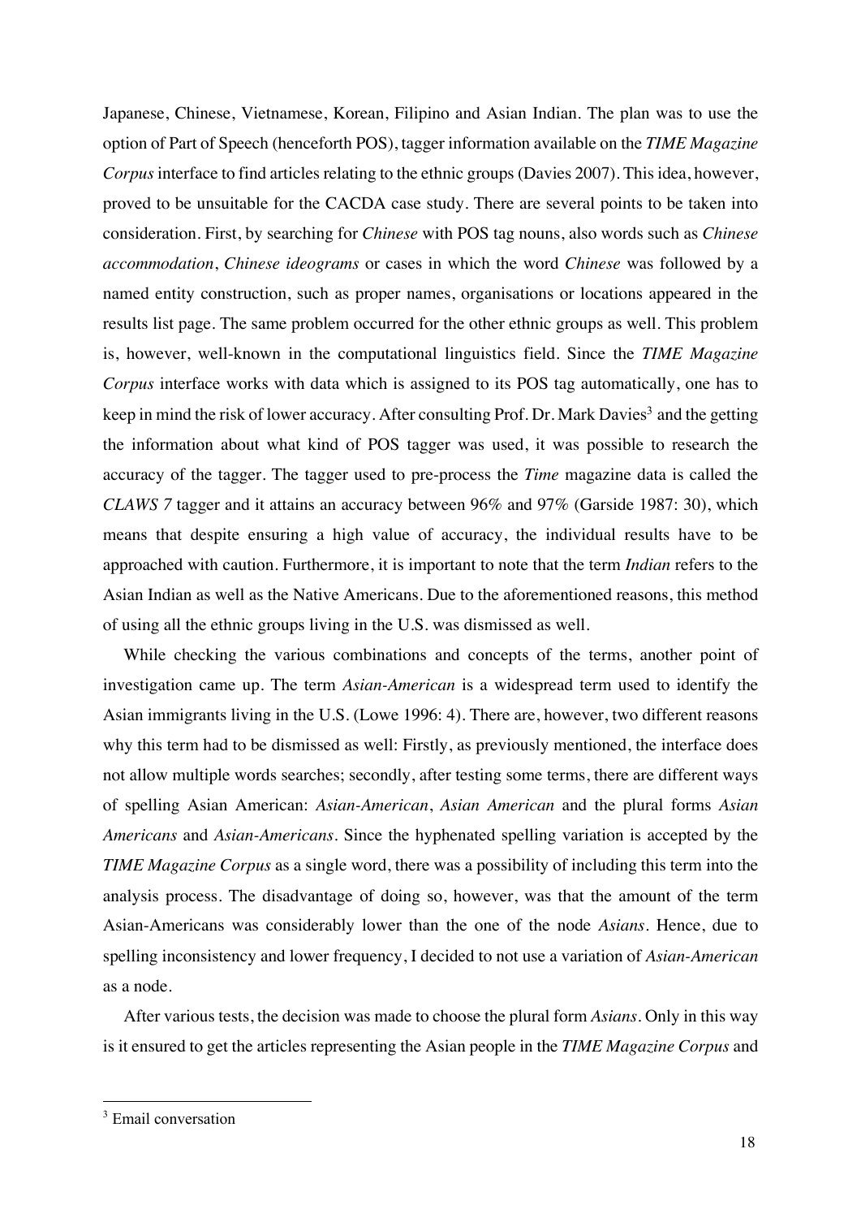Japanese, Chinese, Vietnamese, Korean, Filipino and Asian Indian. The plan was to use the option of Part of Speech (henceforth POS), tagger information available on the *TIME Magazine Corpus* interface to find articles relating to the ethnic groups (Davies 2007). This idea, however, proved to be unsuitable for the CACDA case study. There are several points to be taken into consideration. First, by searching for *Chinese* with POS tag nouns, also words such as *Chinese accommodation*, *Chinese ideograms* or cases in which the word *Chinese* was followed by a named entity construction, such as proper names, organisations or locations appeared in the results list page. The same problem occurred for the other ethnic groups as well. This problem is, however, well-known in the computational linguistics field. Since the *TIME Magazine Corpus* interface works with data which is assigned to its POS tag automatically, one has to keep in mind the risk of lower accuracy. After consulting Prof. Dr. Mark Davies[3] and the getting the information about what kind of POS tagger was used, it was possible to research the accuracy of the tagger. The tagger used to pre-process the *Time* magazine data is called the *CLAWS 7* tagger and it attains an accuracy between 96% and 97% (Garside 1987: 30), which means that despite ensuring a high value of accuracy, the individual results have to be approached with caution. Furthermore, it is important to note that the term *Indian* refers to the Asian Indian as well as the Native Americans. Due to the aforementioned reasons, this method of using all the ethnic groups living in the U.S. was dismissed as well.

While checking the various combinations and concepts of the terms, another point of investigation came up. The term *Asian-American* is a widespread term used to identify the Asian immigrants living in the U.S. (Lowe 1996: 4). There are, however, two different reasons why this term had to be dismissed as well: Firstly, as previously mentioned, the interface does not allow multiple words searches; secondly, after testing some terms, there are different ways of spelling Asian American: *Asian-American*, *Asian American* and the plural forms *Asian Americans* and *Asian-Americans*. Since the hyphenated spelling variation is accepted by the *TIME Magazine Corpus* as a single word, there was a possibility of including this term into the analysis process. The disadvantage of doing so, however, was that the amount of the term Asian-Americans was considerably lower than the one of the node *Asians*. Hence, due to spelling inconsistency and lower frequency, I decided to not use a variation of *Asian-American* as a node.

After various tests, the decision was made to choose the plural form *Asians*. Only in this way is it ensured to get the articles representing the Asian people in the *TIME Magazine Corpus* and

---

[3] Email conversation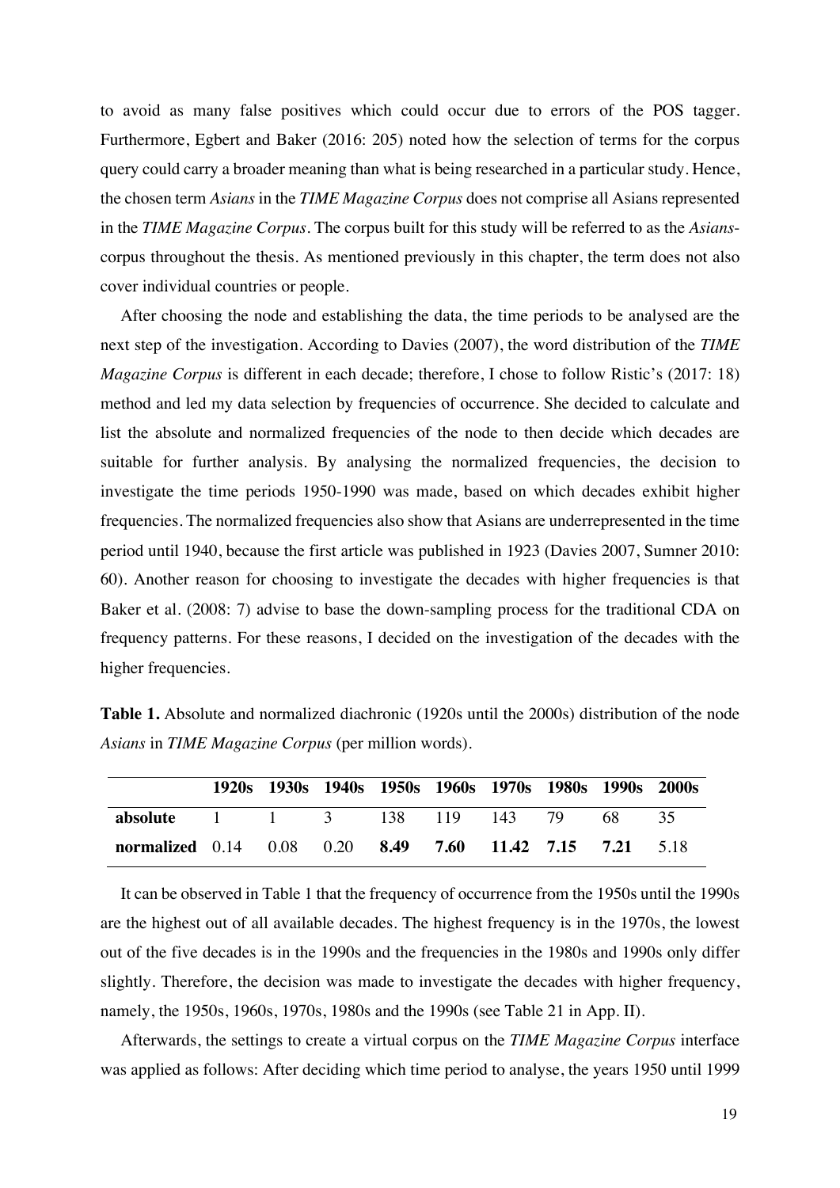to avoid as many false positives which could occur due to errors of the POS tagger. Furthermore, Egbert and Baker (2016: 205) noted how the selection of terms for the corpus query could carry a broader meaning than what is being researched in a particular study. Hence, the chosen term *Asians* in the *TIME Magazine Corpus* does not comprise all Asians represented in the *TIME Magazine Corpus*. The corpus built for this study will be referred to as the *Asians*-corpus throughout the thesis. As mentioned previously in this chapter, the term does not also cover individual countries or people.

After choosing the node and establishing the data, the time periods to be analysed are the next step of the investigation. According to Davies (2007), the word distribution of the *TIME Magazine Corpus* is different in each decade; therefore, I chose to follow Ristic's (2017: 18) method and led my data selection by frequencies of occurrence. She decided to calculate and list the absolute and normalized frequencies of the node to then decide which decades are suitable for further analysis. By analysing the normalized frequencies, the decision to investigate the time periods 1950-1990 was made, based on which decades exhibit higher frequencies. The normalized frequencies also show that Asians are underrepresented in the time period until 1940, because the first article was published in 1923 (Davies 2007, Sumner 2010: 60). Another reason for choosing to investigate the decades with higher frequencies is that Baker et al. (2008: 7) advise to base the down-sampling process for the traditional CDA on frequency patterns. For these reasons, I decided on the investigation of the decades with the higher frequencies.

**Table 1.** Absolute and normalized diachronic (1920s until the 2000s) distribution of the node *Asians* in *TIME Magazine Corpus* (per million words).

| | 1920s | 1930s | 1940s | 1950s | 1960s | 1970s | 1980s | 1990s | 2000s |
|---|---|---|---|---|---|---|---|---|---|
| **absolute** | 1 | 1 | 3 | 138 | 119 | 143 | 79 | 68 | 35 |
| **normalized** | 0.14 | 0.08 | 0.20 | **8.49** | **7.60** | **11.42** | **7.15** | **7.21** | 5.18 |

It can be observed in Table 1 that the frequency of occurrence from the 1950s until the 1990s are the highest out of all available decades. The highest frequency is in the 1970s, the lowest out of the five decades is in the 1990s and the frequencies in the 1980s and 1990s only differ slightly. Therefore, the decision was made to investigate the decades with higher frequency, namely, the 1950s, 1960s, 1970s, 1980s and the 1990s (see Table 21 in App. II).

Afterwards, the settings to create a virtual corpus on the *TIME Magazine Corpus* interface was applied as follows: After deciding which time period to analyse, the years 1950 until 1999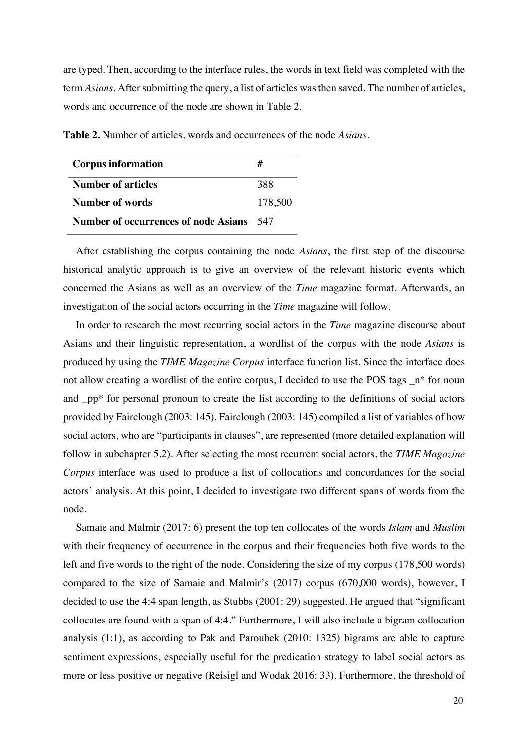are typed. Then, according to the interface rules, the words in text field was completed with the term *Asians*. After submitting the query, a list of articles was then saved. The number of articles, words and occurrence of the node are shown in Table 2.

**Table 2.** Number of articles, words and occurrences of the node *Asians*.

| **Corpus information** | **#** |
| --- | --- |
| **Number of articles** | 388 |
| **Number of words** | 178,500 |
| **Number of occurrences of node Asians** | 547 |

After establishing the corpus containing the node *Asians*, the first step of the discourse historical analytic approach is to give an overview of the relevant historic events which concerned the Asians as well as an overview of the *Time* magazine format. Afterwards, an investigation of the social actors occurring in the *Time* magazine will follow.

In order to research the most recurring social actors in the *Time* magazine discourse about Asians and their linguistic representation, a wordlist of the corpus with the node *Asians* is produced by using the *TIME Magazine Corpus* interface function list. Since the interface does not allow creating a wordlist of the entire corpus, I decided to use the POS tags _n* for noun and _pp* for personal pronoun to create the list according to the definitions of social actors provided by Fairclough (2003: 145). Fairclough (2003: 145) compiled a list of variables of how social actors, who are "participants in clauses", are represented (more detailed explanation will follow in subchapter 5.2). After selecting the most recurrent social actors, the *TIME Magazine Corpus* interface was used to produce a list of collocations and concordances for the social actors' analysis. At this point, I decided to investigate two different spans of words from the node.

Samaie and Malmir (2017: 6) present the top ten collocates of the words *Islam* and *Muslim* with their frequency of occurrence in the corpus and their frequencies both five words to the left and five words to the right of the node. Considering the size of my corpus (178,500 words) compared to the size of Samaie and Malmir's (2017) corpus (670,000 words), however, I decided to use the 4:4 span length, as Stubbs (2001: 29) suggested. He argued that "significant collocates are found with a span of 4:4." Furthermore, I will also include a bigram collocation analysis (1:1), as according to Pak and Paroubek (2010: 1325) bigrams are able to capture sentiment expressions, especially useful for the predication strategy to label social actors as more or less positive or negative (Reisigl and Wodak 2016: 33). Furthermore, the threshold of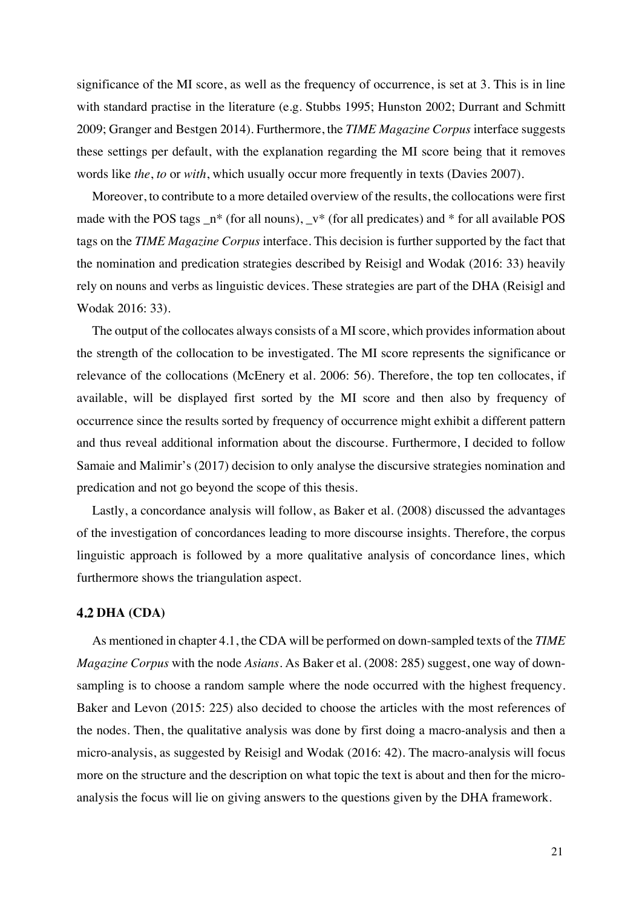significance of the MI score, as well as the frequency of occurrence, is set at 3. This is in line with standard practise in the literature (e.g. Stubbs 1995; Hunston 2002; Durrant and Schmitt 2009; Granger and Bestgen 2014). Furthermore, the *TIME Magazine Corpus* interface suggests these settings per default, with the explanation regarding the MI score being that it removes words like *the*, *to* or *with*, which usually occur more frequently in texts (Davies 2007).

Moreover, to contribute to a more detailed overview of the results, the collocations were first made with the POS tags _n* (for all nouns), _v* (for all predicates) and * for all available POS tags on the *TIME Magazine Corpus* interface. This decision is further supported by the fact that the nomination and predication strategies described by Reisigl and Wodak (2016: 33) heavily rely on nouns and verbs as linguistic devices. These strategies are part of the DHA (Reisigl and Wodak 2016: 33).

The output of the collocates always consists of a MI score, which provides information about the strength of the collocation to be investigated. The MI score represents the significance or relevance of the collocations (McEnery et al. 2006: 56). Therefore, the top ten collocates, if available, will be displayed first sorted by the MI score and then also by frequency of occurrence since the results sorted by frequency of occurrence might exhibit a different pattern and thus reveal additional information about the discourse. Furthermore, I decided to follow Samaie and Malimir's (2017) decision to only analyse the discursive strategies nomination and predication and not go beyond the scope of this thesis.

Lastly, a concordance analysis will follow, as Baker et al. (2008) discussed the advantages of the investigation of concordances leading to more discourse insights. Therefore, the corpus linguistic approach is followed by a more qualitative analysis of concordance lines, which furthermore shows the triangulation aspect.

## 4.2 DHA (CDA)

As mentioned in chapter 4.1, the CDA will be performed on down-sampled texts of the *TIME Magazine Corpus* with the node *Asians*. As Baker et al. (2008: 285) suggest, one way of down-sampling is to choose a random sample where the node occurred with the highest frequency. Baker and Levon (2015: 225) also decided to choose the articles with the most references of the nodes. Then, the qualitative analysis was done by first doing a macro-analysis and then a micro-analysis, as suggested by Reisigl and Wodak (2016: 42). The macro-analysis will focus more on the structure and the description on what topic the text is about and then for the micro-analysis the focus will lie on giving answers to the questions given by the DHA framework.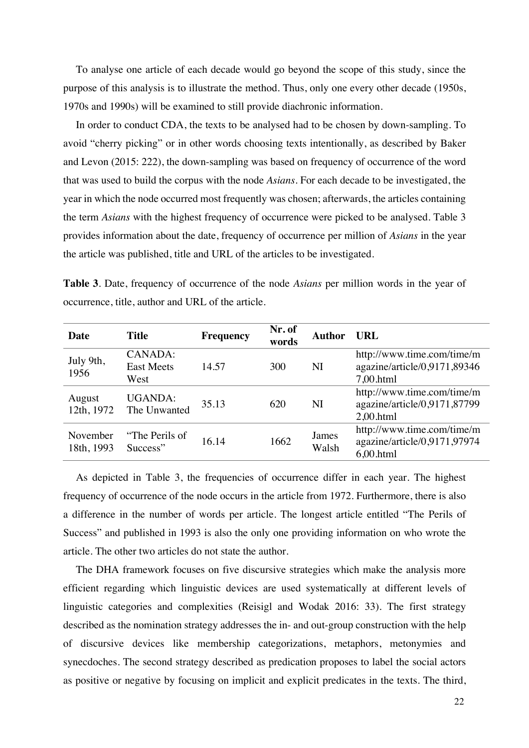To analyse one article of each decade would go beyond the scope of this study, since the purpose of this analysis is to illustrate the method. Thus, only one every other decade (1950s, 1970s and 1990s) will be examined to still provide diachronic information.

In order to conduct CDA, the texts to be analysed had to be chosen by down-sampling. To avoid "cherry picking" or in other words choosing texts intentionally, as described by Baker and Levon (2015: 222), the down-sampling was based on frequency of occurrence of the word that was used to build the corpus with the node *Asians*. For each decade to be investigated, the year in which the node occurred most frequently was chosen; afterwards, the articles containing the term *Asians* with the highest frequency of occurrence were picked to be analysed. Table 3 provides information about the date, frequency of occurrence per million of *Asians* in the year the article was published, title and URL of the articles to be investigated.

**Table 3**. Date, frequency of occurrence of the node *Asians* per million words in the year of occurrence, title, author and URL of the article.

| Date | Title | Frequency | Nr. of words | Author | URL |
|---|---|---|---|---|---|
| July 9th, 1956 | CANADA: East Meets West | 14.57 | 300 | NI | http://www.time.com/time/magazine/article/0,9171,893467,00.html |
| August 12th, 1972 | UGANDA: The Unwanted | 35.13 | 620 | NI | http://www.time.com/time/magazine/article/0,9171,877992,00.html |
| November 18th, 1993 | "The Perils of Success" | 16.14 | 1662 | James Walsh | http://www.time.com/time/magazine/article/0,9171,979746,00.html |

As depicted in Table 3, the frequencies of occurrence differ in each year. The highest frequency of occurrence of the node occurs in the article from 1972. Furthermore, there is also a difference in the number of words per article. The longest article entitled "The Perils of Success" and published in 1993 is also the only one providing information on who wrote the article. The other two articles do not state the author.

The DHA framework focuses on five discursive strategies which make the analysis more efficient regarding which linguistic devices are used systematically at different levels of linguistic categories and complexities (Reisigl and Wodak 2016: 33). The first strategy described as the nomination strategy addresses the in- and out-group construction with the help of discursive devices like membership categorizations, metaphors, metonymies and synecdoches. The second strategy described as predication proposes to label the social actors as positive or negative by focusing on implicit and explicit predicates in the texts. The third,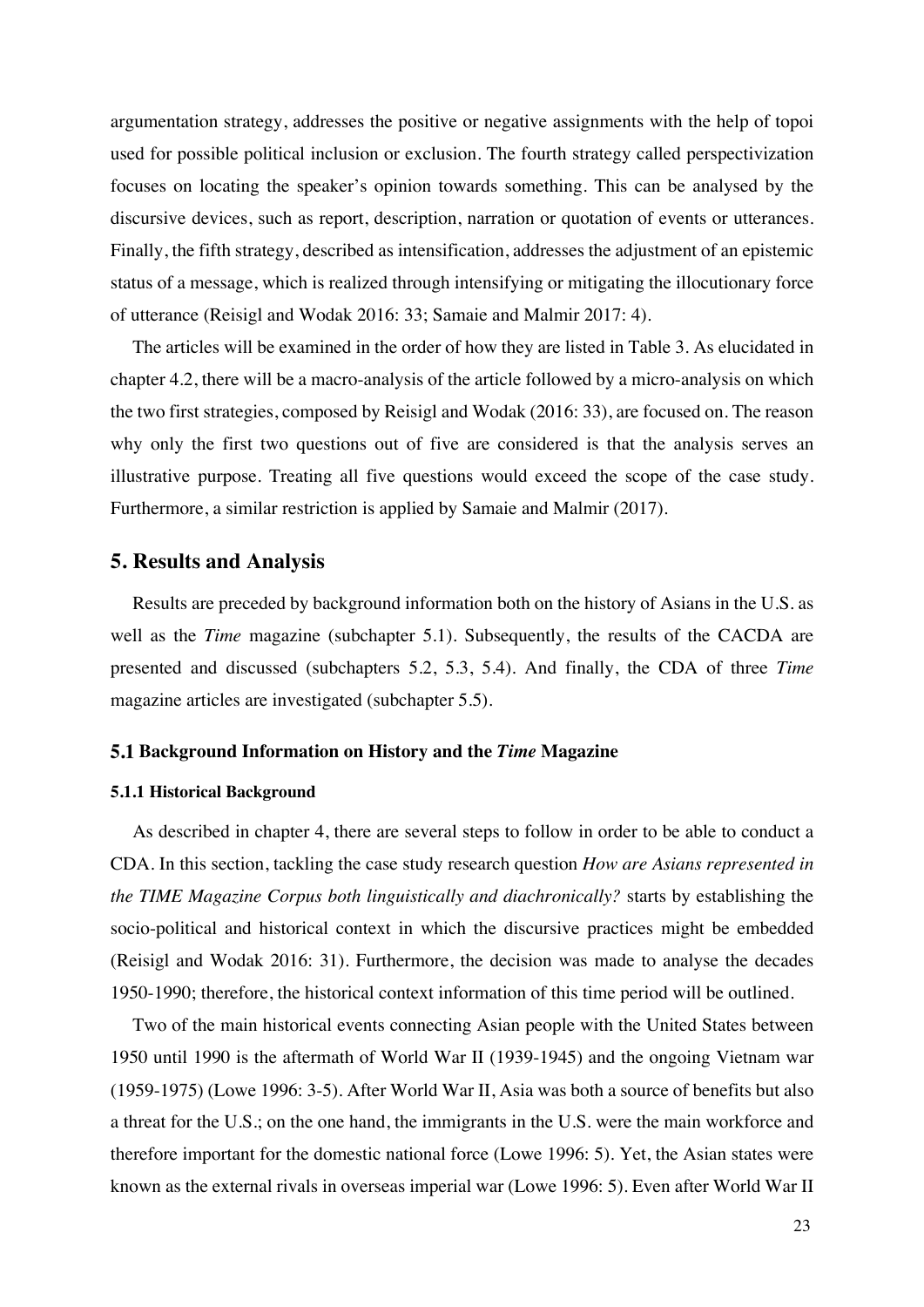argumentation strategy, addresses the positive or negative assignments with the help of topoi used for possible political inclusion or exclusion. The fourth strategy called perspectivization focuses on locating the speaker's opinion towards something. This can be analysed by the discursive devices, such as report, description, narration or quotation of events or utterances. Finally, the fifth strategy, described as intensification, addresses the adjustment of an epistemic status of a message, which is realized through intensifying or mitigating the illocutionary force of utterance (Reisigl and Wodak 2016: 33; Samaie and Malmir 2017: 4).

The articles will be examined in the order of how they are listed in Table 3. As elucidated in chapter 4.2, there will be a macro-analysis of the article followed by a micro-analysis on which the two first strategies, composed by Reisigl and Wodak (2016: 33), are focused on. The reason why only the first two questions out of five are considered is that the analysis serves an illustrative purpose. Treating all five questions would exceed the scope of the case study. Furthermore, a similar restriction is applied by Samaie and Malmir (2017).

## 5. Results and Analysis

Results are preceded by background information both on the history of Asians in the U.S. as well as the *Time* magazine (subchapter 5.1). Subsequently, the results of the CACDA are presented and discussed (subchapters 5.2, 5.3, 5.4). And finally, the CDA of three *Time* magazine articles are investigated (subchapter 5.5).

### 5.1 Background Information on History and the *Time* Magazine

#### 5.1.1 Historical Background

As described in chapter 4, there are several steps to follow in order to be able to conduct a CDA. In this section, tackling the case study research question *How are Asians represented in the TIME Magazine Corpus both linguistically and diachronically?* starts by establishing the socio-political and historical context in which the discursive practices might be embedded (Reisigl and Wodak 2016: 31). Furthermore, the decision was made to analyse the decades 1950-1990; therefore, the historical context information of this time period will be outlined.

Two of the main historical events connecting Asian people with the United States between 1950 until 1990 is the aftermath of World War II (1939-1945) and the ongoing Vietnam war (1959-1975) (Lowe 1996: 3-5). After World War II, Asia was both a source of benefits but also a threat for the U.S.; on the one hand, the immigrants in the U.S. were the main workforce and therefore important for the domestic national force (Lowe 1996: 5). Yet, the Asian states were known as the external rivals in overseas imperial war (Lowe 1996: 5). Even after World War II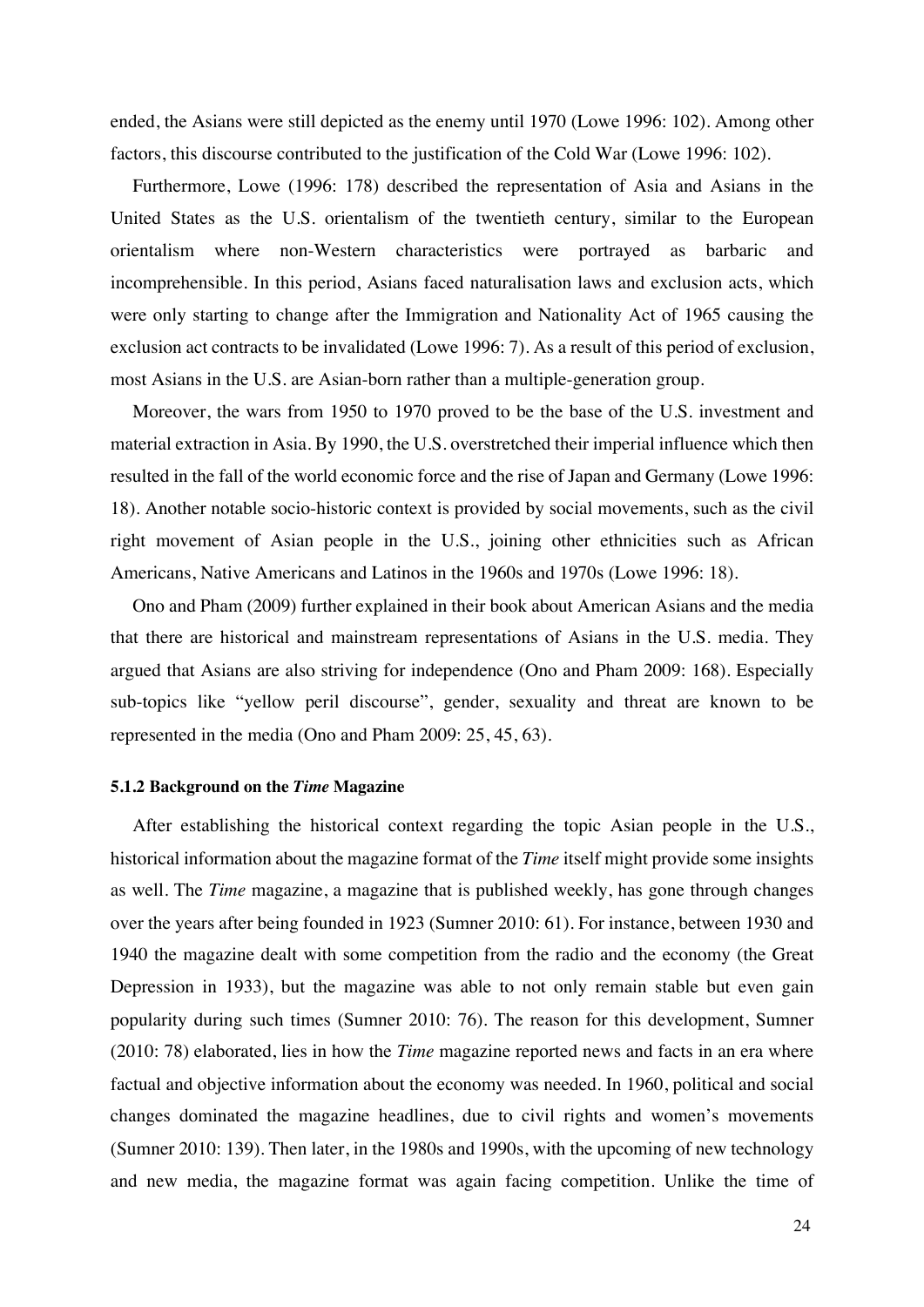ended, the Asians were still depicted as the enemy until 1970 (Lowe 1996: 102). Among other factors, this discourse contributed to the justification of the Cold War (Lowe 1996: 102).

Furthermore, Lowe (1996: 178) described the representation of Asia and Asians in the United States as the U.S. orientalism of the twentieth century, similar to the European orientalism where non-Western characteristics were portrayed as barbaric and incomprehensible. In this period, Asians faced naturalisation laws and exclusion acts, which were only starting to change after the Immigration and Nationality Act of 1965 causing the exclusion act contracts to be invalidated (Lowe 1996: 7). As a result of this period of exclusion, most Asians in the U.S. are Asian-born rather than a multiple-generation group.

Moreover, the wars from 1950 to 1970 proved to be the base of the U.S. investment and material extraction in Asia. By 1990, the U.S. overstretched their imperial influence which then resulted in the fall of the world economic force and the rise of Japan and Germany (Lowe 1996: 18). Another notable socio-historic context is provided by social movements, such as the civil right movement of Asian people in the U.S., joining other ethnicities such as African Americans, Native Americans and Latinos in the 1960s and 1970s (Lowe 1996: 18).

Ono and Pham (2009) further explained in their book about American Asians and the media that there are historical and mainstream representations of Asians in the U.S. media. They argued that Asians are also striving for independence (Ono and Pham 2009: 168). Especially sub-topics like "yellow peril discourse", gender, sexuality and threat are known to be represented in the media (Ono and Pham 2009: 25, 45, 63).

#### 5.1.2 Background on the *Time* Magazine

After establishing the historical context regarding the topic Asian people in the U.S., historical information about the magazine format of the *Time* itself might provide some insights as well. The *Time* magazine, a magazine that is published weekly, has gone through changes over the years after being founded in 1923 (Sumner 2010: 61). For instance, between 1930 and 1940 the magazine dealt with some competition from the radio and the economy (the Great Depression in 1933), but the magazine was able to not only remain stable but even gain popularity during such times (Sumner 2010: 76). The reason for this development, Sumner (2010: 78) elaborated, lies in how the *Time* magazine reported news and facts in an era where factual and objective information about the economy was needed. In 1960, political and social changes dominated the magazine headlines, due to civil rights and women's movements (Sumner 2010: 139). Then later, in the 1980s and 1990s, with the upcoming of new technology and new media, the magazine format was again facing competition. Unlike the time of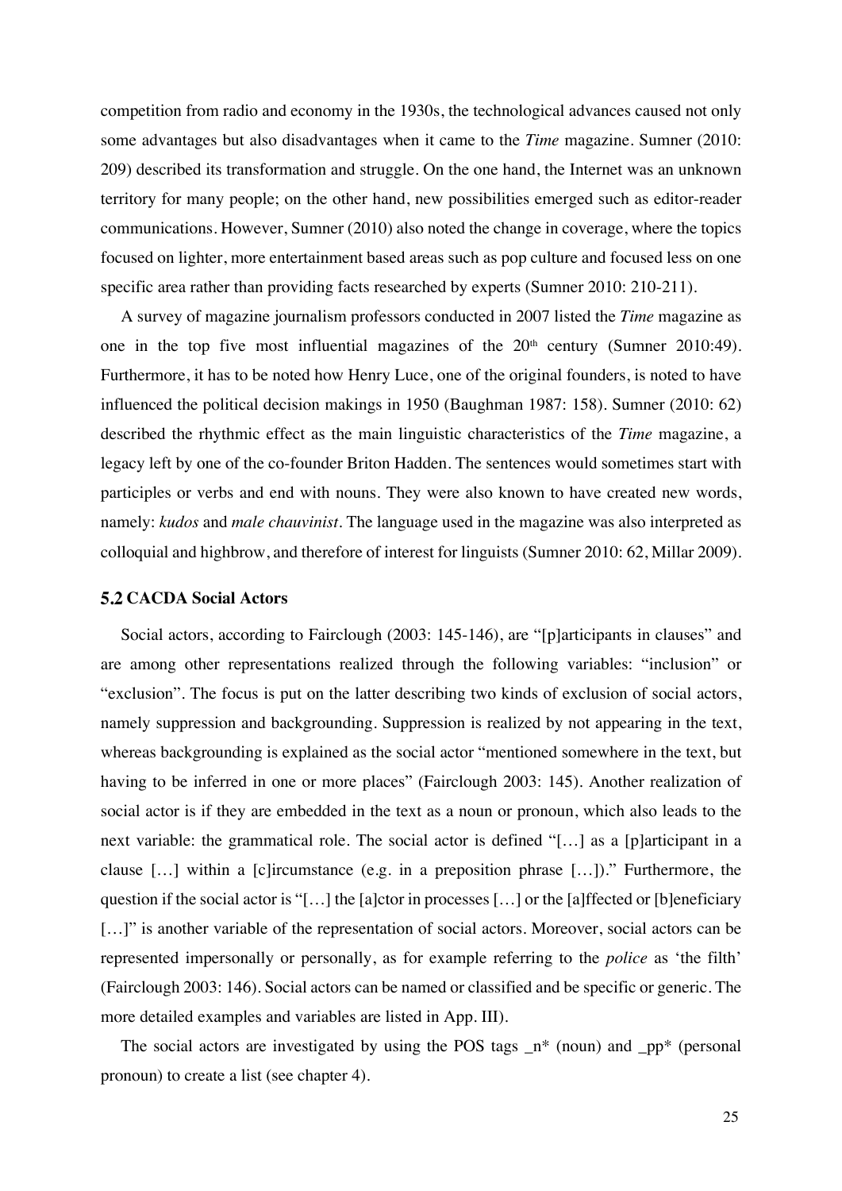competition from radio and economy in the 1930s, the technological advances caused not only some advantages but also disadvantages when it came to the *Time* magazine. Sumner (2010: 209) described its transformation and struggle. On the one hand, the Internet was an unknown territory for many people; on the other hand, new possibilities emerged such as editor-reader communications. However, Sumner (2010) also noted the change in coverage, where the topics focused on lighter, more entertainment based areas such as pop culture and focused less on one specific area rather than providing facts researched by experts (Sumner 2010: 210-211).

A survey of magazine journalism professors conducted in 2007 listed the *Time* magazine as one in the top five most influential magazines of the 20th century (Sumner 2010:49). Furthermore, it has to be noted how Henry Luce, one of the original founders, is noted to have influenced the political decision makings in 1950 (Baughman 1987: 158). Sumner (2010: 62) described the rhythmic effect as the main linguistic characteristics of the *Time* magazine, a legacy left by one of the co-founder Briton Hadden. The sentences would sometimes start with participles or verbs and end with nouns. They were also known to have created new words, namely: *kudos* and *male chauvinist*. The language used in the magazine was also interpreted as colloquial and highbrow, and therefore of interest for linguists (Sumner 2010: 62, Millar 2009).

### 5.2 CACDA Social Actors

Social actors, according to Fairclough (2003: 145-146), are "[p]articipants in clauses" and are among other representations realized through the following variables: "inclusion" or "exclusion". The focus is put on the latter describing two kinds of exclusion of social actors, namely suppression and backgrounding. Suppression is realized by not appearing in the text, whereas backgrounding is explained as the social actor "mentioned somewhere in the text, but having to be inferred in one or more places" (Fairclough 2003: 145). Another realization of social actor is if they are embedded in the text as a noun or pronoun, which also leads to the next variable: the grammatical role. The social actor is defined "[…] as a [p]articipant in a clause […] within a [c]ircumstance (e.g. in a preposition phrase […])." Furthermore, the question if the social actor is "[…] the [a]ctor in processes […] or the [a]ffected or [b]eneficiary […]" is another variable of the representation of social actors. Moreover, social actors can be represented impersonally or personally, as for example referring to the *police* as 'the filth' (Fairclough 2003: 146). Social actors can be named or classified and be specific or generic. The more detailed examples and variables are listed in App. III).

The social actors are investigated by using the POS tags _n* (noun) and _pp* (personal pronoun) to create a list (see chapter 4).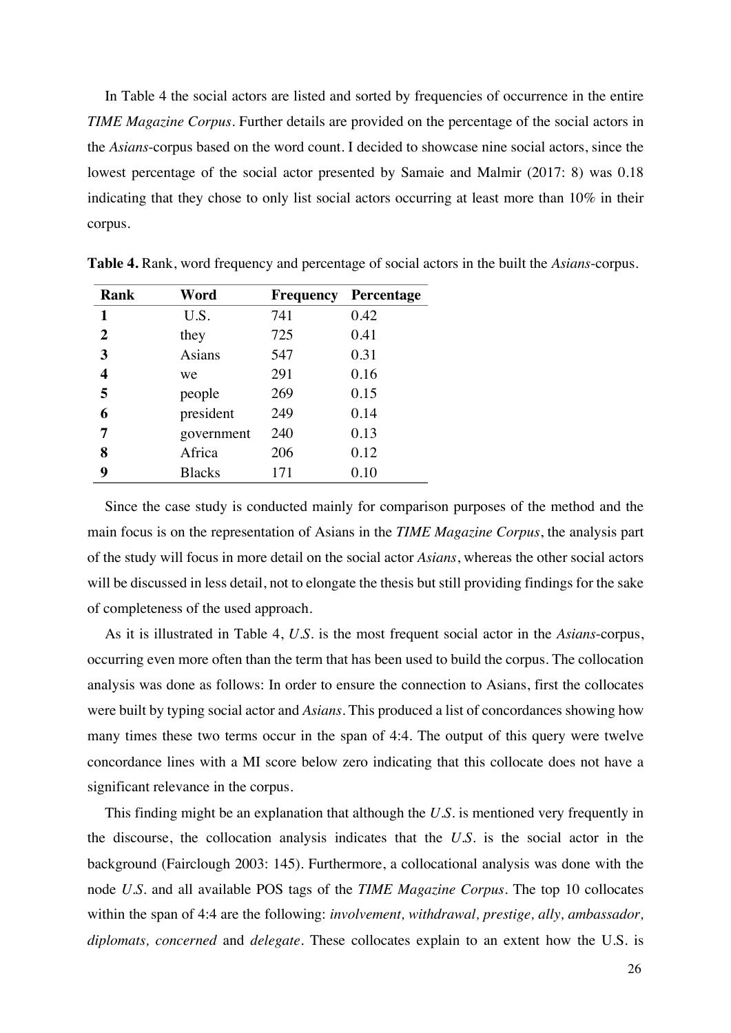In Table 4 the social actors are listed and sorted by frequencies of occurrence in the entire *TIME Magazine Corpus*. Further details are provided on the percentage of the social actors in the *Asians*-corpus based on the word count. I decided to showcase nine social actors, since the lowest percentage of the social actor presented by Samaie and Malmir (2017: 8) was 0.18 indicating that they chose to only list social actors occurring at least more than 10% in their corpus.

**Table 4.** Rank, word frequency and percentage of social actors in the built the *Asians*-corpus.

| Rank | Word | Frequency | Percentage |
|---|---|---|---|
| **1** | U.S. | 741 | 0.42 |
| **2** | they | 725 | 0.41 |
| **3** | Asians | 547 | 0.31 |
| **4** | we | 291 | 0.16 |
| **5** | people | 269 | 0.15 |
| **6** | president | 249 | 0.14 |
| **7** | government | 240 | 0.13 |
| **8** | Africa | 206 | 0.12 |
| **9** | Blacks | 171 | 0.10 |

Since the case study is conducted mainly for comparison purposes of the method and the main focus is on the representation of Asians in the *TIME Magazine Corpus*, the analysis part of the study will focus in more detail on the social actor *Asians*, whereas the other social actors will be discussed in less detail, not to elongate the thesis but still providing findings for the sake of completeness of the used approach.

As it is illustrated in Table 4, *U.S.* is the most frequent social actor in the *Asians*-corpus, occurring even more often than the term that has been used to build the corpus. The collocation analysis was done as follows: In order to ensure the connection to Asians, first the collocates were built by typing social actor and *Asians*. This produced a list of concordances showing how many times these two terms occur in the span of 4:4. The output of this query were twelve concordance lines with a MI score below zero indicating that this collocate does not have a significant relevance in the corpus.

This finding might be an explanation that although the *U.S.* is mentioned very frequently in the discourse, the collocation analysis indicates that the *U.S.* is the social actor in the background (Fairclough 2003: 145). Furthermore, a collocational analysis was done with the node *U.S.* and all available POS tags of the *TIME Magazine Corpus*. The top 10 collocates within the span of 4:4 are the following: *involvement, withdrawal, prestige, ally, ambassador, diplomats, concerned* and *delegate*. These collocates explain to an extent how the U.S. is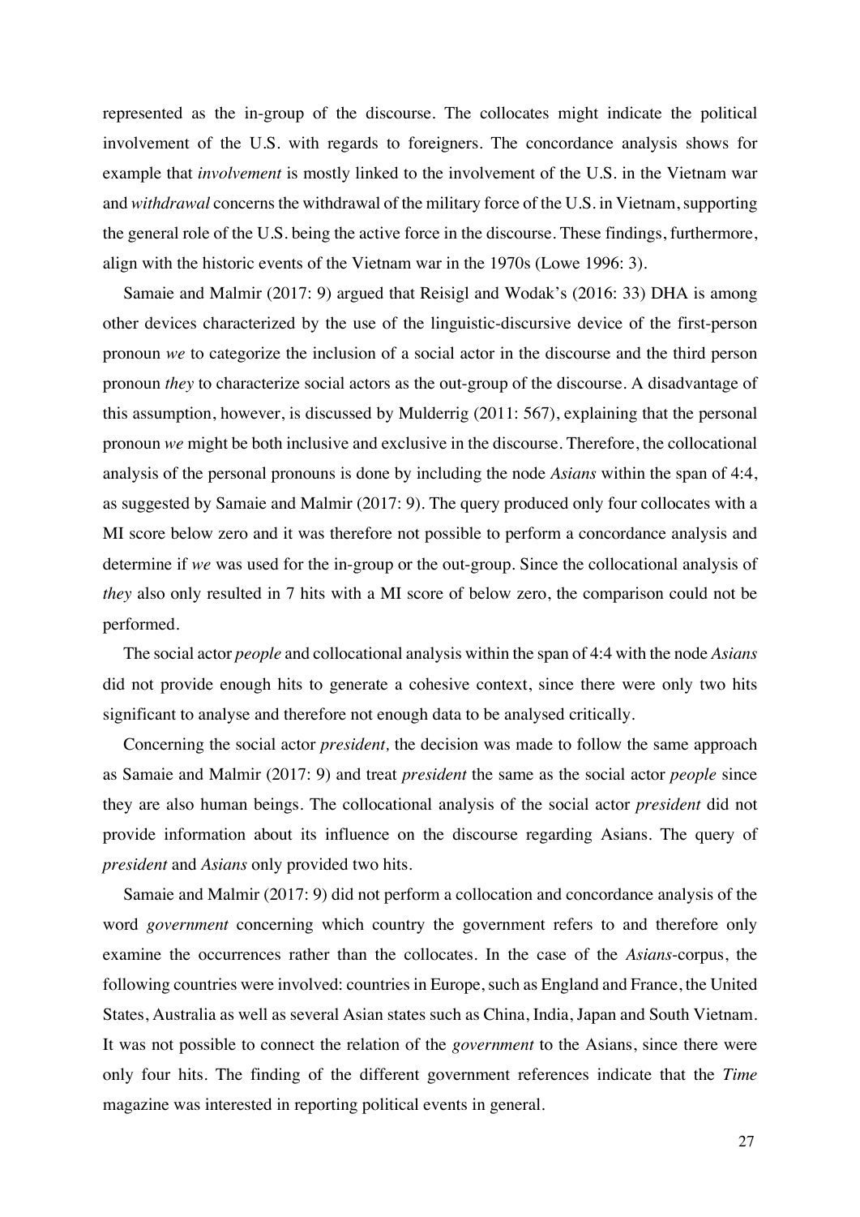represented as the in-group of the discourse. The collocates might indicate the political involvement of the U.S. with regards to foreigners. The concordance analysis shows for example that *involvement* is mostly linked to the involvement of the U.S. in the Vietnam war and *withdrawal* concerns the withdrawal of the military force of the U.S. in Vietnam, supporting the general role of the U.S. being the active force in the discourse. These findings, furthermore, align with the historic events of the Vietnam war in the 1970s (Lowe 1996: 3).

Samaie and Malmir (2017: 9) argued that Reisigl and Wodak's (2016: 33) DHA is among other devices characterized by the use of the linguistic-discursive device of the first-person pronoun *we* to categorize the inclusion of a social actor in the discourse and the third person pronoun *they* to characterize social actors as the out-group of the discourse. A disadvantage of this assumption, however, is discussed by Mulderrig (2011: 567), explaining that the personal pronoun *we* might be both inclusive and exclusive in the discourse. Therefore, the collocational analysis of the personal pronouns is done by including the node *Asians* within the span of 4:4, as suggested by Samaie and Malmir (2017: 9). The query produced only four collocates with a MI score below zero and it was therefore not possible to perform a concordance analysis and determine if *we* was used for the in-group or the out-group. Since the collocational analysis of *they* also only resulted in 7 hits with a MI score of below zero, the comparison could not be performed.

The social actor *people* and collocational analysis within the span of 4:4 with the node *Asians* did not provide enough hits to generate a cohesive context, since there were only two hits significant to analyse and therefore not enough data to be analysed critically.

Concerning the social actor *president,* the decision was made to follow the same approach as Samaie and Malmir (2017: 9) and treat *president* the same as the social actor *people* since they are also human beings. The collocational analysis of the social actor *president* did not provide information about its influence on the discourse regarding Asians. The query of *president* and *Asians* only provided two hits.

Samaie and Malmir (2017: 9) did not perform a collocation and concordance analysis of the word *government* concerning which country the government refers to and therefore only examine the occurrences rather than the collocates. In the case of the *Asians*-corpus, the following countries were involved: countries in Europe, such as England and France, the United States, Australia as well as several Asian states such as China, India, Japan and South Vietnam. It was not possible to connect the relation of the *government* to the Asians, since there were only four hits. The finding of the different government references indicate that the *Time* magazine was interested in reporting political events in general.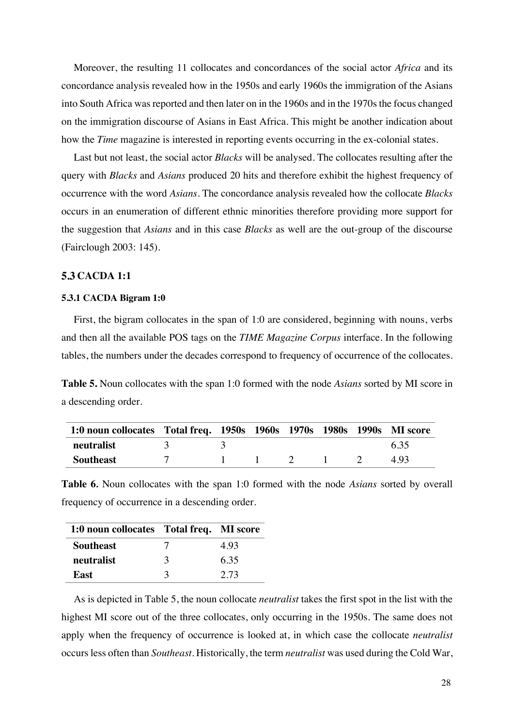Moreover, the resulting 11 collocates and concordances of the social actor *Africa* and its concordance analysis revealed how in the 1950s and early 1960s the immigration of the Asians into South Africa was reported and then later on in the 1960s and in the 1970s the focus changed on the immigration discourse of Asians in East Africa. This might be another indication about how the *Time* magazine is interested in reporting events occurring in the ex-colonial states.

Last but not least, the social actor *Blacks* will be analysed. The collocates resulting after the query with *Blacks* and *Asians* produced 20 hits and therefore exhibit the highest frequency of occurrence with the word *Asians*. The concordance analysis revealed how the collocate *Blacks* occurs in an enumeration of different ethnic minorities therefore providing more support for the suggestion that *Asians* and in this case *Blacks* as well are the out-group of the discourse (Fairclough 2003: 145).

## 5.3 CACDA 1:1

### 5.3.1 CACDA Bigram 1:0

First, the bigram collocates in the span of 1:0 are considered, beginning with nouns, verbs and then all the available POS tags on the *TIME Magazine Corpus* interface. In the following tables, the numbers under the decades correspond to frequency of occurrence of the collocates.

**Table 5.** Noun collocates with the span 1:0 formed with the node *Asians* sorted by MI score in a descending order.

| 1:0 noun collocates | Total freq. | 1950s | 1960s | 1970s | 1980s | 1990s | MI score |
|---|---|---|---|---|---|---|---|
| **neutralist** | 3 | 3 | | | | | 6.35 |
| **Southeast** | 7 | 1 | 1 | 2 | 1 | 2 | 4.93 |

**Table 6.** Noun collocates with the span 1:0 formed with the node *Asians* sorted by overall frequency of occurrence in a descending order.

| 1:0 noun collocates | Total freq. | MI score |
|---|---|---|
| **Southeast** | 7 | 4.93 |
| **neutralist** | 3 | 6.35 |
| **East** | 3 | 2.73 |

As is depicted in Table 5, the noun collocate *neutralist* takes the first spot in the list with the highest MI score out of the three collocates, only occurring in the 1950s. The same does not apply when the frequency of occurrence is looked at, in which case the collocate *neutralist* occurs less often than *Southeast*. Historically, the term *neutralist* was used during the Cold War,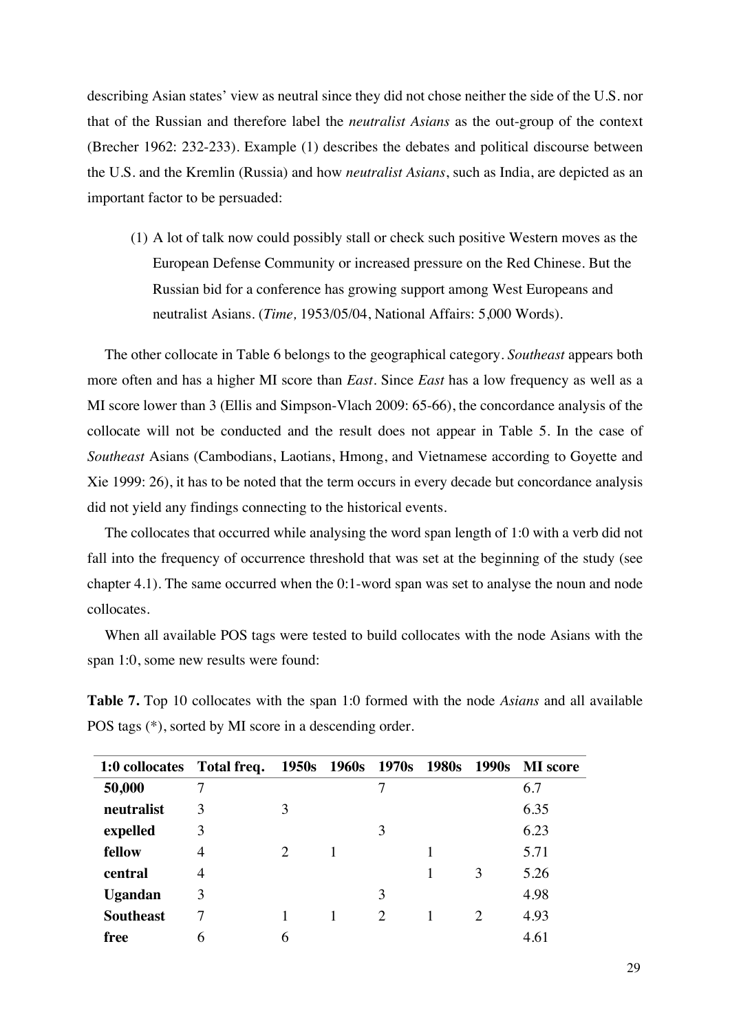describing Asian states' view as neutral since they did not chose neither the side of the U.S. nor that of the Russian and therefore label the *neutralist Asians* as the out-group of the context (Brecher 1962: 232-233). Example (1) describes the debates and political discourse between the U.S. and the Kremlin (Russia) and how *neutralist Asians*, such as India, are depicted as an important factor to be persuaded:

(1) A lot of talk now could possibly stall or check such positive Western moves as the European Defense Community or increased pressure on the Red Chinese. But the Russian bid for a conference has growing support among West Europeans and neutralist Asians. (*Time,* 1953/05/04, National Affairs: 5,000 Words).

The other collocate in Table 6 belongs to the geographical category. *Southeast* appears both more often and has a higher MI score than *East*. Since *East* has a low frequency as well as a MI score lower than 3 (Ellis and Simpson-Vlach 2009: 65-66), the concordance analysis of the collocate will not be conducted and the result does not appear in Table 5. In the case of *Southeast* Asians (Cambodians, Laotians, Hmong, and Vietnamese according to Goyette and Xie 1999: 26), it has to be noted that the term occurs in every decade but concordance analysis did not yield any findings connecting to the historical events.

The collocates that occurred while analysing the word span length of 1:0 with a verb did not fall into the frequency of occurrence threshold that was set at the beginning of the study (see chapter 4.1). The same occurred when the 0:1-word span was set to analyse the noun and node collocates.

When all available POS tags were tested to build collocates with the node Asians with the span 1:0, some new results were found:

**Table 7.** Top 10 collocates with the span 1:0 formed with the node *Asians* and all available POS tags (*), sorted by MI score in a descending order.

| 1:0 collocates | Total freq. | 1950s | 1960s | 1970s | 1980s | 1990s | MI score |
|---|---|---|---|---|---|---|---|
| **50,000** | 7 | | | 7 | | | 6.7 |
| **neutralist** | 3 | 3 | | | | | 6.35 |
| **expelled** | 3 | | | 3 | | | 6.23 |
| **fellow** | 4 | 2 | 1 | | 1 | | 5.71 |
| **central** | 4 | | | | 1 | 3 | 5.26 |
| **Ugandan** | 3 | | | 3 | | | 4.98 |
| **Southeast** | 7 | 1 | 1 | 2 | 1 | 2 | 4.93 |
| **free** | 6 | 6 | | | | | 4.61 |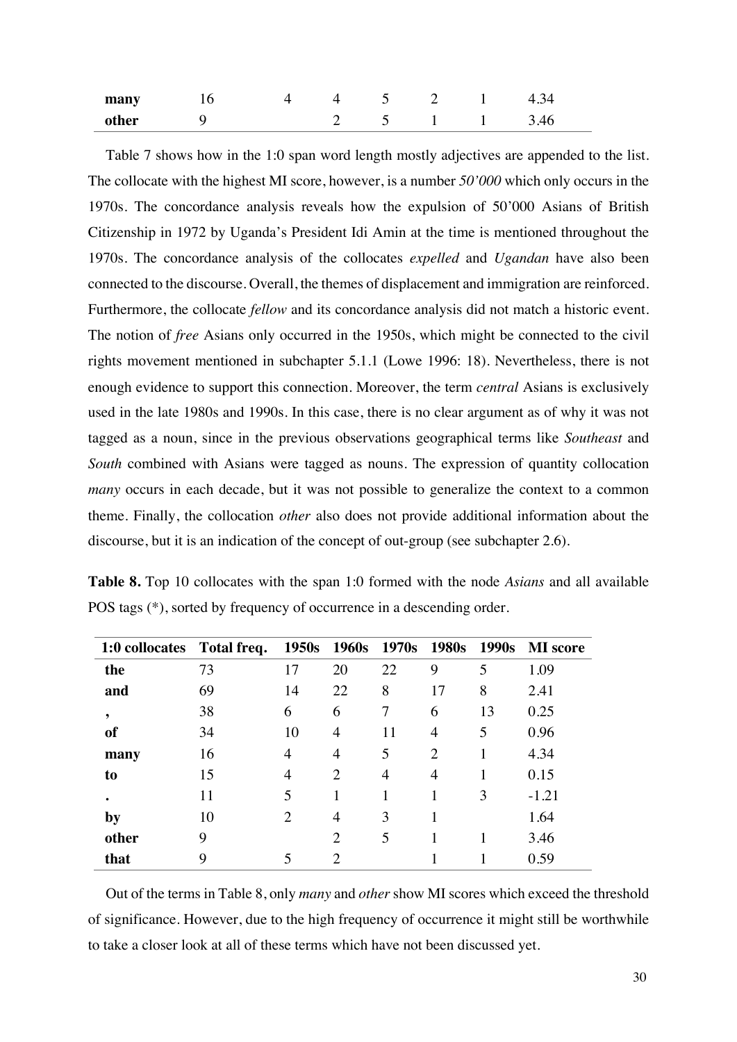| | | | | | | | |
|---|---|---|---|---|---|---|---|
| **many** | 16 | 4 | 4 | 5 | 2 | 1 | 4.34 |
| **other** | 9 | | 2 | 5 | 1 | 1 | 3.46 |

Table 7 shows how in the 1:0 span word length mostly adjectives are appended to the list. The collocate with the highest MI score, however, is a number *50'000* which only occurs in the 1970s. The concordance analysis reveals how the expulsion of 50'000 Asians of British Citizenship in 1972 by Uganda's President Idi Amin at the time is mentioned throughout the 1970s. The concordance analysis of the collocates *expelled* and *Ugandan* have also been connected to the discourse. Overall, the themes of displacement and immigration are reinforced. Furthermore, the collocate *fellow* and its concordance analysis did not match a historic event. The notion of *free* Asians only occurred in the 1950s, which might be connected to the civil rights movement mentioned in subchapter 5.1.1 (Lowe 1996: 18). Nevertheless, there is not enough evidence to support this connection. Moreover, the term *central* Asians is exclusively used in the late 1980s and 1990s. In this case, there is no clear argument as of why it was not tagged as a noun, since in the previous observations geographical terms like *Southeast* and *South* combined with Asians were tagged as nouns. The expression of quantity collocation *many* occurs in each decade, but it was not possible to generalize the context to a common theme. Finally, the collocation *other* also does not provide additional information about the discourse, but it is an indication of the concept of out-group (see subchapter 2.6).

**Table 8.** Top 10 collocates with the span 1:0 formed with the node *Asians* and all available POS tags (*), sorted by frequency of occurrence in a descending order.

| 1:0 collocates | Total freq. | 1950s | 1960s | 1970s | 1980s | 1990s | MI score |
|---|---|---|---|---|---|---|---|
| **the** | 73 | 17 | 20 | 22 | 9 | 5 | 1.09 |
| **and** | 69 | 14 | 22 | 8 | 17 | 8 | 2.41 |
| **,** | 38 | 6 | 6 | 7 | 6 | 13 | 0.25 |
| **of** | 34 | 10 | 4 | 11 | 4 | 5 | 0.96 |
| **many** | 16 | 4 | 4 | 5 | 2 | 1 | 4.34 |
| **to** | 15 | 4 | 2 | 4 | 4 | 1 | 0.15 |
| **.** | 11 | 5 | 1 | 1 | 1 | 3 | -1.21 |
| **by** | 10 | 2 | 4 | 3 | 1 | | 1.64 |
| **other** | 9 | | 2 | 5 | 1 | 1 | 3.46 |
| **that** | 9 | 5 | 2 | | 1 | 1 | 0.59 |

Out of the terms in Table 8, only *many* and *other* show MI scores which exceed the threshold of significance. However, due to the high frequency of occurrence it might still be worthwhile to take a closer look at all of these terms which have not been discussed yet.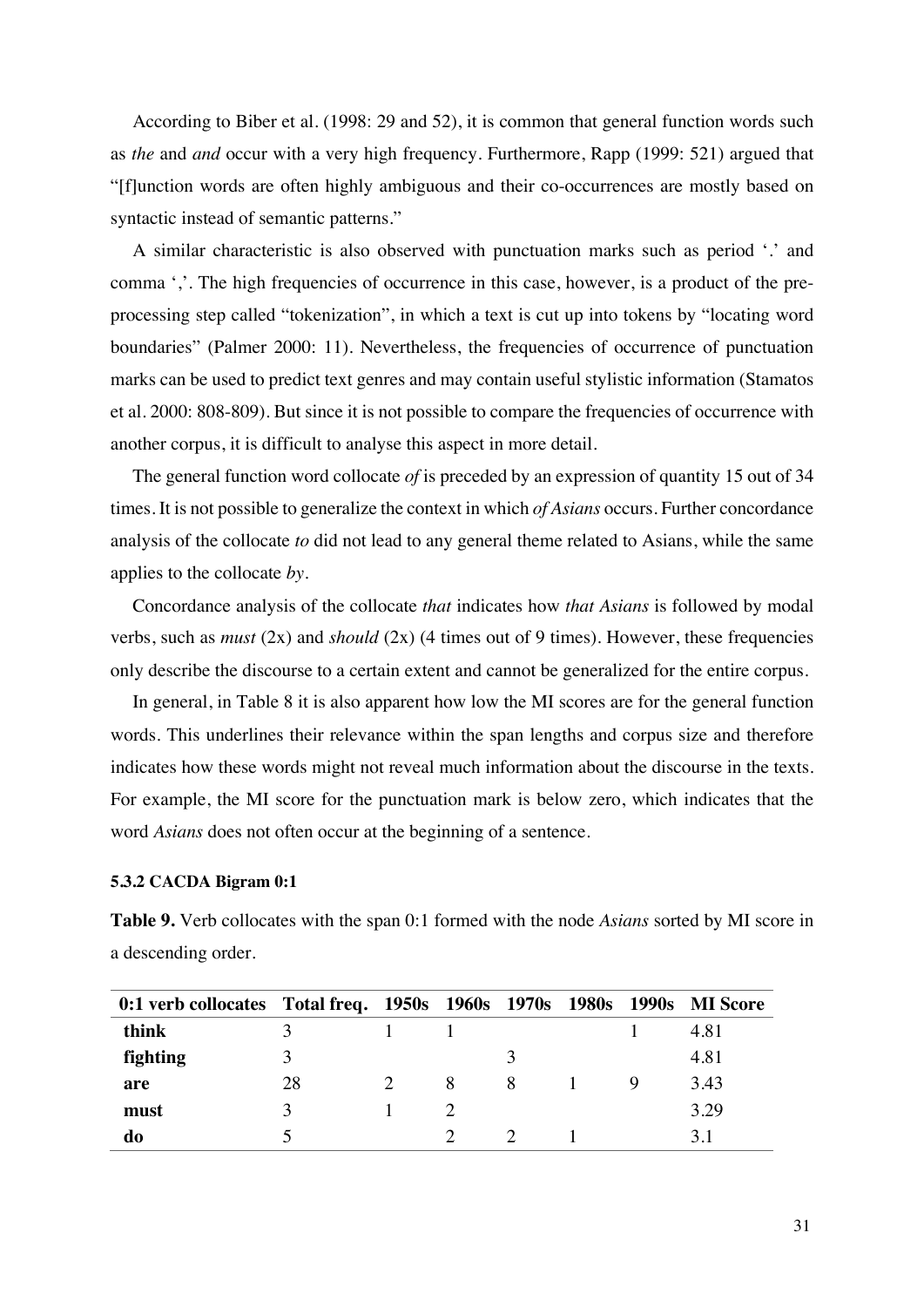According to Biber et al. (1998: 29 and 52), it is common that general function words such as *the* and *and* occur with a very high frequency. Furthermore, Rapp (1999: 521) argued that "[f]unction words are often highly ambiguous and their co-occurrences are mostly based on syntactic instead of semantic patterns."

A similar characteristic is also observed with punctuation marks such as period '.' and comma ','. The high frequencies of occurrence in this case, however, is a product of the pre-processing step called "tokenization", in which a text is cut up into tokens by "locating word boundaries" (Palmer 2000: 11). Nevertheless, the frequencies of occurrence of punctuation marks can be used to predict text genres and may contain useful stylistic information (Stamatos et al. 2000: 808-809). But since it is not possible to compare the frequencies of occurrence with another corpus, it is difficult to analyse this aspect in more detail.

The general function word collocate *of* is preceded by an expression of quantity 15 out of 34 times. It is not possible to generalize the context in which *of Asians* occurs. Further concordance analysis of the collocate *to* did not lead to any general theme related to Asians, while the same applies to the collocate *by*.

Concordance analysis of the collocate *that* indicates how *that Asians* is followed by modal verbs, such as *must* (2x) and *should* (2x) (4 times out of 9 times). However, these frequencies only describe the discourse to a certain extent and cannot be generalized for the entire corpus.

In general, in Table 8 it is also apparent how low the MI scores are for the general function words. This underlines their relevance within the span lengths and corpus size and therefore indicates how these words might not reveal much information about the discourse in the texts. For example, the MI score for the punctuation mark is below zero, which indicates that the word *Asians* does not often occur at the beginning of a sentence.

#### 5.3.2 CACDA Bigram 0:1

**Table 9.** Verb collocates with the span 0:1 formed with the node *Asians* sorted by MI score in a descending order.

| 0:1 verb collocates | Total freq. | 1950s | 1960s | 1970s | 1980s | 1990s | MI Score |
|---|---|---|---|---|---|---|---|
| **think** | 3 | 1 | 1 | | | 1 | 4.81 |
| **fighting** | 3 | | | 3 | | | 4.81 |
| **are** | 28 | 2 | 8 | 8 | 1 | 9 | 3.43 |
| **must** | 3 | 1 | 2 | | | | 3.29 |
| **do** | 5 | | 2 | 2 | 1 | | 3.1 |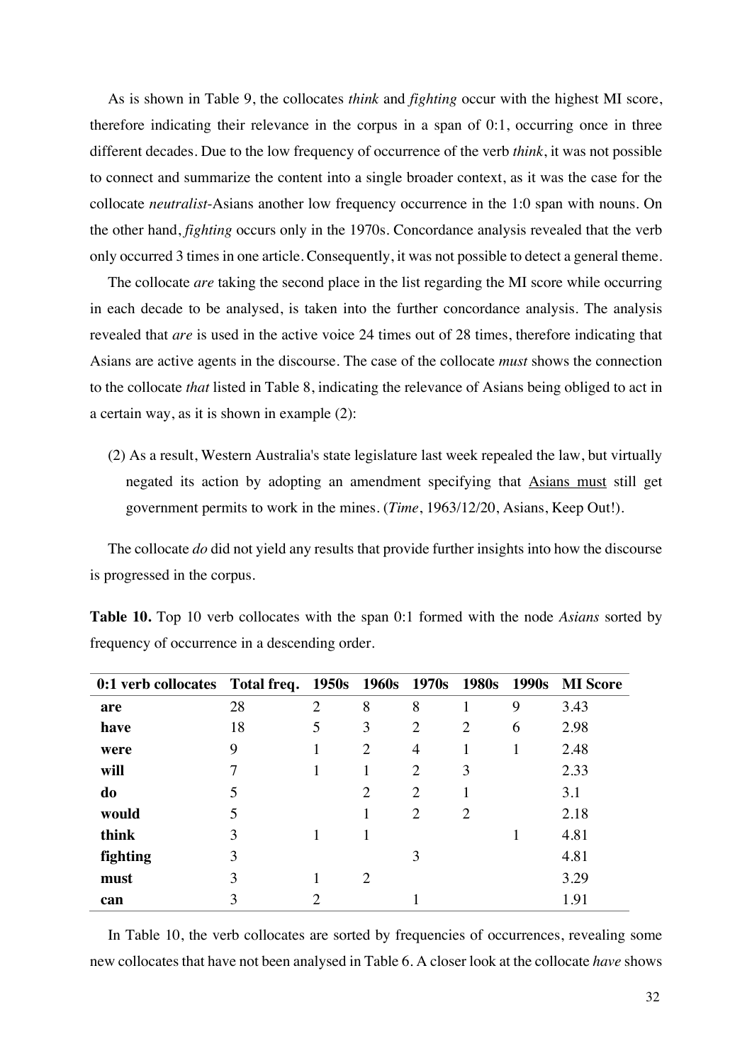As is shown in Table 9, the collocates *think* and *fighting* occur with the highest MI score, therefore indicating their relevance in the corpus in a span of 0:1, occurring once in three different decades. Due to the low frequency of occurrence of the verb *think*, it was not possible to connect and summarize the content into a single broader context, as it was the case for the collocate *neutralist*-Asians another low frequency occurrence in the 1:0 span with nouns. On the other hand, *fighting* occurs only in the 1970s. Concordance analysis revealed that the verb only occurred 3 times in one article. Consequently, it was not possible to detect a general theme.

The collocate *are* taking the second place in the list regarding the MI score while occurring in each decade to be analysed, is taken into the further concordance analysis. The analysis revealed that *are* is used in the active voice 24 times out of 28 times, therefore indicating that Asians are active agents in the discourse. The case of the collocate *must* shows the connection to the collocate *that* listed in Table 8, indicating the relevance of Asians being obliged to act in a certain way, as it is shown in example (2):

(2) As a result, Western Australia's state legislature last week repealed the law, but virtually negated its action by adopting an amendment specifying that <u>Asians must</u> still get government permits to work in the mines. (*Time*, 1963/12/20, Asians, Keep Out!).

The collocate *do* did not yield any results that provide further insights into how the discourse is progressed in the corpus.

**Table 10.** Top 10 verb collocates with the span 0:1 formed with the node *Asians* sorted by frequency of occurrence in a descending order.

| 0:1 verb collocates | Total freq. | 1950s | 1960s | 1970s | 1980s | 1990s | MI Score |
|---|---|---|---|---|---|---|---|
| **are** | 28 | 2 | 8 | 8 | 1 | 9 | 3.43 |
| **have** | 18 | 5 | 3 | 2 | 2 | 6 | 2.98 |
| **were** | 9 | 1 | 2 | 4 | 1 | 1 | 2.48 |
| **will** | 7 | 1 | 1 | 2 | 3 | | 2.33 |
| **do** | 5 | | 2 | 2 | 1 | | 3.1 |
| **would** | 5 | | 1 | 2 | 2 | | 2.18 |
| **think** | 3 | 1 | 1 | | | 1 | 4.81 |
| **fighting** | 3 | | | 3 | | | 4.81 |
| **must** | 3 | 1 | 2 | | | | 3.29 |
| **can** | 3 | 2 | | 1 | | | 1.91 |

In Table 10, the verb collocates are sorted by frequencies of occurrences, revealing some new collocates that have not been analysed in Table 6. A closer look at the collocate *have* shows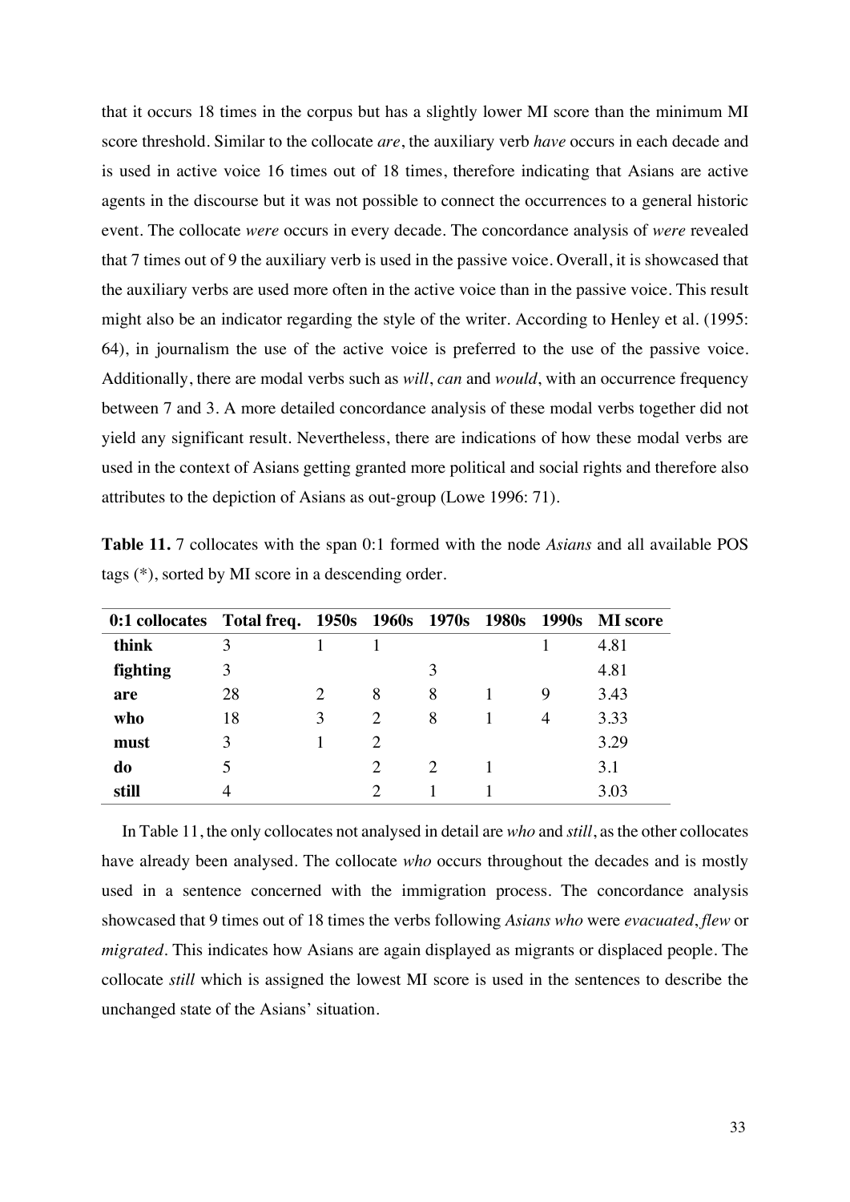that it occurs 18 times in the corpus but has a slightly lower MI score than the minimum MI score threshold. Similar to the collocate *are*, the auxiliary verb *have* occurs in each decade and is used in active voice 16 times out of 18 times, therefore indicating that Asians are active agents in the discourse but it was not possible to connect the occurrences to a general historic event. The collocate *were* occurs in every decade. The concordance analysis of *were* revealed that 7 times out of 9 the auxiliary verb is used in the passive voice. Overall, it is showcased that the auxiliary verbs are used more often in the active voice than in the passive voice. This result might also be an indicator regarding the style of the writer. According to Henley et al. (1995: 64), in journalism the use of the active voice is preferred to the use of the passive voice. Additionally, there are modal verbs such as *will*, *can* and *would*, with an occurrence frequency between 7 and 3. A more detailed concordance analysis of these modal verbs together did not yield any significant result. Nevertheless, there are indications of how these modal verbs are used in the context of Asians getting granted more political and social rights and therefore also attributes to the depiction of Asians as out-group (Lowe 1996: 71).

**Table 11.** 7 collocates with the span 0:1 formed with the node *Asians* and all available POS tags (*), sorted by MI score in a descending order.

| 0:1 collocates | Total freq. | 1950s | 1960s | 1970s | 1980s | 1990s | MI score |
|---|---|---|---|---|---|---|---|
| **think** | 3 | 1 | 1 | | | 1 | 4.81 |
| **fighting** | 3 | | | 3 | | | 4.81 |
| **are** | 28 | 2 | 8 | 8 | 1 | 9 | 3.43 |
| **who** | 18 | 3 | 2 | 8 | 1 | 4 | 3.33 |
| **must** | 3 | 1 | 2 | | | | 3.29 |
| **do** | 5 | | 2 | 2 | 1 | | 3.1 |
| **still** | 4 | | 2 | 1 | 1 | | 3.03 |

In Table 11, the only collocates not analysed in detail are *who* and *still*, as the other collocates have already been analysed. The collocate *who* occurs throughout the decades and is mostly used in a sentence concerned with the immigration process. The concordance analysis showcased that 9 times out of 18 times the verbs following *Asians who* were *evacuated*, *flew* or *migrated*. This indicates how Asians are again displayed as migrants or displaced people. The collocate *still* which is assigned the lowest MI score is used in the sentences to describe the unchanged state of the Asians' situation.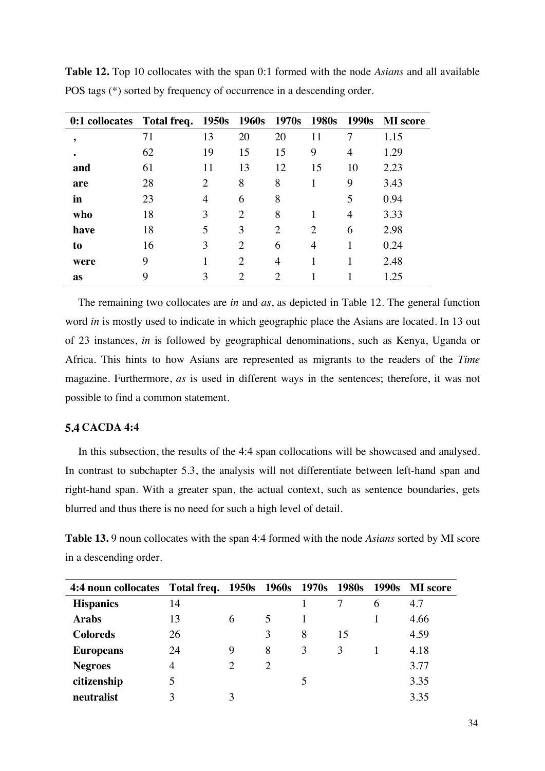**Table 12.** Top 10 collocates with the span 0:1 formed with the node *Asians* and all available POS tags (*) sorted by frequency of occurrence in a descending order.

| 0:1 collocates | Total freq. | 1950s | 1960s | 1970s | 1980s | 1990s | MI score |
|---|---|---|---|---|---|---|---|
| **,** | 71 | 13 | 20 | 20 | 11 | 7 | 1.15 |
| **.** | 62 | 19 | 15 | 15 | 9 | 4 | 1.29 |
| **and** | 61 | 11 | 13 | 12 | 15 | 10 | 2.23 |
| **are** | 28 | 2 | 8 | 8 | 1 | 9 | 3.43 |
| **in** | 23 | 4 | 6 | 8 | | 5 | 0.94 |
| **who** | 18 | 3 | 2 | 8 | 1 | 4 | 3.33 |
| **have** | 18 | 5 | 3 | 2 | 2 | 6 | 2.98 |
| **to** | 16 | 3 | 2 | 6 | 4 | 1 | 0.24 |
| **were** | 9 | 1 | 2 | 4 | 1 | 1 | 2.48 |
| **as** | 9 | 3 | 2 | 2 | 1 | 1 | 1.25 |

The remaining two collocates are *in* and *as*, as depicted in Table 12. The general function word *in* is mostly used to indicate in which geographic place the Asians are located. In 13 out of 23 instances, *in* is followed by geographical denominations, such as Kenya, Uganda or Africa. This hints to how Asians are represented as migrants to the readers of the *Time* magazine. Furthermore, *as* is used in different ways in the sentences; therefore, it was not possible to find a common statement.

### 5.4 CACDA 4:4

In this subsection, the results of the 4:4 span collocations will be showcased and analysed. In contrast to subchapter 5.3, the analysis will not differentiate between left-hand span and right-hand span. With a greater span, the actual context, such as sentence boundaries, gets blurred and thus there is no need for such a high level of detail.

**Table 13.** 9 noun collocates with the span 4:4 formed with the node *Asians* sorted by MI score in a descending order.

| 4:4 noun collocates | Total freq. | 1950s | 1960s | 1970s | 1980s | 1990s | MI score |
|---|---|---|---|---|---|---|---|
| **Hispanics** | 14 | | | 1 | 7 | 6 | 4.7 |
| **Arabs** | 13 | 6 | 5 | 1 | | 1 | 4.66 |
| **Coloreds** | 26 | | 3 | 8 | 15 | | 4.59 |
| **Europeans** | 24 | 9 | 8 | 3 | 3 | 1 | 4.18 |
| **Negroes** | 4 | 2 | 2 | | | | 3.77 |
| **citizenship** | 5 | | | 5 | | | 3.35 |
| **neutralist** | 3 | 3 | | | | | 3.35 |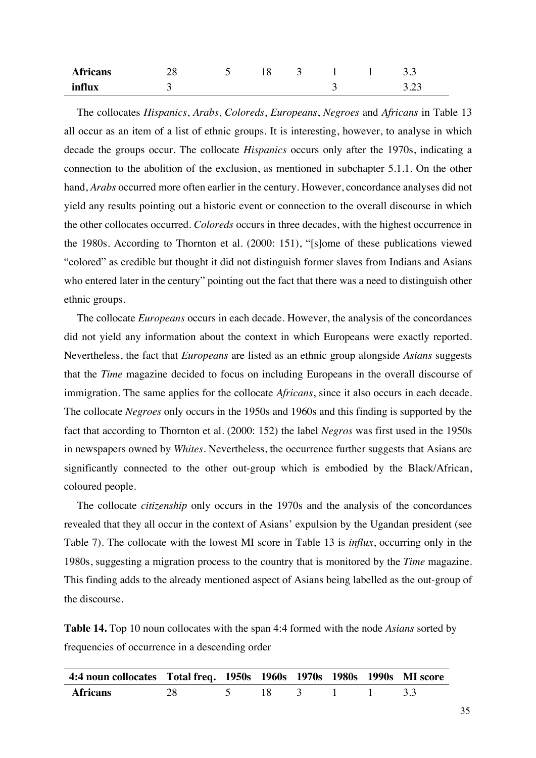| | | | | | | | |
|---|---|---|---|---|---|---|---|
| **Africans** | 28 | 5 | 18 | 3 | 1 | 1 | 3.3 |
| **influx** | 3 | | | | 3 | | 3.23 |

The collocates *Hispanics*, *Arabs*, *Coloreds*, *Europeans*, *Negroes* and *Africans* in Table 13 all occur as an item of a list of ethnic groups. It is interesting, however, to analyse in which decade the groups occur. The collocate *Hispanics* occurs only after the 1970s, indicating a connection to the abolition of the exclusion, as mentioned in subchapter 5.1.1. On the other hand, *Arabs* occurred more often earlier in the century. However, concordance analyses did not yield any results pointing out a historic event or connection to the overall discourse in which the other collocates occurred. *Coloreds* occurs in three decades, with the highest occurrence in the 1980s. According to Thornton et al. (2000: 151), "[s]ome of these publications viewed "colored" as credible but thought it did not distinguish former slaves from Indians and Asians who entered later in the century" pointing out the fact that there was a need to distinguish other ethnic groups.

The collocate *Europeans* occurs in each decade. However, the analysis of the concordances did not yield any information about the context in which Europeans were exactly reported. Nevertheless, the fact that *Europeans* are listed as an ethnic group alongside *Asians* suggests that the *Time* magazine decided to focus on including Europeans in the overall discourse of immigration. The same applies for the collocate *Africans*, since it also occurs in each decade. The collocate *Negroes* only occurs in the 1950s and 1960s and this finding is supported by the fact that according to Thornton et al. (2000: 152) the label *Negros* was first used in the 1950s in newspapers owned by *Whites*. Nevertheless, the occurrence further suggests that Asians are significantly connected to the other out-group which is embodied by the Black/African, coloured people.

The collocate *citizenship* only occurs in the 1970s and the analysis of the concordances revealed that they all occur in the context of Asians' expulsion by the Ugandan president (see Table 7). The collocate with the lowest MI score in Table 13 is *influx*, occurring only in the 1980s, suggesting a migration process to the country that is monitored by the *Time* magazine. This finding adds to the already mentioned aspect of Asians being labelled as the out-group of the discourse.

**Table 14.** Top 10 noun collocates with the span 4:4 formed with the node *Asians* sorted by frequencies of occurrence in a descending order

| 4:4 noun collocates | Total freq. | 1950s | 1960s | 1970s | 1980s | 1990s | MI score |
|---|---|---|---|---|---|---|---|
| **Africans** | 28 | 5 | 18 | 3 | 1 | 1 | 3.3 |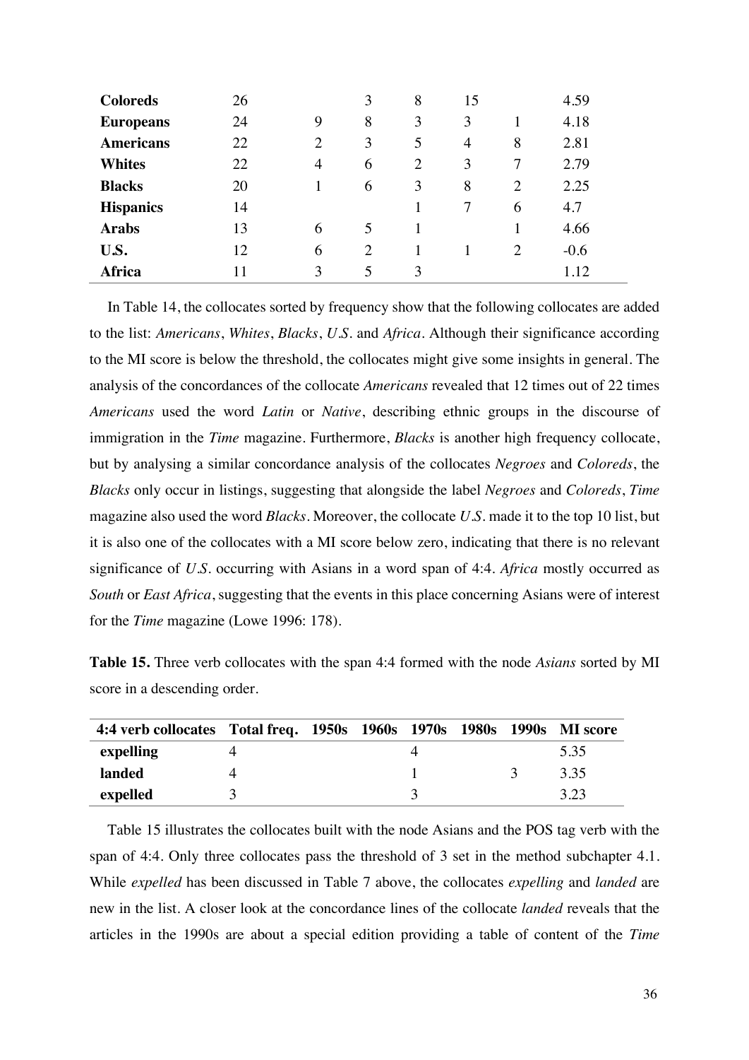| | | | | | | | |
|---|---|---|---|---|---|---|---|
| **Coloreds** | 26 | | 3 | 8 | 15 | | 4.59 |
| **Europeans** | 24 | 9 | 8 | 3 | 3 | 1 | 4.18 |
| **Americans** | 22 | 2 | 3 | 5 | 4 | 8 | 2.81 |
| **Whites** | 22 | 4 | 6 | 2 | 3 | 7 | 2.79 |
| **Blacks** | 20 | 1 | 6 | 3 | 8 | 2 | 2.25 |
| **Hispanics** | 14 | | | 1 | 7 | 6 | 4.7 |
| **Arabs** | 13 | 6 | 5 | 1 | | 1 | 4.66 |
| **U.S.** | 12 | 6 | 2 | 1 | 1 | 2 | -0.6 |
| **Africa** | 11 | 3 | 5 | 3 | | | 1.12 |

In Table 14, the collocates sorted by frequency show that the following collocates are added to the list: *Americans*, *Whites*, *Blacks*, *U.S.* and *Africa*. Although their significance according to the MI score is below the threshold, the collocates might give some insights in general. The analysis of the concordances of the collocate *Americans* revealed that 12 times out of 22 times *Americans* used the word *Latin* or *Native*, describing ethnic groups in the discourse of immigration in the *Time* magazine. Furthermore, *Blacks* is another high frequency collocate, but by analysing a similar concordance analysis of the collocates *Negroes* and *Coloreds*, the *Blacks* only occur in listings, suggesting that alongside the label *Negroes* and *Coloreds*, *Time* magazine also used the word *Blacks*. Moreover, the collocate *U.S.* made it to the top 10 list, but it is also one of the collocates with a MI score below zero, indicating that there is no relevant significance of *U.S.* occurring with Asians in a word span of 4:4. *Africa* mostly occurred as *South* or *East Africa*, suggesting that the events in this place concerning Asians were of interest for the *Time* magazine (Lowe 1996: 178).

**Table 15.** Three verb collocates with the span 4:4 formed with the node *Asians* sorted by MI score in a descending order.

| 4:4 verb collocates | Total freq. | 1950s | 1960s | 1970s | 1980s | 1990s | MI score |
|---|---|---|---|---|---|---|---|
| **expelling** | 4 | | | 4 | | | 5.35 |
| **landed** | 4 | | | 1 | | 3 | 3.35 |
| **expelled** | 3 | | | 3 | | | 3.23 |

Table 15 illustrates the collocates built with the node Asians and the POS tag verb with the span of 4:4. Only three collocates pass the threshold of 3 set in the method subchapter 4.1. While *expelled* has been discussed in Table 7 above, the collocates *expelling* and *landed* are new in the list. A closer look at the concordance lines of the collocate *landed* reveals that the articles in the 1990s are about a special edition providing a table of content of the *Time*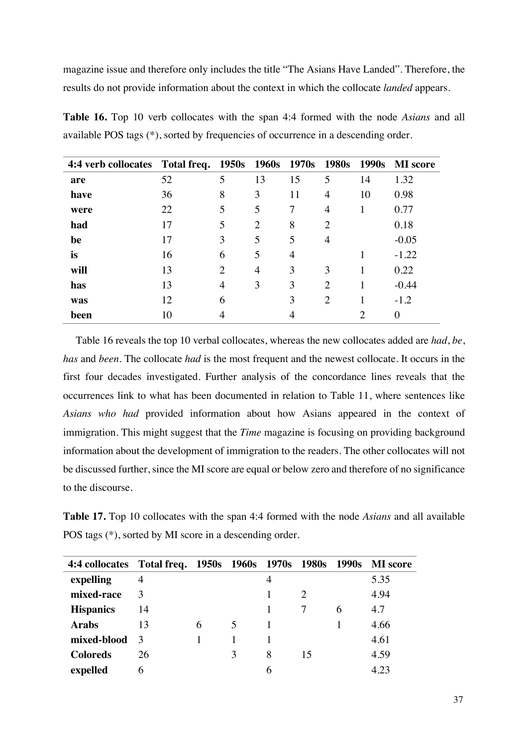magazine issue and therefore only includes the title "The Asians Have Landed". Therefore, the results do not provide information about the context in which the collocate *landed* appears.

**Table 16.** Top 10 verb collocates with the span 4:4 formed with the node *Asians* and all available POS tags (*), sorted by frequencies of occurrence in a descending order.

| 4:4 verb collocates | Total freq. | 1950s | 1960s | 1970s | 1980s | 1990s | MI score |
|---|---|---|---|---|---|---|---|
| **are** | 52 | 5 | 13 | 15 | 5 | 14 | 1.32 |
| **have** | 36 | 8 | 3 | 11 | 4 | 10 | 0.98 |
| **were** | 22 | 5 | 5 | 7 | 4 | 1 | 0.77 |
| **had** | 17 | 5 | 2 | 8 | 2 | | 0.18 |
| **be** | 17 | 3 | 5 | 5 | 4 | | -0.05 |
| **is** | 16 | 6 | 5 | 4 | | 1 | -1.22 |
| **will** | 13 | 2 | 4 | 3 | 3 | 1 | 0.22 |
| **has** | 13 | 4 | 3 | 3 | 2 | 1 | -0.44 |
| **was** | 12 | 6 | | 3 | 2 | 1 | -1.2 |
| **been** | 10 | 4 | | 4 | | 2 | 0 |

Table 16 reveals the top 10 verbal collocates, whereas the new collocates added are *had*, *be*, *has* and *been*. The collocate *had* is the most frequent and the newest collocate. It occurs in the first four decades investigated. Further analysis of the concordance lines reveals that the occurrences link to what has been documented in relation to Table 11, where sentences like *Asians who had* provided information about how Asians appeared in the context of immigration. This might suggest that the *Time* magazine is focusing on providing background information about the development of immigration to the readers. The other collocates will not be discussed further, since the MI score are equal or below zero and therefore of no significance to the discourse.

**Table 17.** Top 10 collocates with the span 4:4 formed with the node *Asians* and all available POS tags (*), sorted by MI score in a descending order.

| 4:4 collocates | Total freq. | 1950s | 1960s | 1970s | 1980s | 1990s | MI score |
|---|---|---|---|---|---|---|---|
| **expelling** | 4 | | | 4 | | | 5.35 |
| **mixed-race** | 3 | | | 1 | 2 | | 4.94 |
| **Hispanics** | 14 | | | 1 | 7 | 6 | 4.7 |
| **Arabs** | 13 | 6 | 5 | 1 | | 1 | 4.66 |
| **mixed-blood** | 3 | 1 | 1 | 1 | | | 4.61 |
| **Coloreds** | 26 | | 3 | 8 | 15 | | 4.59 |
| **expelled** | 6 | | | 6 | | | 4.23 |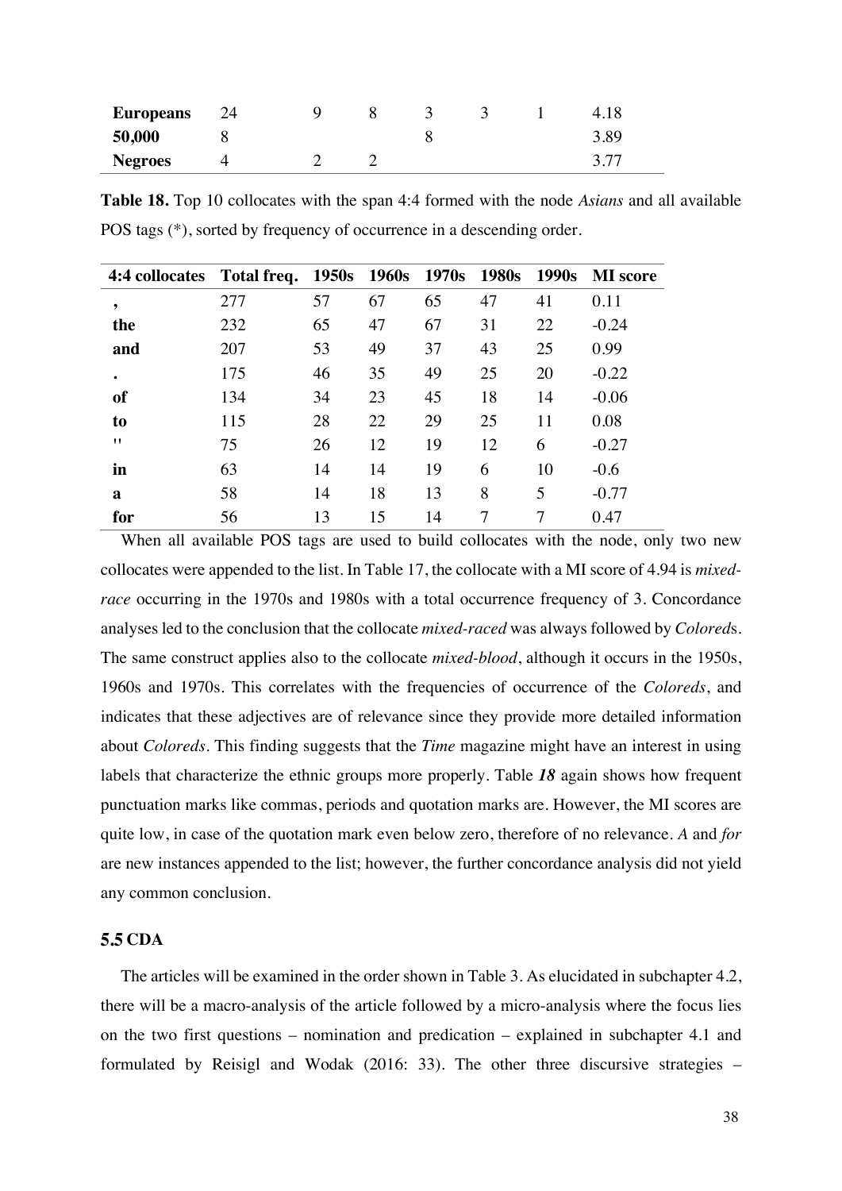| | | | | | | | |
|---|---|---|---|---|---|---|---|
| **Europeans** | 24 | 9 | 8 | 3 | 3 | 1 | 4.18 |
| **50,000** | 8 | | | 8 | | | 3.89 |
| **Negroes** | 4 | 2 | 2 | | | | 3.77 |

**Table 18.** Top 10 collocates with the span 4:4 formed with the node *Asians* and all available POS tags (*), sorted by frequency of occurrence in a descending order.

| 4:4 collocates | Total freq. | 1950s | 1960s | 1970s | 1980s | 1990s | MI score |
|---|---|---|---|---|---|---|---|
| **,** | 277 | 57 | 67 | 65 | 47 | 41 | 0.11 |
| **the** | 232 | 65 | 47 | 67 | 31 | 22 | -0.24 |
| **and** | 207 | 53 | 49 | 37 | 43 | 25 | 0.99 |
| **.** | 175 | 46 | 35 | 49 | 25 | 20 | -0.22 |
| **of** | 134 | 34 | 23 | 45 | 18 | 14 | -0.06 |
| **to** | 115 | 28 | 22 | 29 | 25 | 11 | 0.08 |
| **''** | 75 | 26 | 12 | 19 | 12 | 6 | -0.27 |
| **in** | 63 | 14 | 14 | 19 | 6 | 10 | -0.6 |
| **a** | 58 | 14 | 18 | 13 | 8 | 5 | -0.77 |
| **for** | 56 | 13 | 15 | 14 | 7 | 7 | 0.47 |

When all available POS tags are used to build collocates with the node, only two new collocates were appended to the list. In Table 17, the collocate with a MI score of 4.94 is *mixed-race* occurring in the 1970s and 1980s with a total occurrence frequency of 3. Concordance analyses led to the conclusion that the collocate *mixed-raced* was always followed by *Coloreds*. The same construct applies also to the collocate *mixed-blood*, although it occurs in the 1950s, 1960s and 1970s. This correlates with the frequencies of occurrence of the *Coloreds*, and indicates that these adjectives are of relevance since they provide more detailed information about *Coloreds*. This finding suggests that the *Time* magazine might have an interest in using labels that characterize the ethnic groups more properly. Table ***18*** again shows how frequent punctuation marks like commas, periods and quotation marks are. However, the MI scores are quite low, in case of the quotation mark even below zero, therefore of no relevance. *A* and *for* are new instances appended to the list; however, the further concordance analysis did not yield any common conclusion.

### 5.5 CDA

The articles will be examined in the order shown in Table 3. As elucidated in subchapter 4.2, there will be a macro-analysis of the article followed by a micro-analysis where the focus lies on the two first questions – nomination and predication – explained in subchapter 4.1 and formulated by Reisigl and Wodak (2016: 33). The other three discursive strategies –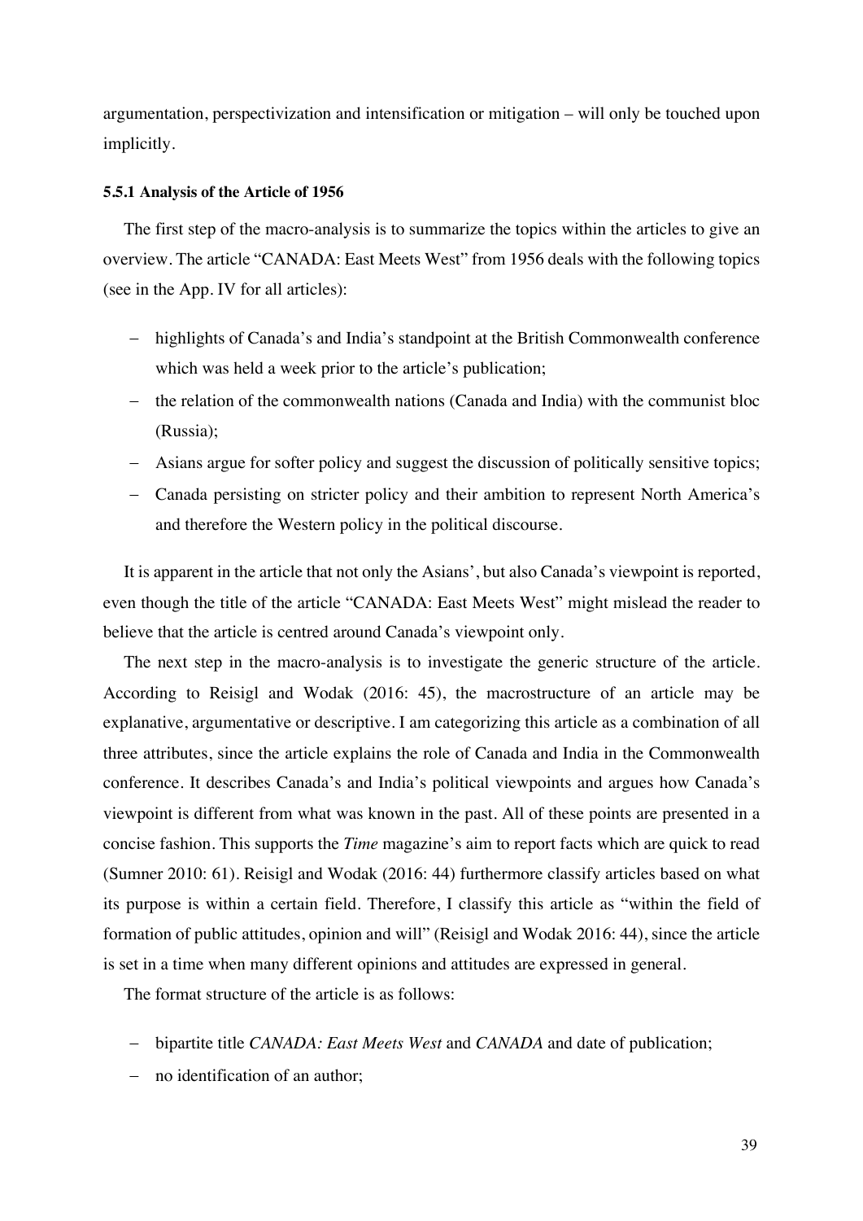argumentation, perspectivization and intensification or mitigation – will only be touched upon implicitly.

#### 5.5.1 Analysis of the Article of 1956

The first step of the macro-analysis is to summarize the topics within the articles to give an overview. The article "CANADA: East Meets West" from 1956 deals with the following topics (see in the App. IV for all articles):

- highlights of Canada's and India's standpoint at the British Commonwealth conference which was held a week prior to the article's publication;
- the relation of the commonwealth nations (Canada and India) with the communist bloc (Russia);
- Asians argue for softer policy and suggest the discussion of politically sensitive topics;
- Canada persisting on stricter policy and their ambition to represent North America's and therefore the Western policy in the political discourse.

It is apparent in the article that not only the Asians', but also Canada's viewpoint is reported, even though the title of the article "CANADA: East Meets West" might mislead the reader to believe that the article is centred around Canada's viewpoint only.

The next step in the macro-analysis is to investigate the generic structure of the article. According to Reisigl and Wodak (2016: 45), the macrostructure of an article may be explanative, argumentative or descriptive. I am categorizing this article as a combination of all three attributes, since the article explains the role of Canada and India in the Commonwealth conference. It describes Canada's and India's political viewpoints and argues how Canada's viewpoint is different from what was known in the past. All of these points are presented in a concise fashion. This supports the *Time* magazine's aim to report facts which are quick to read (Sumner 2010: 61). Reisigl and Wodak (2016: 44) furthermore classify articles based on what its purpose is within a certain field. Therefore, I classify this article as "within the field of formation of public attitudes, opinion and will" (Reisigl and Wodak 2016: 44), since the article is set in a time when many different opinions and attitudes are expressed in general.

The format structure of the article is as follows:

- bipartite title *CANADA: East Meets West* and *CANADA* and date of publication;
- no identification of an author;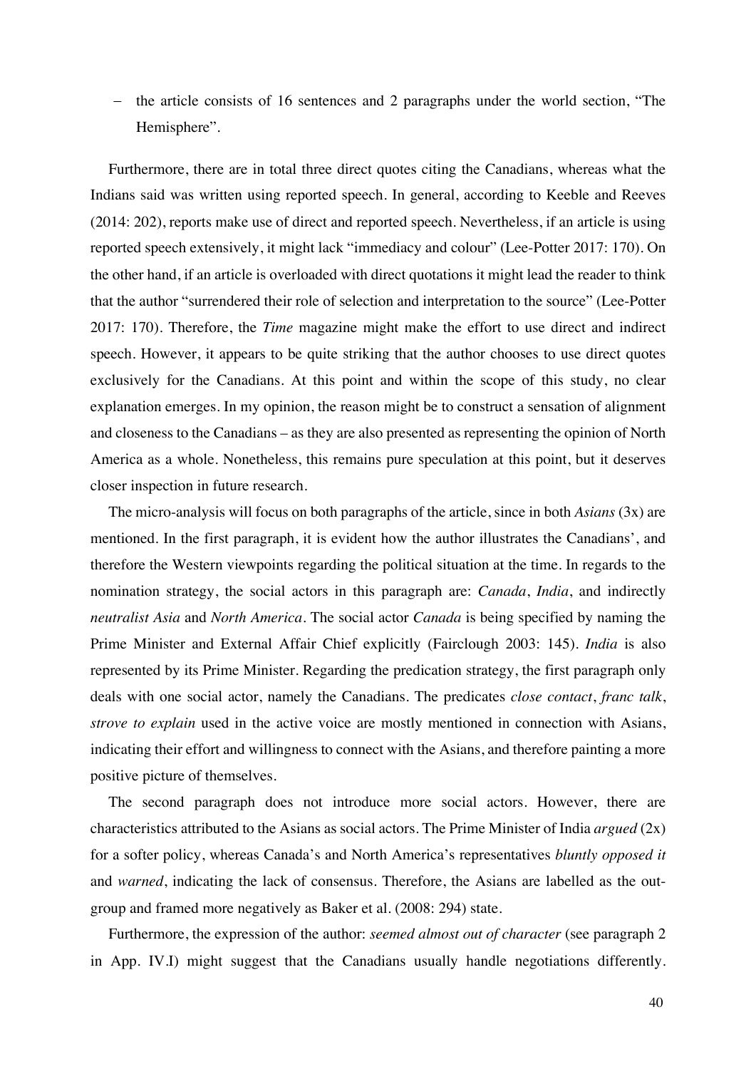– the article consists of 16 sentences and 2 paragraphs under the world section, "The Hemisphere".

Furthermore, there are in total three direct quotes citing the Canadians, whereas what the Indians said was written using reported speech. In general, according to Keeble and Reeves (2014: 202), reports make use of direct and reported speech. Nevertheless, if an article is using reported speech extensively, it might lack "immediacy and colour" (Lee-Potter 2017: 170). On the other hand, if an article is overloaded with direct quotations it might lead the reader to think that the author "surrendered their role of selection and interpretation to the source" (Lee-Potter 2017: 170). Therefore, the *Time* magazine might make the effort to use direct and indirect speech. However, it appears to be quite striking that the author chooses to use direct quotes exclusively for the Canadians. At this point and within the scope of this study, no clear explanation emerges. In my opinion, the reason might be to construct a sensation of alignment and closeness to the Canadians – as they are also presented as representing the opinion of North America as a whole. Nonetheless, this remains pure speculation at this point, but it deserves closer inspection in future research.

The micro-analysis will focus on both paragraphs of the article, since in both *Asians* (3x) are mentioned. In the first paragraph, it is evident how the author illustrates the Canadians', and therefore the Western viewpoints regarding the political situation at the time. In regards to the nomination strategy, the social actors in this paragraph are: *Canada*, *India*, and indirectly *neutralist Asia* and *North America*. The social actor *Canada* is being specified by naming the Prime Minister and External Affair Chief explicitly (Fairclough 2003: 145). *India* is also represented by its Prime Minister. Regarding the predication strategy, the first paragraph only deals with one social actor, namely the Canadians. The predicates *close contact*, *franc talk*, *strove to explain* used in the active voice are mostly mentioned in connection with Asians, indicating their effort and willingness to connect with the Asians, and therefore painting a more positive picture of themselves.

The second paragraph does not introduce more social actors. However, there are characteristics attributed to the Asians as social actors. The Prime Minister of India *argued* (2x) for a softer policy, whereas Canada's and North America's representatives *bluntly opposed it* and *warned*, indicating the lack of consensus. Therefore, the Asians are labelled as the out-group and framed more negatively as Baker et al. (2008: 294) state.

Furthermore, the expression of the author: *seemed almost out of character* (see paragraph 2 in App. IV.I) might suggest that the Canadians usually handle negotiations differently.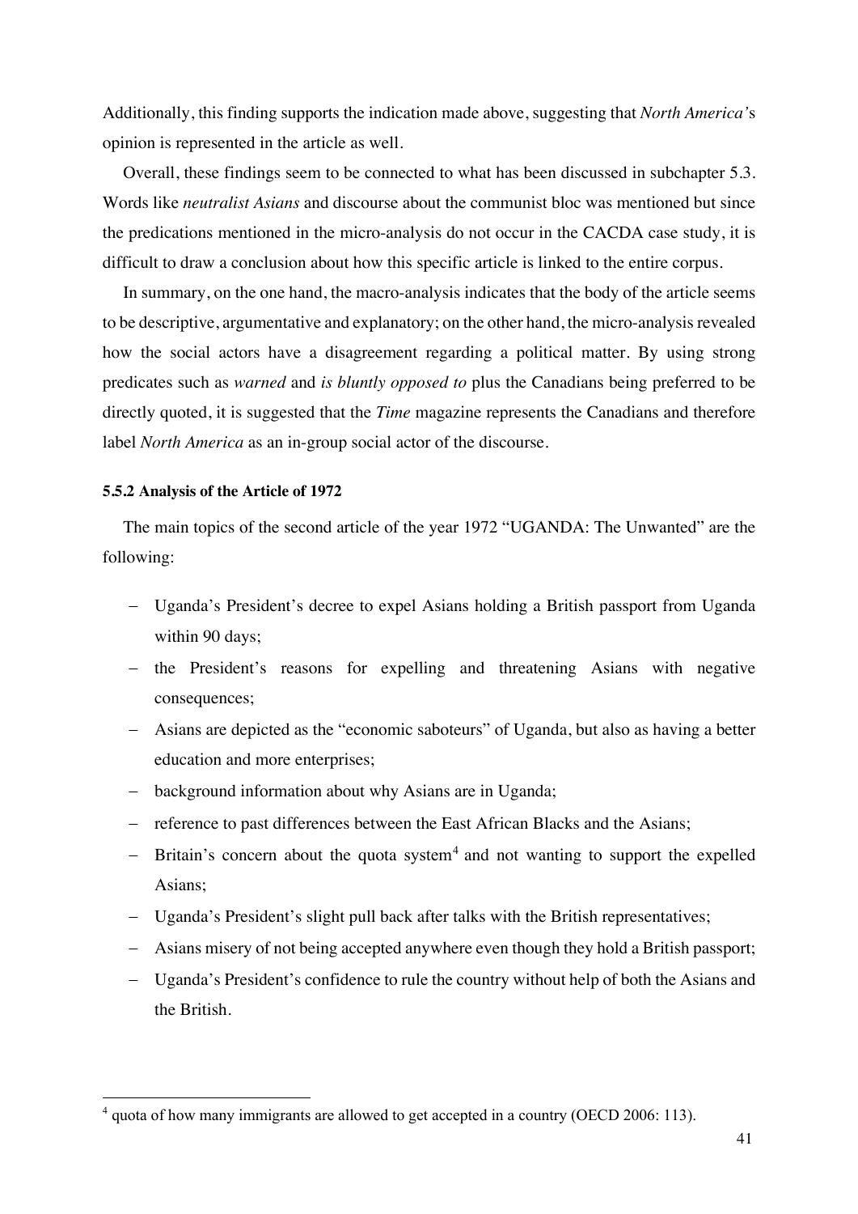Additionally, this finding supports the indication made above, suggesting that *North America'*s opinion is represented in the article as well.

Overall, these findings seem to be connected to what has been discussed in subchapter 5.3. Words like *neutralist Asians* and discourse about the communist bloc was mentioned but since the predications mentioned in the micro-analysis do not occur in the CACDA case study, it is difficult to draw a conclusion about how this specific article is linked to the entire corpus.

In summary, on the one hand, the macro-analysis indicates that the body of the article seems to be descriptive, argumentative and explanatory; on the other hand, the micro-analysis revealed how the social actors have a disagreement regarding a political matter. By using strong predicates such as *warned* and *is bluntly opposed to* plus the Canadians being preferred to be directly quoted, it is suggested that the *Time* magazine represents the Canadians and therefore label *North America* as an in-group social actor of the discourse.

### 5.5.2 Analysis of the Article of 1972

The main topics of the second article of the year 1972 "UGANDA: The Unwanted" are the following:

- Uganda's President's decree to expel Asians holding a British passport from Uganda within 90 days;
- the President's reasons for expelling and threatening Asians with negative consequences;
- Asians are depicted as the "economic saboteurs" of Uganda, but also as having a better education and more enterprises;
- background information about why Asians are in Uganda;
- reference to past differences between the East African Blacks and the Asians;
- Britain's concern about the quota system[4] and not wanting to support the expelled Asians;
- Uganda's President's slight pull back after talks with the British representatives;
- Asians misery of not being accepted anywhere even though they hold a British passport;
- Uganda's President's confidence to rule the country without help of both the Asians and the British.

[4] quota of how many immigrants are allowed to get accepted in a country (OECD 2006: 113).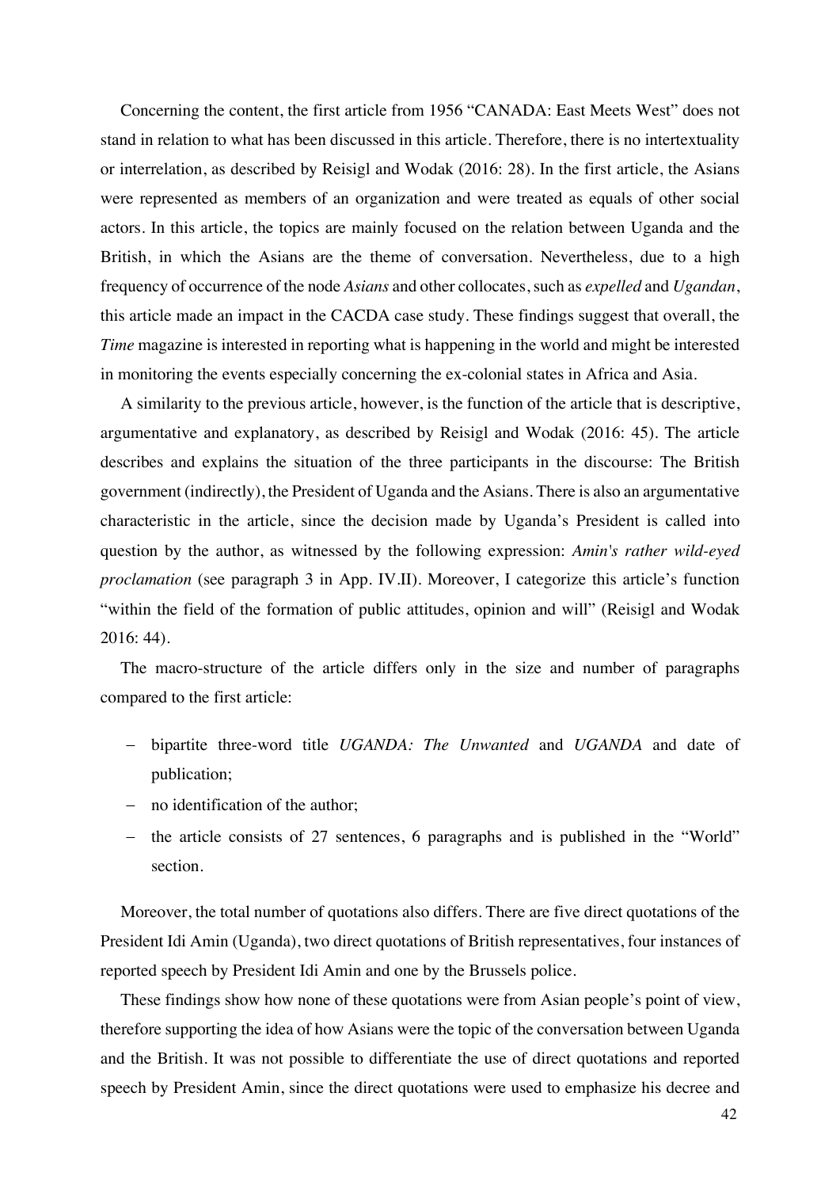Concerning the content, the first article from 1956 "CANADA: East Meets West" does not stand in relation to what has been discussed in this article. Therefore, there is no intertextuality or interrelation, as described by Reisigl and Wodak (2016: 28). In the first article, the Asians were represented as members of an organization and were treated as equals of other social actors. In this article, the topics are mainly focused on the relation between Uganda and the British, in which the Asians are the theme of conversation. Nevertheless, due to a high frequency of occurrence of the node *Asians* and other collocates, such as *expelled* and *Ugandan*, this article made an impact in the CACDA case study. These findings suggest that overall, the *Time* magazine is interested in reporting what is happening in the world and might be interested in monitoring the events especially concerning the ex-colonial states in Africa and Asia.

A similarity to the previous article, however, is the function of the article that is descriptive, argumentative and explanatory, as described by Reisigl and Wodak (2016: 45). The article describes and explains the situation of the three participants in the discourse: The British government (indirectly), the President of Uganda and the Asians. There is also an argumentative characteristic in the article, since the decision made by Uganda's President is called into question by the author, as witnessed by the following expression: *Amin's rather wild-eyed proclamation* (see paragraph 3 in App. IV.II). Moreover, I categorize this article's function "within the field of the formation of public attitudes, opinion and will" (Reisigl and Wodak 2016: 44).

The macro-structure of the article differs only in the size and number of paragraphs compared to the first article:

- bipartite three-word title *UGANDA: The Unwanted* and *UGANDA* and date of publication;
- no identification of the author;
- the article consists of 27 sentences, 6 paragraphs and is published in the "World" section.

Moreover, the total number of quotations also differs. There are five direct quotations of the President Idi Amin (Uganda), two direct quotations of British representatives, four instances of reported speech by President Idi Amin and one by the Brussels police.

These findings show how none of these quotations were from Asian people's point of view, therefore supporting the idea of how Asians were the topic of the conversation between Uganda and the British. It was not possible to differentiate the use of direct quotations and reported speech by President Amin, since the direct quotations were used to emphasize his decree and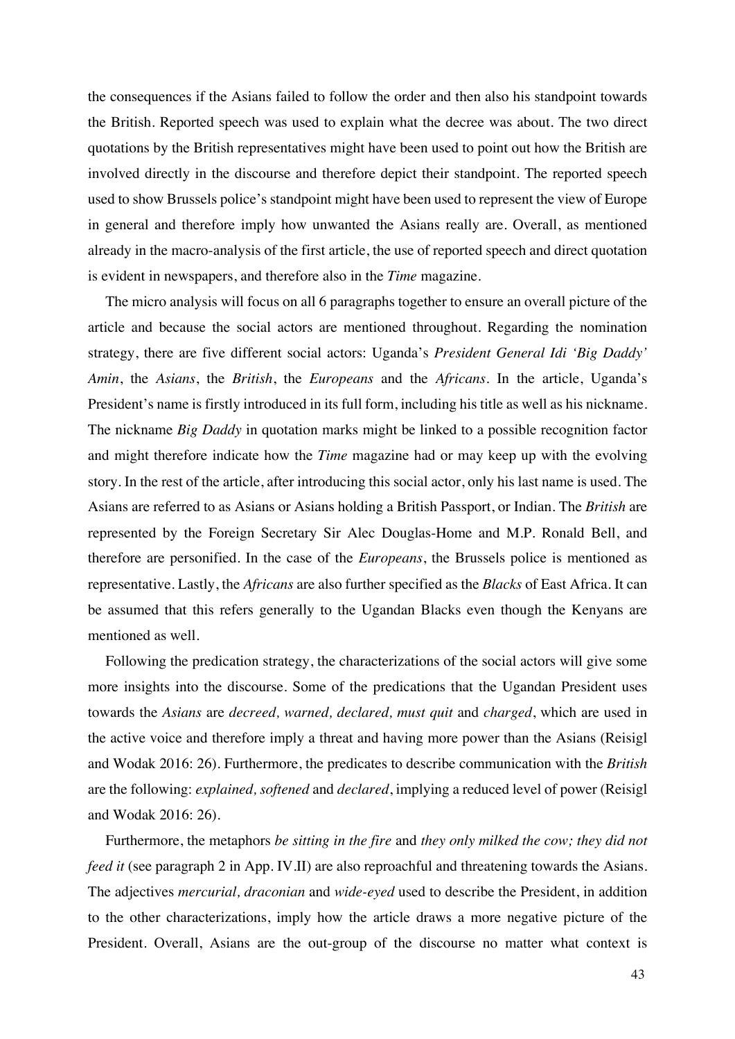the consequences if the Asians failed to follow the order and then also his standpoint towards the British. Reported speech was used to explain what the decree was about. The two direct quotations by the British representatives might have been used to point out how the British are involved directly in the discourse and therefore depict their standpoint. The reported speech used to show Brussels police's standpoint might have been used to represent the view of Europe in general and therefore imply how unwanted the Asians really are. Overall, as mentioned already in the macro-analysis of the first article, the use of reported speech and direct quotation is evident in newspapers, and therefore also in the *Time* magazine.

The micro analysis will focus on all 6 paragraphs together to ensure an overall picture of the article and because the social actors are mentioned throughout. Regarding the nomination strategy, there are five different social actors: Uganda's *President General Idi 'Big Daddy' Amin*, the *Asians*, the *British*, the *Europeans* and the *Africans*. In the article, Uganda's President's name is firstly introduced in its full form, including his title as well as his nickname. The nickname *Big Daddy* in quotation marks might be linked to a possible recognition factor and might therefore indicate how the *Time* magazine had or may keep up with the evolving story. In the rest of the article, after introducing this social actor, only his last name is used. The Asians are referred to as Asians or Asians holding a British Passport, or Indian. The *British* are represented by the Foreign Secretary Sir Alec Douglas-Home and M.P. Ronald Bell, and therefore are personified. In the case of the *Europeans*, the Brussels police is mentioned as representative. Lastly, the *Africans* are also further specified as the *Blacks* of East Africa. It can be assumed that this refers generally to the Ugandan Blacks even though the Kenyans are mentioned as well.

Following the predication strategy, the characterizations of the social actors will give some more insights into the discourse. Some of the predications that the Ugandan President uses towards the *Asians* are *decreed, warned, declared, must quit* and *charged*, which are used in the active voice and therefore imply a threat and having more power than the Asians (Reisigl and Wodak 2016: 26). Furthermore, the predicates to describe communication with the *British* are the following: *explained, softened* and *declared*, implying a reduced level of power (Reisigl and Wodak 2016: 26).

Furthermore, the metaphors *be sitting in the fire* and *they only milked the cow; they did not feed it* (see paragraph 2 in App. IV.II) are also reproachful and threatening towards the Asians. The adjectives *mercurial, draconian* and *wide-eyed* used to describe the President, in addition to the other characterizations, imply how the article draws a more negative picture of the President. Overall, Asians are the out-group of the discourse no matter what context is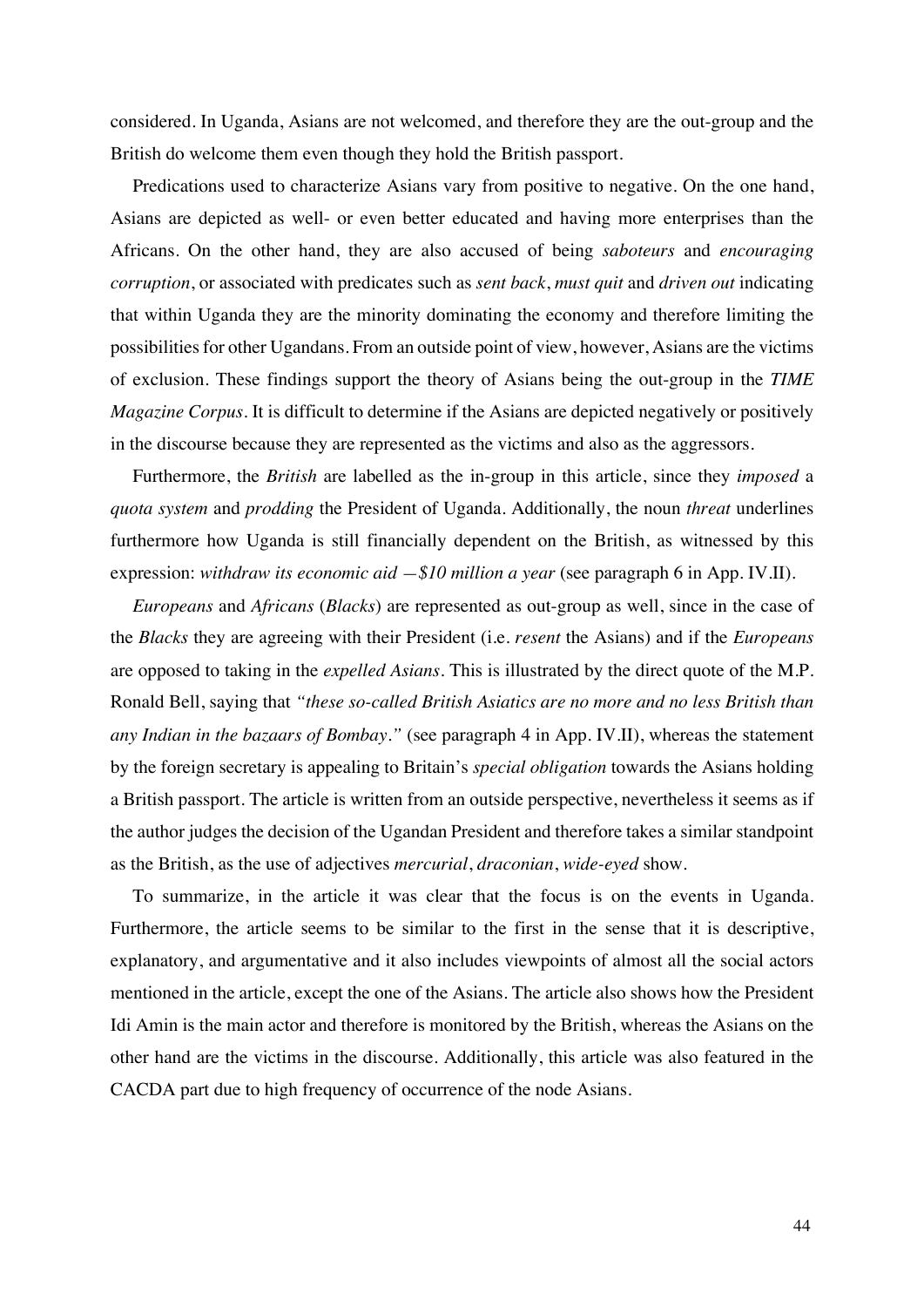considered. In Uganda, Asians are not welcomed, and therefore they are the out-group and the British do welcome them even though they hold the British passport.

Predications used to characterize Asians vary from positive to negative. On the one hand, Asians are depicted as well- or even better educated and having more enterprises than the Africans. On the other hand, they are also accused of being *saboteurs* and *encouraging corruption*, or associated with predicates such as *sent back*, *must quit* and *driven out* indicating that within Uganda they are the minority dominating the economy and therefore limiting the possibilities for other Ugandans. From an outside point of view, however, Asians are the victims of exclusion. These findings support the theory of Asians being the out-group in the *TIME Magazine Corpus*. It is difficult to determine if the Asians are depicted negatively or positively in the discourse because they are represented as the victims and also as the aggressors.

Furthermore, the *British* are labelled as the in-group in this article, since they *imposed* a *quota system* and *prodding* the President of Uganda. Additionally, the noun *threat* underlines furthermore how Uganda is still financially dependent on the British, as witnessed by this expression: *withdraw its economic aid —$10 million a year* (see paragraph 6 in App. IV.II).

*Europeans* and *Africans* (*Blacks*) are represented as out-group as well, since in the case of the *Blacks* they are agreeing with their President (i.e. *resent* the Asians) and if the *Europeans* are opposed to taking in the *expelled Asians*. This is illustrated by the direct quote of the M.P. Ronald Bell, saying that *"these so-called British Asiatics are no more and no less British than any Indian in the bazaars of Bombay."* (see paragraph 4 in App. IV.II), whereas the statement by the foreign secretary is appealing to Britain's *special obligation* towards the Asians holding a British passport. The article is written from an outside perspective, nevertheless it seems as if the author judges the decision of the Ugandan President and therefore takes a similar standpoint as the British, as the use of adjectives *mercurial*, *draconian*, *wide-eyed* show.

To summarize, in the article it was clear that the focus is on the events in Uganda. Furthermore, the article seems to be similar to the first in the sense that it is descriptive, explanatory, and argumentative and it also includes viewpoints of almost all the social actors mentioned in the article, except the one of the Asians. The article also shows how the President Idi Amin is the main actor and therefore is monitored by the British, whereas the Asians on the other hand are the victims in the discourse. Additionally, this article was also featured in the CACDA part due to high frequency of occurrence of the node Asians.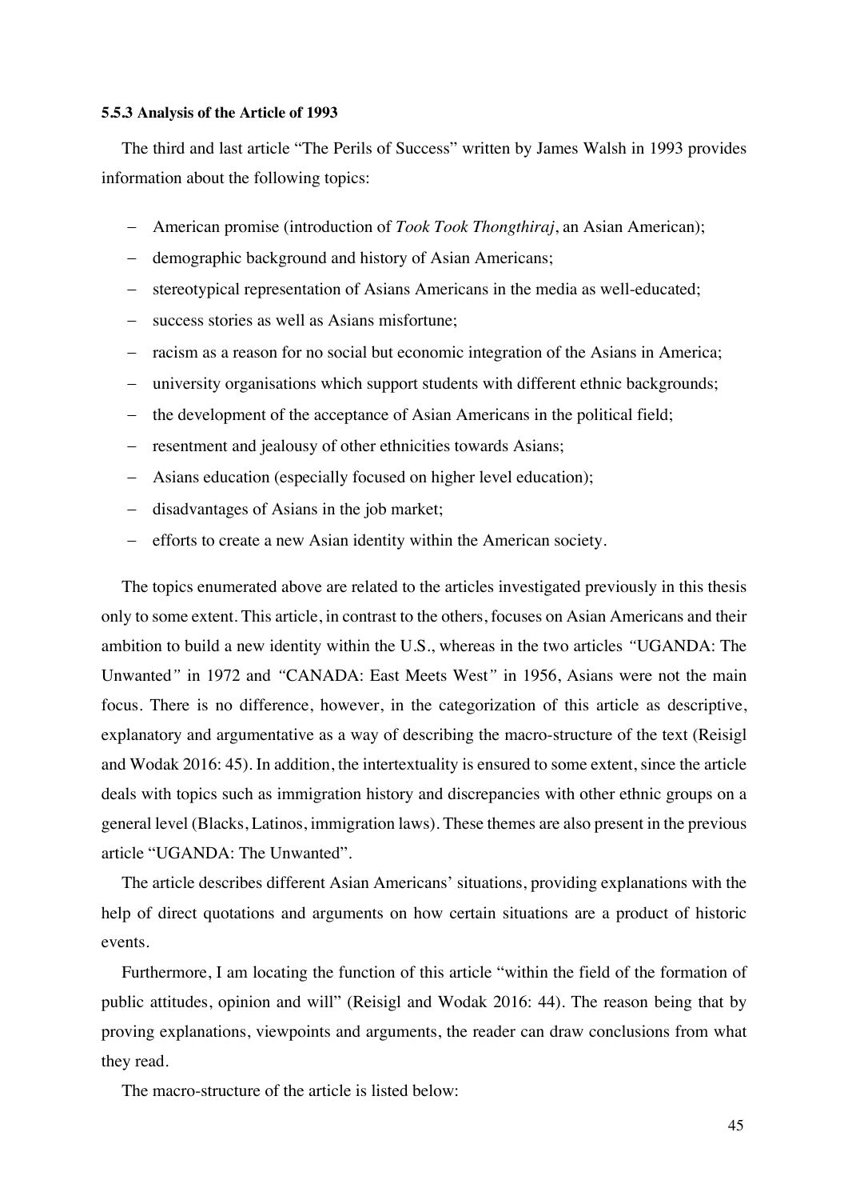### 5.5.3 Analysis of the Article of 1993

The third and last article "The Perils of Success" written by James Walsh in 1993 provides information about the following topics:

- American promise (introduction of *Took Took Thongthiraj*, an Asian American);
- demographic background and history of Asian Americans;
- stereotypical representation of Asians Americans in the media as well-educated;
- success stories as well as Asians misfortune;
- racism as a reason for no social but economic integration of the Asians in America;
- university organisations which support students with different ethnic backgrounds;
- the development of the acceptance of Asian Americans in the political field;
- resentment and jealousy of other ethnicities towards Asians;
- Asians education (especially focused on higher level education);
- disadvantages of Asians in the job market;
- efforts to create a new Asian identity within the American society.

The topics enumerated above are related to the articles investigated previously in this thesis only to some extent. This article, in contrast to the others, focuses on Asian Americans and their ambition to build a new identity within the U.S., whereas in the two articles *"*UGANDA: The Unwanted*"* in 1972 and *"*CANADA: East Meets West*"* in 1956, Asians were not the main focus. There is no difference, however, in the categorization of this article as descriptive, explanatory and argumentative as a way of describing the macro-structure of the text (Reisigl and Wodak 2016: 45). In addition, the intertextuality is ensured to some extent, since the article deals with topics such as immigration history and discrepancies with other ethnic groups on a general level (Blacks, Latinos, immigration laws). These themes are also present in the previous article "UGANDA: The Unwanted".

The article describes different Asian Americans' situations, providing explanations with the help of direct quotations and arguments on how certain situations are a product of historic events.

Furthermore, I am locating the function of this article "within the field of the formation of public attitudes, opinion and will" (Reisigl and Wodak 2016: 44). The reason being that by proving explanations, viewpoints and arguments, the reader can draw conclusions from what they read.

The macro-structure of the article is listed below: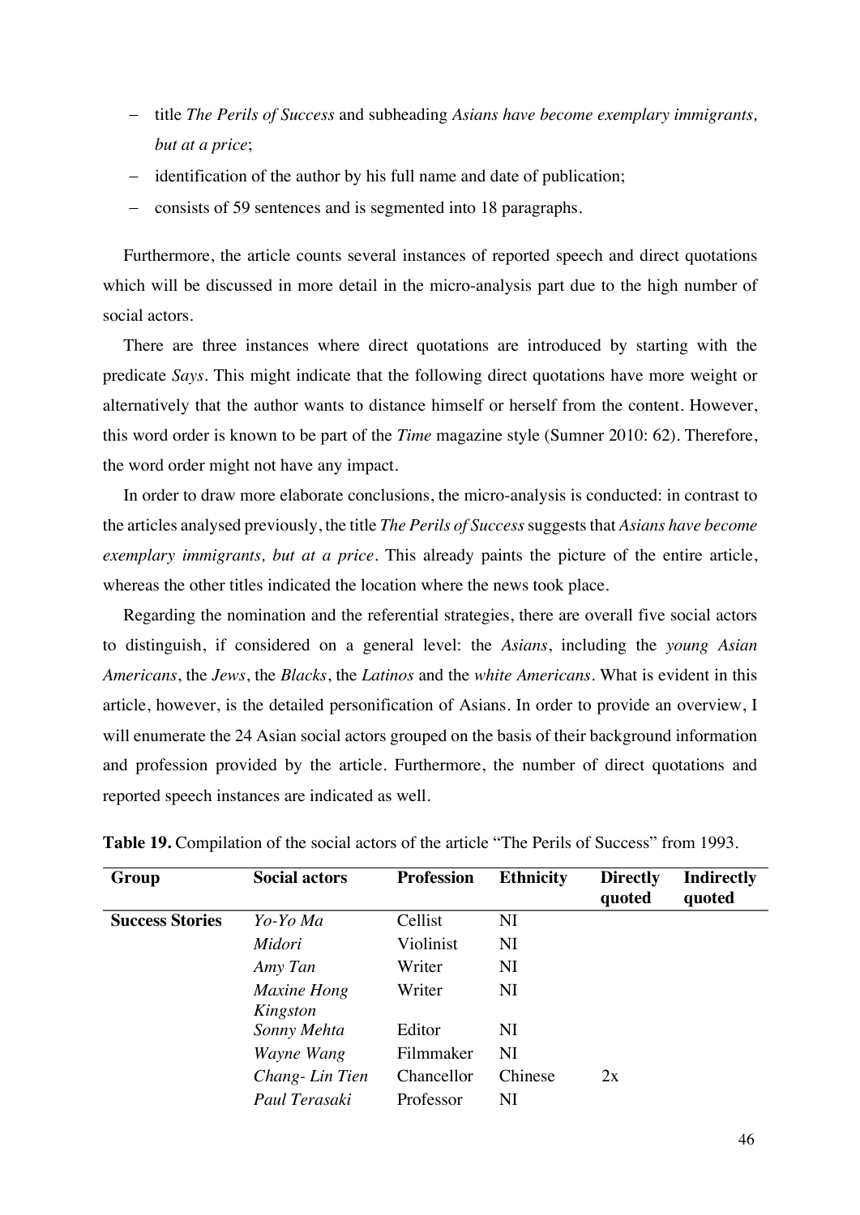- title *The Perils of Success* and subheading *Asians have become exemplary immigrants, but at a price*;
- identification of the author by his full name and date of publication;
- consists of 59 sentences and is segmented into 18 paragraphs.

Furthermore, the article counts several instances of reported speech and direct quotations which will be discussed in more detail in the micro-analysis part due to the high number of social actors.

There are three instances where direct quotations are introduced by starting with the predicate *Says*. This might indicate that the following direct quotations have more weight or alternatively that the author wants to distance himself or herself from the content. However, this word order is known to be part of the *Time* magazine style (Sumner 2010: 62). Therefore, the word order might not have any impact.

In order to draw more elaborate conclusions, the micro-analysis is conducted: in contrast to the articles analysed previously, the title *The Perils of Success* suggests that *Asians have become exemplary immigrants, but at a price*. This already paints the picture of the entire article, whereas the other titles indicated the location where the news took place.

Regarding the nomination and the referential strategies, there are overall five social actors to distinguish, if considered on a general level: the *Asians*, including the *young Asian Americans*, the *Jews*, the *Blacks*, the *Latinos* and the *white Americans*. What is evident in this article, however, is the detailed personification of Asians. In order to provide an overview, I will enumerate the 24 Asian social actors grouped on the basis of their background information and profession provided by the article. Furthermore, the number of direct quotations and reported speech instances are indicated as well.

**Table 19.** Compilation of the social actors of the article "The Perils of Success" from 1993.

| Group | Social actors | Profession | Ethnicity | Directly quoted | Indirectly quoted |
|---|---|---|---|---|---|
| **Success Stories** | *Yo-Yo Ma* | Cellist | NI | | |
| | *Midori* | Violinist | NI | | |
| | *Amy Tan* | Writer | NI | | |
| | *Maxine Hong Kingston* | Writer | NI | | |
| | *Sonny Mehta* | Editor | NI | | |
| | *Wayne Wang* | Filmmaker | NI | | |
| | *Chang- Lin Tien* | Chancellor | Chinese | 2x | |
| | *Paul Terasaki* | Professor | NI | | |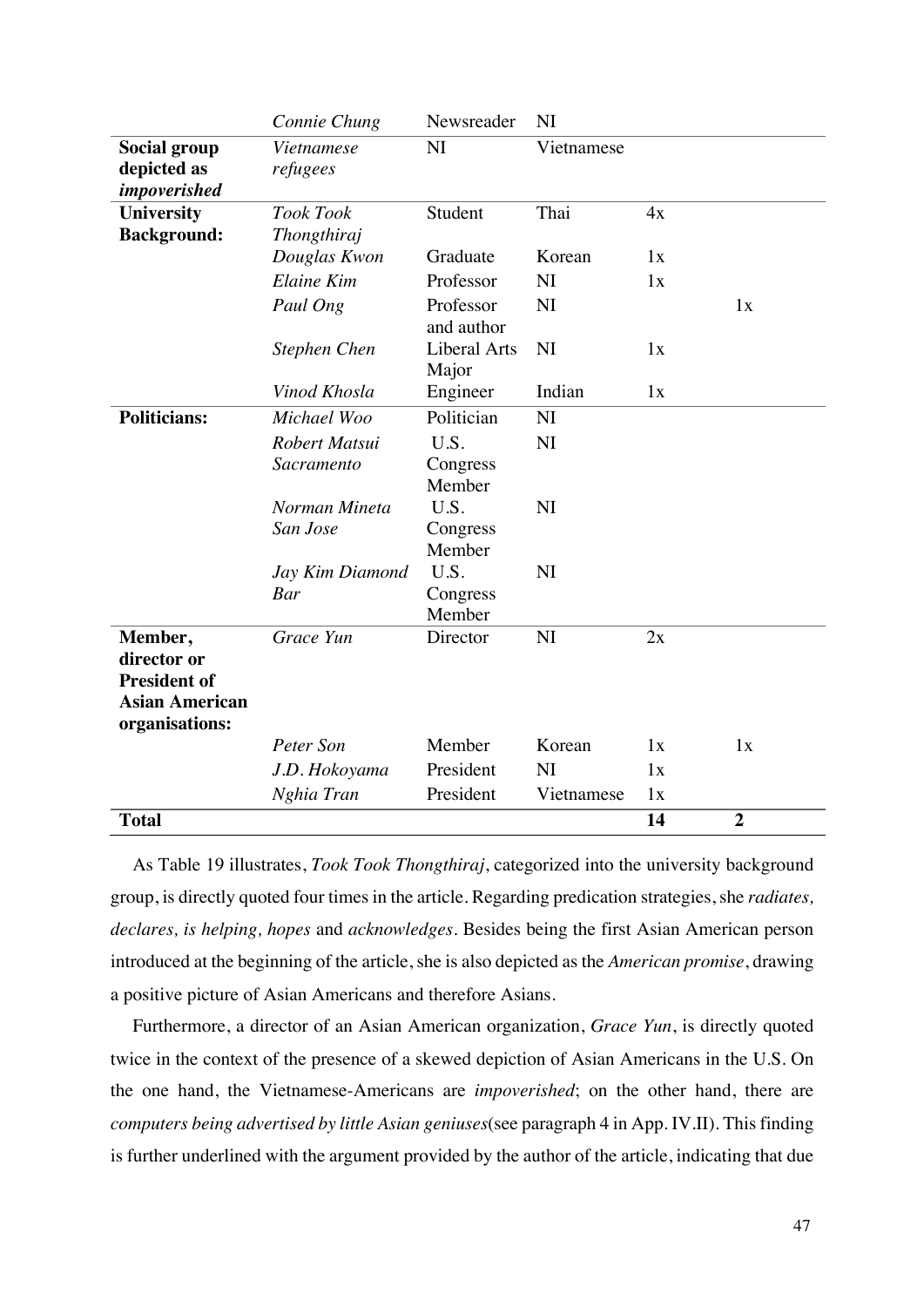| | | | | | |
|---|---|---|---|---|---|
| | *Connie Chung* | Newsreader | NI | | |
| **Social group depicted as *impoverished*** | *Vietnamese refugees* | NI | Vietnamese | | |
| **University Background:** | *Took Took Thongthiraj* | Student | Thai | 4x | |
| | *Douglas Kwon* | Graduate | Korean | 1x | |
| | *Elaine Kim* | Professor | NI | 1x | |
| | *Paul Ong* | Professor and author | NI | | 1x |
| | *Stephen Chen* | Liberal Arts Major | NI | 1x | |
| | *Vinod Khosla* | Engineer | Indian | 1x | |
| **Politicians:** | *Michael Woo* | Politician | NI | | |
| | *Robert Matsui Sacramento* | U.S. Congress Member | NI | | |
| | *Norman Mineta San Jose* | U.S. Congress Member | NI | | |
| | *Jay Kim Diamond Bar* | U.S. Congress Member | NI | | |
| **Member, director or President of Asian American organisations:** | *Grace Yun* | Director | NI | 2x | |
| | *Peter Son* | Member | Korean | 1x | 1x |
| | *J.D. Hokoyama* | President | NI | 1x | |
| | *Nghia Tran* | President | Vietnamese | 1x | |
| **Total** | | | | **14** | **2** |

As Table 19 illustrates, *Took Took Thongthiraj*, categorized into the university background group, is directly quoted four times in the article. Regarding predication strategies, she *radiates, declares, is helping, hopes* and *acknowledges*. Besides being the first Asian American person introduced at the beginning of the article, she is also depicted as the *American promise*, drawing a positive picture of Asian Americans and therefore Asians.

Furthermore, a director of an Asian American organization, *Grace Yun*, is directly quoted twice in the context of the presence of a skewed depiction of Asian Americans in the U.S. On the one hand, the Vietnamese-Americans are *impoverished*; on the other hand, there are *computers being advertised by little Asian geniuses*(see paragraph 4 in App. IV.II). This finding is further underlined with the argument provided by the author of the article, indicating that due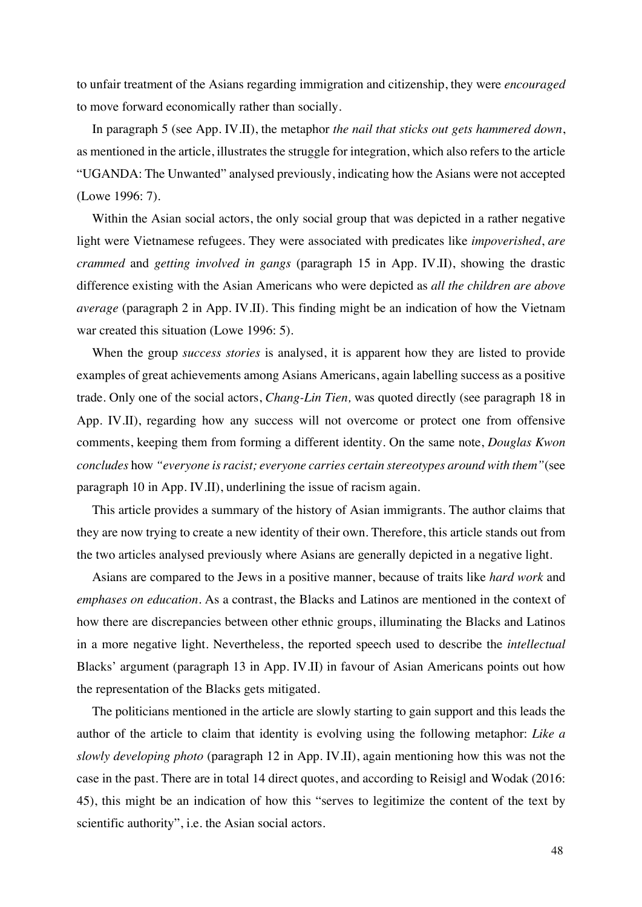to unfair treatment of the Asians regarding immigration and citizenship, they were *encouraged* to move forward economically rather than socially.

In paragraph 5 (see App. IV.II), the metaphor *the nail that sticks out gets hammered down*, as mentioned in the article, illustrates the struggle for integration, which also refers to the article "UGANDA: The Unwanted" analysed previously, indicating how the Asians were not accepted (Lowe 1996: 7).

Within the Asian social actors, the only social group that was depicted in a rather negative light were Vietnamese refugees. They were associated with predicates like *impoverished*, *are crammed* and *getting involved in gangs* (paragraph 15 in App. IV.II), showing the drastic difference existing with the Asian Americans who were depicted as *all the children are above average* (paragraph 2 in App. IV.II). This finding might be an indication of how the Vietnam war created this situation (Lowe 1996: 5).

When the group *success stories* is analysed, it is apparent how they are listed to provide examples of great achievements among Asians Americans, again labelling success as a positive trade. Only one of the social actors, *Chang-Lin Tien,* was quoted directly (see paragraph 18 in App. IV.II), regarding how any success will not overcome or protect one from offensive comments, keeping them from forming a different identity. On the same note, *Douglas Kwon concludes* how *"everyone is racist; everyone carries certain stereotypes around with them"* (see paragraph 10 in App. IV.II), underlining the issue of racism again.

This article provides a summary of the history of Asian immigrants. The author claims that they are now trying to create a new identity of their own. Therefore, this article stands out from the two articles analysed previously where Asians are generally depicted in a negative light.

Asians are compared to the Jews in a positive manner, because of traits like *hard work* and *emphases on education*. As a contrast, the Blacks and Latinos are mentioned in the context of how there are discrepancies between other ethnic groups, illuminating the Blacks and Latinos in a more negative light. Nevertheless, the reported speech used to describe the *intellectual* Blacks' argument (paragraph 13 in App. IV.II) in favour of Asian Americans points out how the representation of the Blacks gets mitigated.

The politicians mentioned in the article are slowly starting to gain support and this leads the author of the article to claim that identity is evolving using the following metaphor: *Like a slowly developing photo* (paragraph 12 in App. IV.II), again mentioning how this was not the case in the past. There are in total 14 direct quotes, and according to Reisigl and Wodak (2016: 45), this might be an indication of how this "serves to legitimize the content of the text by scientific authority", i.e. the Asian social actors.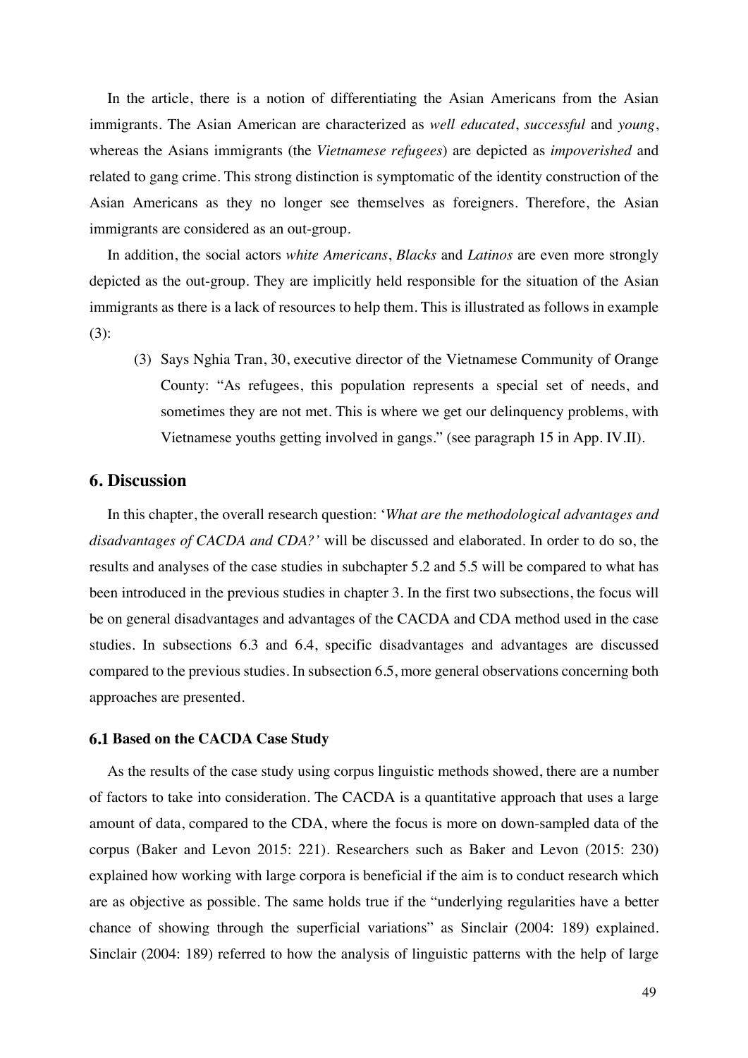In the article, there is a notion of differentiating the Asian Americans from the Asian immigrants. The Asian American are characterized as *well educated*, *successful* and *young*, whereas the Asians immigrants (the *Vietnamese refugees*) are depicted as *impoverished* and related to gang crime. This strong distinction is symptomatic of the identity construction of the Asian Americans as they no longer see themselves as foreigners. Therefore, the Asian immigrants are considered as an out-group.

In addition, the social actors *white Americans*, *Blacks* and *Latinos* are even more strongly depicted as the out-group. They are implicitly held responsible for the situation of the Asian immigrants as there is a lack of resources to help them. This is illustrated as follows in example (3):

(3) Says Nghia Tran, 30, executive director of the Vietnamese Community of Orange County: "As refugees, this population represents a special set of needs, and sometimes they are not met. This is where we get our delinquency problems, with Vietnamese youths getting involved in gangs." (see paragraph 15 in App. IV.II).

## 6. Discussion

In this chapter, the overall research question: '*What are the methodological advantages and disadvantages of CACDA and CDA?'* will be discussed and elaborated. In order to do so, the results and analyses of the case studies in subchapter 5.2 and 5.5 will be compared to what has been introduced in the previous studies in chapter 3. In the first two subsections, the focus will be on general disadvantages and advantages of the CACDA and CDA method used in the case studies. In subsections 6.3 and 6.4, specific disadvantages and advantages are discussed compared to the previous studies. In subsection 6.5, more general observations concerning both approaches are presented.

### 6.1 Based on the CACDA Case Study

As the results of the case study using corpus linguistic methods showed, there are a number of factors to take into consideration. The CACDA is a quantitative approach that uses a large amount of data, compared to the CDA, where the focus is more on down-sampled data of the corpus (Baker and Levon 2015: 221). Researchers such as Baker and Levon (2015: 230) explained how working with large corpora is beneficial if the aim is to conduct research which are as objective as possible. The same holds true if the "underlying regularities have a better chance of showing through the superficial variations" as Sinclair (2004: 189) explained. Sinclair (2004: 189) referred to how the analysis of linguistic patterns with the help of large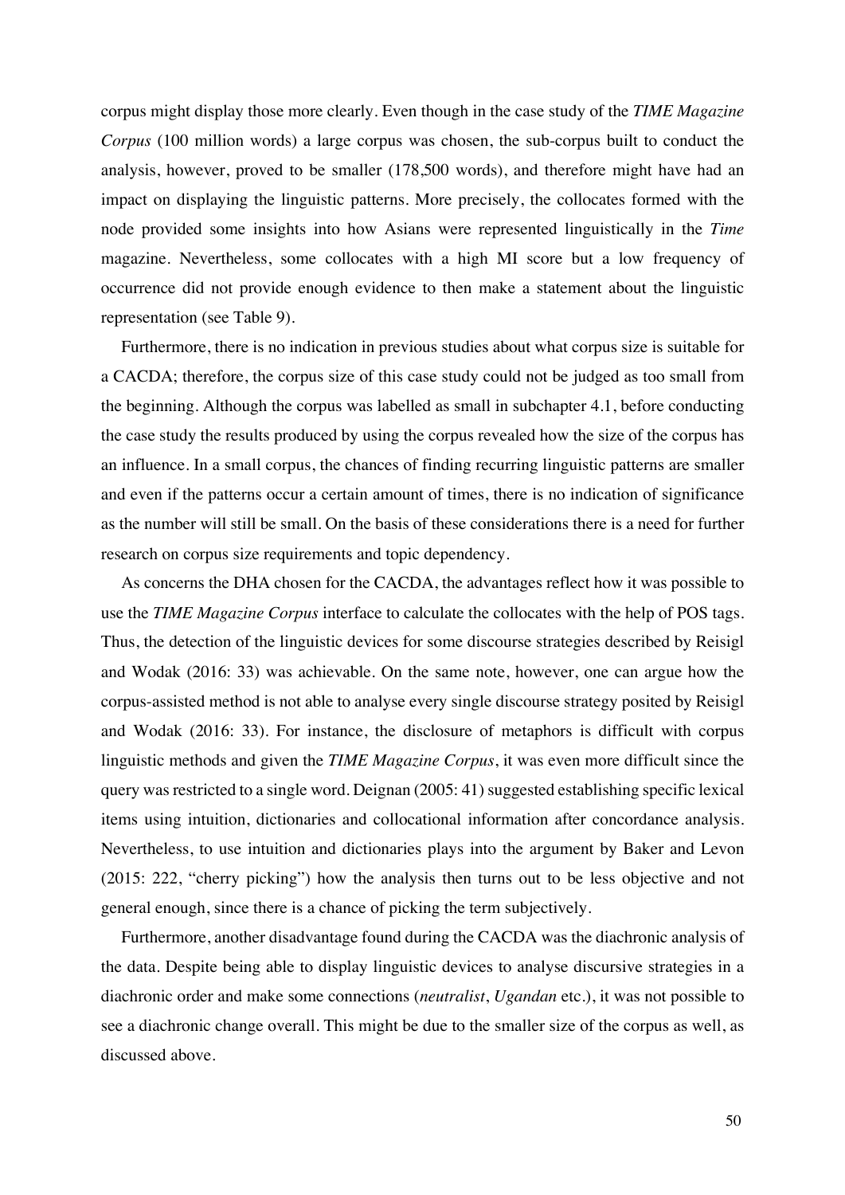corpus might display those more clearly. Even though in the case study of the *TIME Magazine Corpus* (100 million words) a large corpus was chosen, the sub-corpus built to conduct the analysis, however, proved to be smaller (178,500 words), and therefore might have had an impact on displaying the linguistic patterns. More precisely, the collocates formed with the node provided some insights into how Asians were represented linguistically in the *Time* magazine. Nevertheless, some collocates with a high MI score but a low frequency of occurrence did not provide enough evidence to then make a statement about the linguistic representation (see Table 9).

Furthermore, there is no indication in previous studies about what corpus size is suitable for a CACDA; therefore, the corpus size of this case study could not be judged as too small from the beginning. Although the corpus was labelled as small in subchapter 4.1, before conducting the case study the results produced by using the corpus revealed how the size of the corpus has an influence. In a small corpus, the chances of finding recurring linguistic patterns are smaller and even if the patterns occur a certain amount of times, there is no indication of significance as the number will still be small. On the basis of these considerations there is a need for further research on corpus size requirements and topic dependency.

As concerns the DHA chosen for the CACDA, the advantages reflect how it was possible to use the *TIME Magazine Corpus* interface to calculate the collocates with the help of POS tags. Thus, the detection of the linguistic devices for some discourse strategies described by Reisigl and Wodak (2016: 33) was achievable. On the same note, however, one can argue how the corpus-assisted method is not able to analyse every single discourse strategy posited by Reisigl and Wodak (2016: 33). For instance, the disclosure of metaphors is difficult with corpus linguistic methods and given the *TIME Magazine Corpus*, it was even more difficult since the query was restricted to a single word. Deignan (2005: 41) suggested establishing specific lexical items using intuition, dictionaries and collocational information after concordance analysis. Nevertheless, to use intuition and dictionaries plays into the argument by Baker and Levon (2015: 222, "cherry picking") how the analysis then turns out to be less objective and not general enough, since there is a chance of picking the term subjectively.

Furthermore, another disadvantage found during the CACDA was the diachronic analysis of the data. Despite being able to display linguistic devices to analyse discursive strategies in a diachronic order and make some connections (*neutralist*, *Ugandan* etc.), it was not possible to see a diachronic change overall. This might be due to the smaller size of the corpus as well, as discussed above.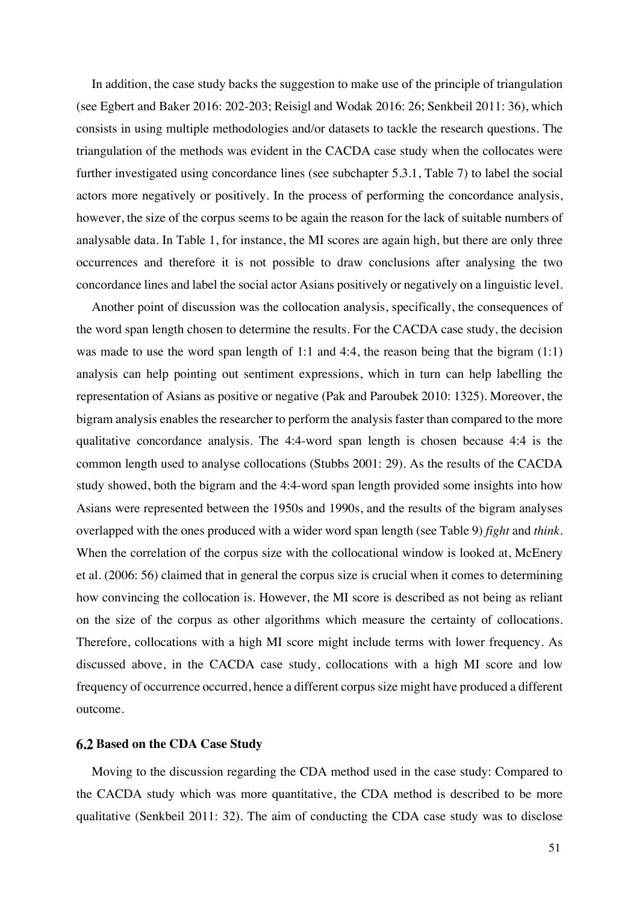In addition, the case study backs the suggestion to make use of the principle of triangulation (see Egbert and Baker 2016: 202-203; Reisigl and Wodak 2016: 26; Senkbeil 2011: 36), which consists in using multiple methodologies and/or datasets to tackle the research questions. The triangulation of the methods was evident in the CACDA case study when the collocates were further investigated using concordance lines (see subchapter 5.3.1, Table 7) to label the social actors more negatively or positively. In the process of performing the concordance analysis, however, the size of the corpus seems to be again the reason for the lack of suitable numbers of analysable data. In Table 1, for instance, the MI scores are again high, but there are only three occurrences and therefore it is not possible to draw conclusions after analysing the two concordance lines and label the social actor Asians positively or negatively on a linguistic level.

Another point of discussion was the collocation analysis, specifically, the consequences of the word span length chosen to determine the results. For the CACDA case study, the decision was made to use the word span length of 1:1 and 4:4, the reason being that the bigram (1:1) analysis can help pointing out sentiment expressions, which in turn can help labelling the representation of Asians as positive or negative (Pak and Paroubek 2010: 1325). Moreover, the bigram analysis enables the researcher to perform the analysis faster than compared to the more qualitative concordance analysis. The 4:4-word span length is chosen because 4:4 is the common length used to analyse collocations (Stubbs 2001: 29). As the results of the CACDA study showed, both the bigram and the 4:4-word span length provided some insights into how Asians were represented between the 1950s and 1990s, and the results of the bigram analyses overlapped with the ones produced with a wider word span length (see Table 9) *fight* and *think*. When the correlation of the corpus size with the collocational window is looked at, McEnery et al. (2006: 56) claimed that in general the corpus size is crucial when it comes to determining how convincing the collocation is. However, the MI score is described as not being as reliant on the size of the corpus as other algorithms which measure the certainty of collocations. Therefore, collocations with a high MI score might include terms with lower frequency. As discussed above, in the CACDA case study, collocations with a high MI score and low frequency of occurrence occurred, hence a different corpus size might have produced a different outcome.

## 6.2 Based on the CDA Case Study

Moving to the discussion regarding the CDA method used in the case study: Compared to the CACDA study which was more quantitative, the CDA method is described to be more qualitative (Senkbeil 2011: 32). The aim of conducting the CDA case study was to disclose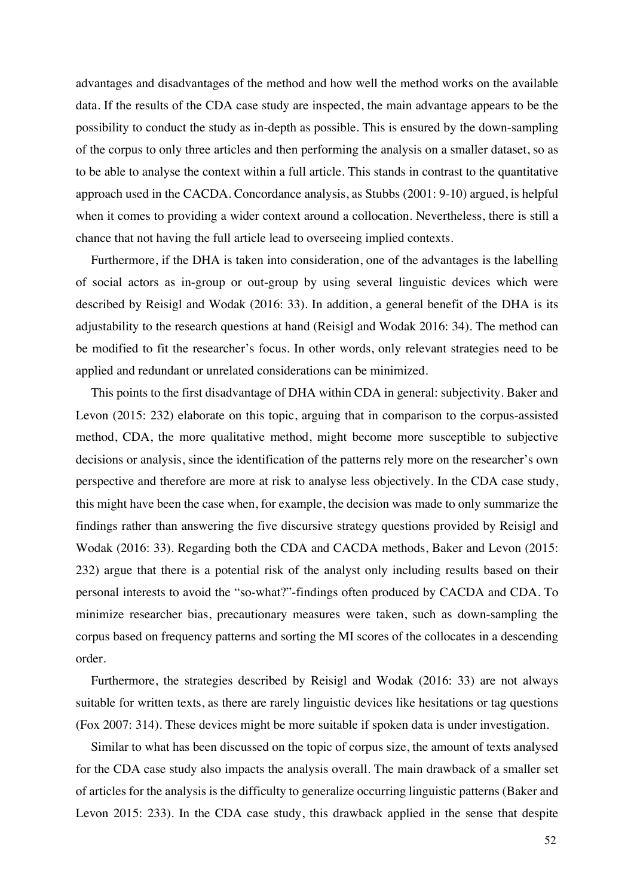advantages and disadvantages of the method and how well the method works on the available data. If the results of the CDA case study are inspected, the main advantage appears to be the possibility to conduct the study as in-depth as possible. This is ensured by the down-sampling of the corpus to only three articles and then performing the analysis on a smaller dataset, so as to be able to analyse the context within a full article. This stands in contrast to the quantitative approach used in the CACDA. Concordance analysis, as Stubbs (2001: 9-10) argued, is helpful when it comes to providing a wider context around a collocation. Nevertheless, there is still a chance that not having the full article lead to overseeing implied contexts.

Furthermore, if the DHA is taken into consideration, one of the advantages is the labelling of social actors as in-group or out-group by using several linguistic devices which were described by Reisigl and Wodak (2016: 33). In addition, a general benefit of the DHA is its adjustability to the research questions at hand (Reisigl and Wodak 2016: 34). The method can be modified to fit the researcher's focus. In other words, only relevant strategies need to be applied and redundant or unrelated considerations can be minimized.

This points to the first disadvantage of DHA within CDA in general: subjectivity. Baker and Levon (2015: 232) elaborate on this topic, arguing that in comparison to the corpus-assisted method, CDA, the more qualitative method, might become more susceptible to subjective decisions or analysis, since the identification of the patterns rely more on the researcher's own perspective and therefore are more at risk to analyse less objectively. In the CDA case study, this might have been the case when, for example, the decision was made to only summarize the findings rather than answering the five discursive strategy questions provided by Reisigl and Wodak (2016: 33). Regarding both the CDA and CACDA methods, Baker and Levon (2015: 232) argue that there is a potential risk of the analyst only including results based on their personal interests to avoid the "so-what?"-findings often produced by CACDA and CDA. To minimize researcher bias, precautionary measures were taken, such as down-sampling the corpus based on frequency patterns and sorting the MI scores of the collocates in a descending order.

Furthermore, the strategies described by Reisigl and Wodak (2016: 33) are not always suitable for written texts, as there are rarely linguistic devices like hesitations or tag questions (Fox 2007: 314). These devices might be more suitable if spoken data is under investigation.

Similar to what has been discussed on the topic of corpus size, the amount of texts analysed for the CDA case study also impacts the analysis overall. The main drawback of a smaller set of articles for the analysis is the difficulty to generalize occurring linguistic patterns (Baker and Levon 2015: 233). In the CDA case study, this drawback applied in the sense that despite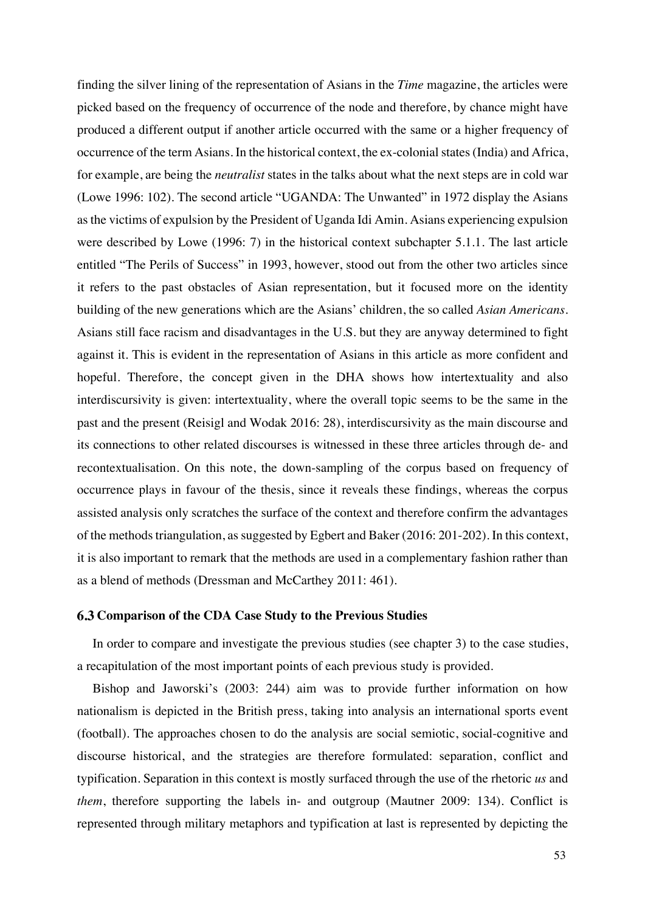finding the silver lining of the representation of Asians in the *Time* magazine, the articles were picked based on the frequency of occurrence of the node and therefore, by chance might have produced a different output if another article occurred with the same or a higher frequency of occurrence of the term Asians. In the historical context, the ex-colonial states (India) and Africa, for example, are being the *neutralist* states in the talks about what the next steps are in cold war (Lowe 1996: 102). The second article "UGANDA: The Unwanted" in 1972 display the Asians as the victims of expulsion by the President of Uganda Idi Amin. Asians experiencing expulsion were described by Lowe (1996: 7) in the historical context subchapter 5.1.1. The last article entitled "The Perils of Success" in 1993, however, stood out from the other two articles since it refers to the past obstacles of Asian representation, but it focused more on the identity building of the new generations which are the Asians' children, the so called *Asian Americans*. Asians still face racism and disadvantages in the U.S. but they are anyway determined to fight against it. This is evident in the representation of Asians in this article as more confident and hopeful. Therefore, the concept given in the DHA shows how intertextuality and also interdiscursivity is given: intertextuality, where the overall topic seems to be the same in the past and the present (Reisigl and Wodak 2016: 28), interdiscursivity as the main discourse and its connections to other related discourses is witnessed in these three articles through de- and recontextualisation. On this note, the down-sampling of the corpus based on frequency of occurrence plays in favour of the thesis, since it reveals these findings, whereas the corpus assisted analysis only scratches the surface of the context and therefore confirm the advantages of the methods triangulation, as suggested by Egbert and Baker (2016: 201-202). In this context, it is also important to remark that the methods are used in a complementary fashion rather than as a blend of methods (Dressman and McCarthey 2011: 461).

### 6.3 Comparison of the CDA Case Study to the Previous Studies

In order to compare and investigate the previous studies (see chapter 3) to the case studies, a recapitulation of the most important points of each previous study is provided.

Bishop and Jaworski's (2003: 244) aim was to provide further information on how nationalism is depicted in the British press, taking into analysis an international sports event (football). The approaches chosen to do the analysis are social semiotic, social-cognitive and discourse historical, and the strategies are therefore formulated: separation, conflict and typification. Separation in this context is mostly surfaced through the use of the rhetoric *us* and *them*, therefore supporting the labels in- and outgroup (Mautner 2009: 134). Conflict is represented through military metaphors and typification at last is represented by depicting the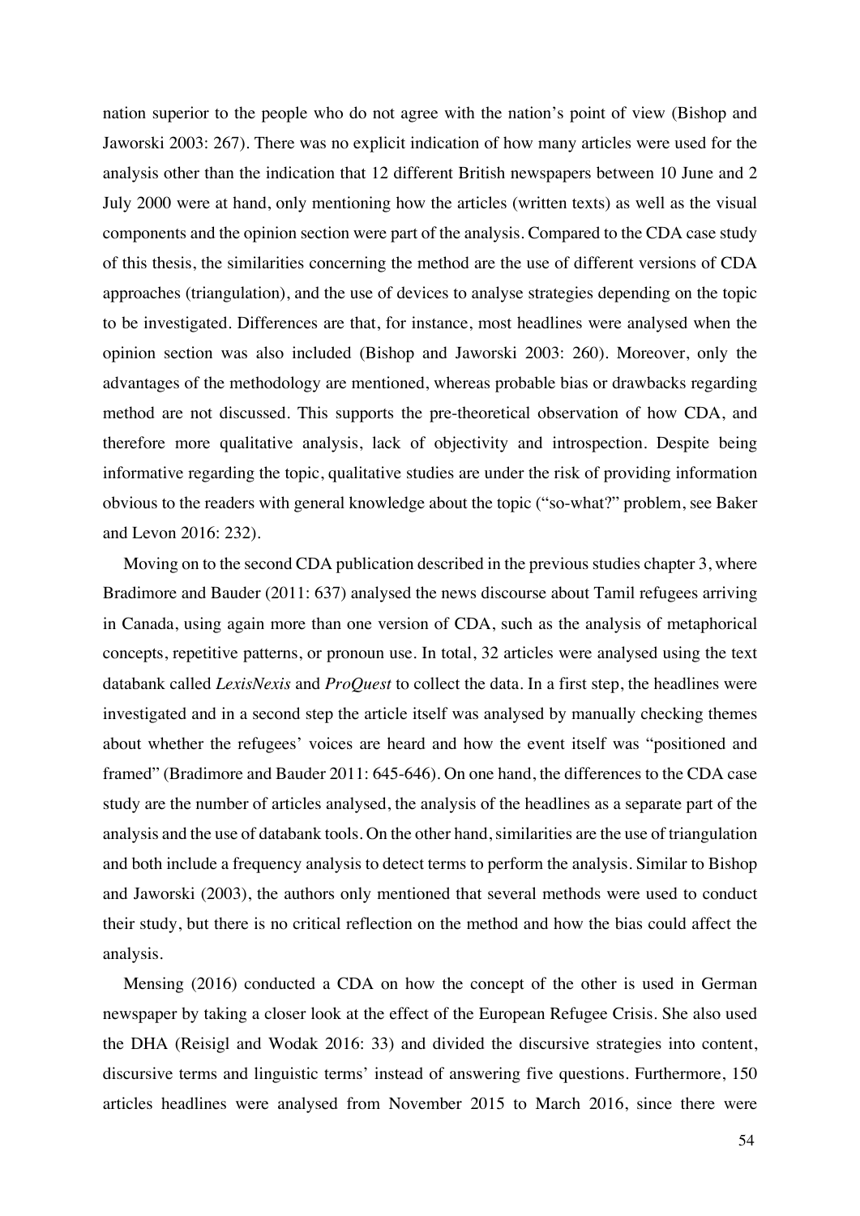nation superior to the people who do not agree with the nation's point of view (Bishop and Jaworski 2003: 267). There was no explicit indication of how many articles were used for the analysis other than the indication that 12 different British newspapers between 10 June and 2 July 2000 were at hand, only mentioning how the articles (written texts) as well as the visual components and the opinion section were part of the analysis. Compared to the CDA case study of this thesis, the similarities concerning the method are the use of different versions of CDA approaches (triangulation), and the use of devices to analyse strategies depending on the topic to be investigated. Differences are that, for instance, most headlines were analysed when the opinion section was also included (Bishop and Jaworski 2003: 260). Moreover, only the advantages of the methodology are mentioned, whereas probable bias or drawbacks regarding method are not discussed. This supports the pre-theoretical observation of how CDA, and therefore more qualitative analysis, lack of objectivity and introspection. Despite being informative regarding the topic, qualitative studies are under the risk of providing information obvious to the readers with general knowledge about the topic ("so-what?" problem, see Baker and Levon 2016: 232).

Moving on to the second CDA publication described in the previous studies chapter 3, where Bradimore and Bauder (2011: 637) analysed the news discourse about Tamil refugees arriving in Canada, using again more than one version of CDA, such as the analysis of metaphorical concepts, repetitive patterns, or pronoun use. In total, 32 articles were analysed using the text databank called *LexisNexis* and *ProQuest* to collect the data. In a first step, the headlines were investigated and in a second step the article itself was analysed by manually checking themes about whether the refugees' voices are heard and how the event itself was "positioned and framed" (Bradimore and Bauder 2011: 645-646). On one hand, the differences to the CDA case study are the number of articles analysed, the analysis of the headlines as a separate part of the analysis and the use of databank tools. On the other hand, similarities are the use of triangulation and both include a frequency analysis to detect terms to perform the analysis. Similar to Bishop and Jaworski (2003), the authors only mentioned that several methods were used to conduct their study, but there is no critical reflection on the method and how the bias could affect the analysis.

Mensing (2016) conducted a CDA on how the concept of the other is used in German newspaper by taking a closer look at the effect of the European Refugee Crisis. She also used the DHA (Reisigl and Wodak 2016: 33) and divided the discursive strategies into content, discursive terms and linguistic terms' instead of answering five questions. Furthermore, 150 articles headlines were analysed from November 2015 to March 2016, since there were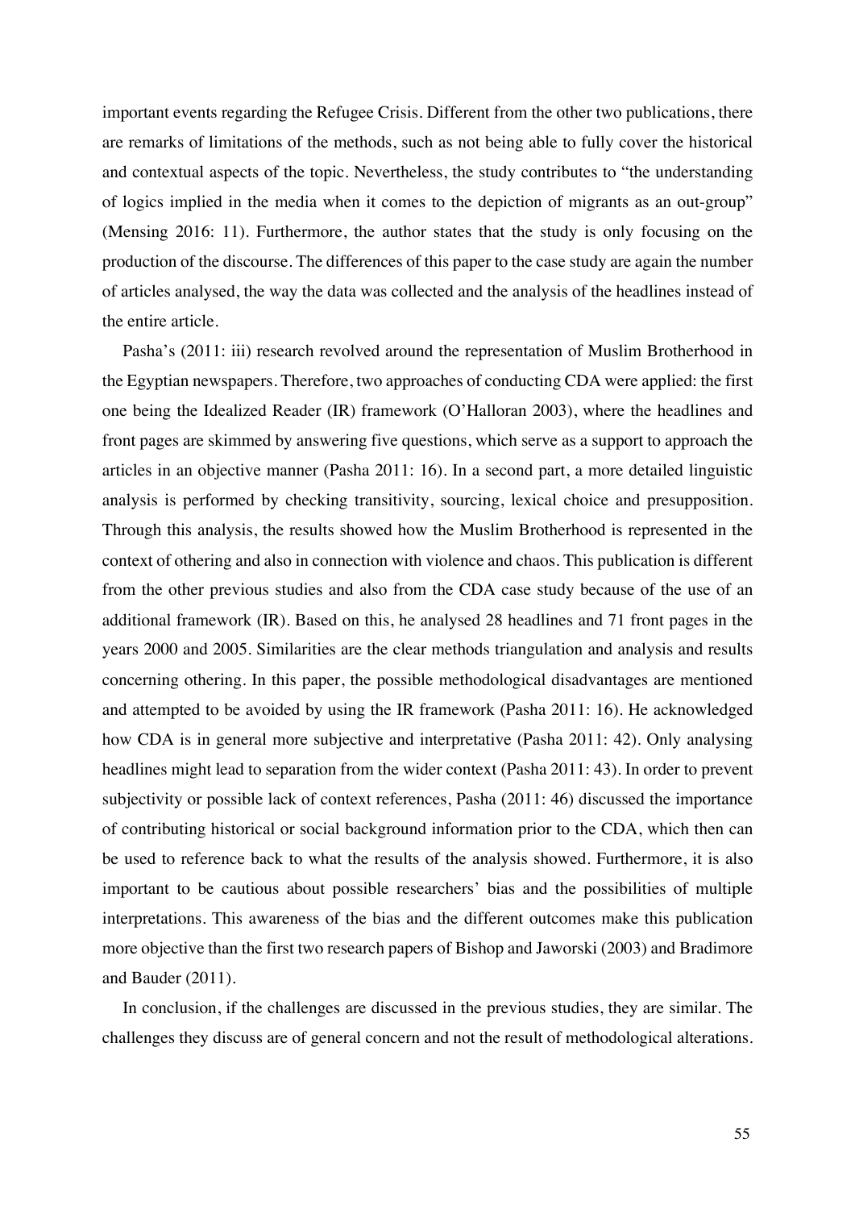important events regarding the Refugee Crisis. Different from the other two publications, there are remarks of limitations of the methods, such as not being able to fully cover the historical and contextual aspects of the topic. Nevertheless, the study contributes to "the understanding of logics implied in the media when it comes to the depiction of migrants as an out-group" (Mensing 2016: 11). Furthermore, the author states that the study is only focusing on the production of the discourse. The differences of this paper to the case study are again the number of articles analysed, the way the data was collected and the analysis of the headlines instead of the entire article.

Pasha's (2011: iii) research revolved around the representation of Muslim Brotherhood in the Egyptian newspapers. Therefore, two approaches of conducting CDA were applied: the first one being the Idealized Reader (IR) framework (O'Halloran 2003), where the headlines and front pages are skimmed by answering five questions, which serve as a support to approach the articles in an objective manner (Pasha 2011: 16). In a second part, a more detailed linguistic analysis is performed by checking transitivity, sourcing, lexical choice and presupposition. Through this analysis, the results showed how the Muslim Brotherhood is represented in the context of othering and also in connection with violence and chaos. This publication is different from the other previous studies and also from the CDA case study because of the use of an additional framework (IR). Based on this, he analysed 28 headlines and 71 front pages in the years 2000 and 2005. Similarities are the clear methods triangulation and analysis and results concerning othering. In this paper, the possible methodological disadvantages are mentioned and attempted to be avoided by using the IR framework (Pasha 2011: 16). He acknowledged how CDA is in general more subjective and interpretative (Pasha 2011: 42). Only analysing headlines might lead to separation from the wider context (Pasha 2011: 43). In order to prevent subjectivity or possible lack of context references, Pasha (2011: 46) discussed the importance of contributing historical or social background information prior to the CDA, which then can be used to reference back to what the results of the analysis showed. Furthermore, it is also important to be cautious about possible researchers' bias and the possibilities of multiple interpretations. This awareness of the bias and the different outcomes make this publication more objective than the first two research papers of Bishop and Jaworski (2003) and Bradimore and Bauder (2011).

In conclusion, if the challenges are discussed in the previous studies, they are similar. The challenges they discuss are of general concern and not the result of methodological alterations.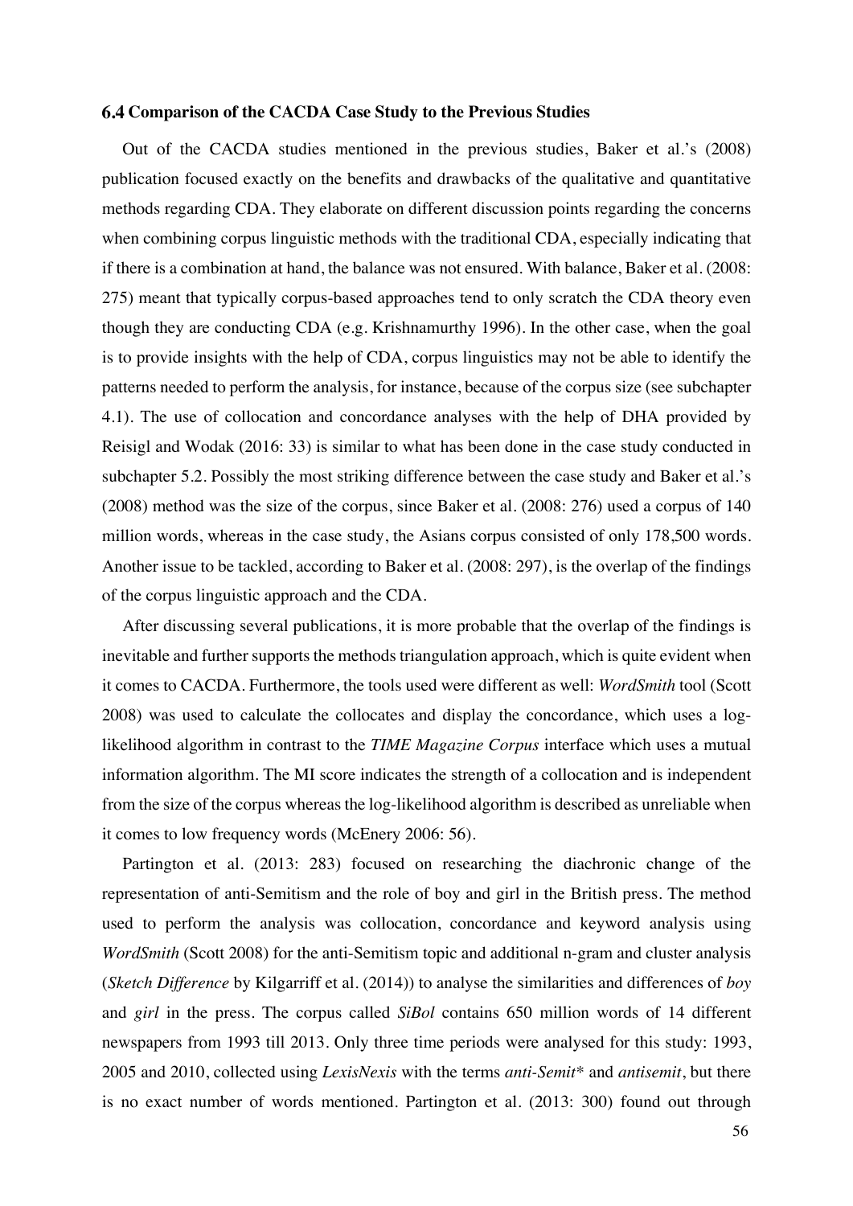### 6.4 Comparison of the CACDA Case Study to the Previous Studies

Out of the CACDA studies mentioned in the previous studies, Baker et al.'s (2008) publication focused exactly on the benefits and drawbacks of the qualitative and quantitative methods regarding CDA. They elaborate on different discussion points regarding the concerns when combining corpus linguistic methods with the traditional CDA, especially indicating that if there is a combination at hand, the balance was not ensured. With balance, Baker et al. (2008: 275) meant that typically corpus-based approaches tend to only scratch the CDA theory even though they are conducting CDA (e.g. Krishnamurthy 1996). In the other case, when the goal is to provide insights with the help of CDA, corpus linguistics may not be able to identify the patterns needed to perform the analysis, for instance, because of the corpus size (see subchapter 4.1). The use of collocation and concordance analyses with the help of DHA provided by Reisigl and Wodak (2016: 33) is similar to what has been done in the case study conducted in subchapter 5.2. Possibly the most striking difference between the case study and Baker et al.'s (2008) method was the size of the corpus, since Baker et al. (2008: 276) used a corpus of 140 million words, whereas in the case study, the Asians corpus consisted of only 178,500 words. Another issue to be tackled, according to Baker et al. (2008: 297), is the overlap of the findings of the corpus linguistic approach and the CDA.

After discussing several publications, it is more probable that the overlap of the findings is inevitable and further supports the methods triangulation approach, which is quite evident when it comes to CACDA. Furthermore, the tools used were different as well: *WordSmith* tool (Scott 2008) was used to calculate the collocates and display the concordance, which uses a log-likelihood algorithm in contrast to the *TIME Magazine Corpus* interface which uses a mutual information algorithm. The MI score indicates the strength of a collocation and is independent from the size of the corpus whereas the log-likelihood algorithm is described as unreliable when it comes to low frequency words (McEnery 2006: 56).

Partington et al. (2013: 283) focused on researching the diachronic change of the representation of anti-Semitism and the role of boy and girl in the British press. The method used to perform the analysis was collocation, concordance and keyword analysis using *WordSmith* (Scott 2008) for the anti-Semitism topic and additional n-gram and cluster analysis (*Sketch Difference* by Kilgarriff et al. (2014)) to analyse the similarities and differences of *boy* and *girl* in the press. The corpus called *SiBol* contains 650 million words of 14 different newspapers from 1993 till 2013. Only three time periods were analysed for this study: 1993, 2005 and 2010, collected using *LexisNexis* with the terms *anti-Semit** and *antisemit*, but there is no exact number of words mentioned. Partington et al. (2013: 300) found out through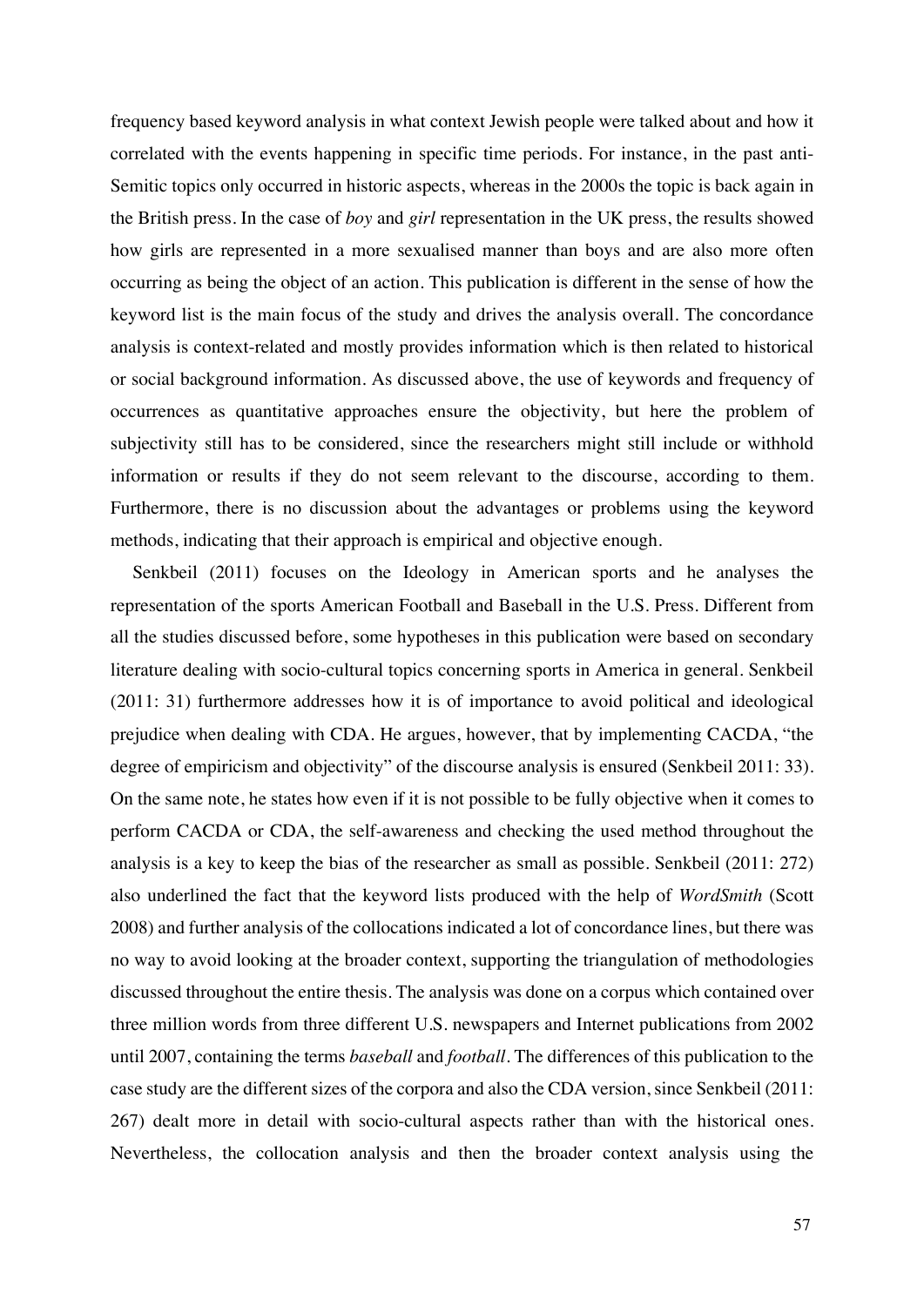frequency based keyword analysis in what context Jewish people were talked about and how it correlated with the events happening in specific time periods. For instance, in the past anti-Semitic topics only occurred in historic aspects, whereas in the 2000s the topic is back again in the British press. In the case of *boy* and *girl* representation in the UK press, the results showed how girls are represented in a more sexualised manner than boys and are also more often occurring as being the object of an action. This publication is different in the sense of how the keyword list is the main focus of the study and drives the analysis overall. The concordance analysis is context-related and mostly provides information which is then related to historical or social background information. As discussed above, the use of keywords and frequency of occurrences as quantitative approaches ensure the objectivity, but here the problem of subjectivity still has to be considered, since the researchers might still include or withhold information or results if they do not seem relevant to the discourse, according to them. Furthermore, there is no discussion about the advantages or problems using the keyword methods, indicating that their approach is empirical and objective enough.

Senkbeil (2011) focuses on the Ideology in American sports and he analyses the representation of the sports American Football and Baseball in the U.S. Press. Different from all the studies discussed before, some hypotheses in this publication were based on secondary literature dealing with socio-cultural topics concerning sports in America in general. Senkbeil (2011: 31) furthermore addresses how it is of importance to avoid political and ideological prejudice when dealing with CDA. He argues, however, that by implementing CACDA, "the degree of empiricism and objectivity" of the discourse analysis is ensured (Senkbeil 2011: 33). On the same note, he states how even if it is not possible to be fully objective when it comes to perform CACDA or CDA, the self-awareness and checking the used method throughout the analysis is a key to keep the bias of the researcher as small as possible. Senkbeil (2011: 272) also underlined the fact that the keyword lists produced with the help of *WordSmith* (Scott 2008) and further analysis of the collocations indicated a lot of concordance lines, but there was no way to avoid looking at the broader context, supporting the triangulation of methodologies discussed throughout the entire thesis. The analysis was done on a corpus which contained over three million words from three different U.S. newspapers and Internet publications from 2002 until 2007, containing the terms *baseball* and *football*. The differences of this publication to the case study are the different sizes of the corpora and also the CDA version, since Senkbeil (2011: 267) dealt more in detail with socio-cultural aspects rather than with the historical ones. Nevertheless, the collocation analysis and then the broader context analysis using the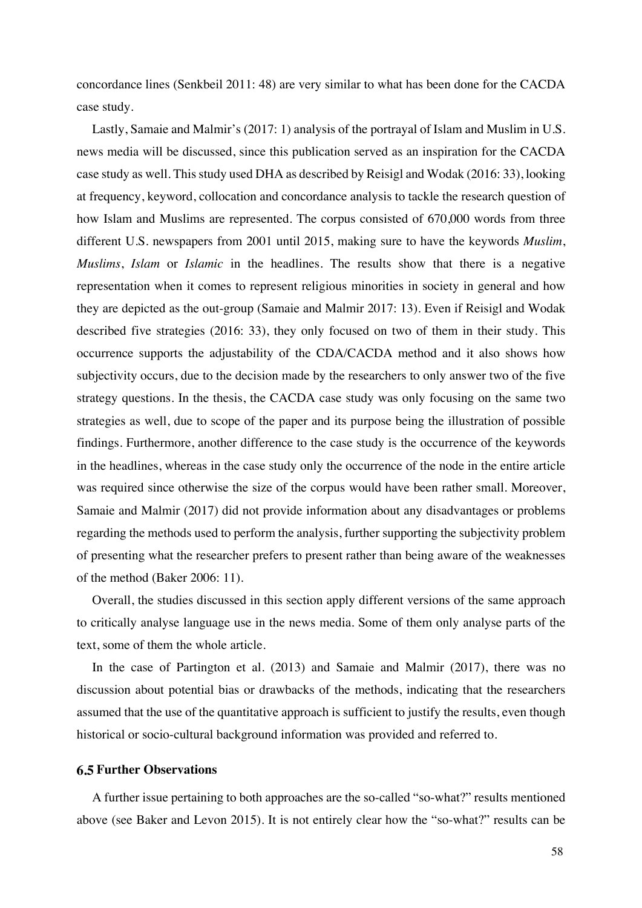concordance lines (Senkbeil 2011: 48) are very similar to what has been done for the CACDA case study.

Lastly, Samaie and Malmir's (2017: 1) analysis of the portrayal of Islam and Muslim in U.S. news media will be discussed, since this publication served as an inspiration for the CACDA case study as well. This study used DHA as described by Reisigl and Wodak (2016: 33), looking at frequency, keyword, collocation and concordance analysis to tackle the research question of how Islam and Muslims are represented. The corpus consisted of 670,000 words from three different U.S. newspapers from 2001 until 2015, making sure to have the keywords *Muslim*, *Muslims*, *Islam* or *Islamic* in the headlines. The results show that there is a negative representation when it comes to represent religious minorities in society in general and how they are depicted as the out-group (Samaie and Malmir 2017: 13). Even if Reisigl and Wodak described five strategies (2016: 33), they only focused on two of them in their study. This occurrence supports the adjustability of the CDA/CACDA method and it also shows how subjectivity occurs, due to the decision made by the researchers to only answer two of the five strategy questions. In the thesis, the CACDA case study was only focusing on the same two strategies as well, due to scope of the paper and its purpose being the illustration of possible findings. Furthermore, another difference to the case study is the occurrence of the keywords in the headlines, whereas in the case study only the occurrence of the node in the entire article was required since otherwise the size of the corpus would have been rather small. Moreover, Samaie and Malmir (2017) did not provide information about any disadvantages or problems regarding the methods used to perform the analysis, further supporting the subjectivity problem of presenting what the researcher prefers to present rather than being aware of the weaknesses of the method (Baker 2006: 11).

Overall, the studies discussed in this section apply different versions of the same approach to critically analyse language use in the news media. Some of them only analyse parts of the text, some of them the whole article.

In the case of Partington et al. (2013) and Samaie and Malmir (2017), there was no discussion about potential bias or drawbacks of the methods, indicating that the researchers assumed that the use of the quantitative approach is sufficient to justify the results, even though historical or socio-cultural background information was provided and referred to.

### 6.5 Further Observations

A further issue pertaining to both approaches are the so-called "so-what?" results mentioned above (see Baker and Levon 2015). It is not entirely clear how the "so-what?" results can be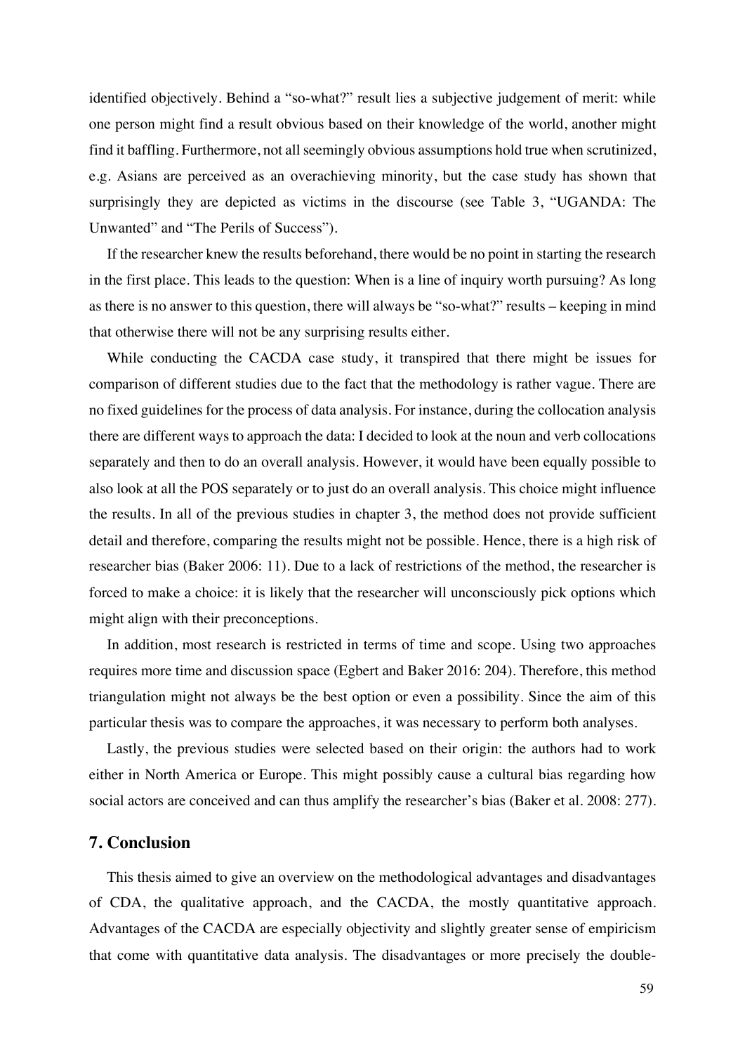identified objectively. Behind a "so-what?" result lies a subjective judgement of merit: while one person might find a result obvious based on their knowledge of the world, another might find it baffling. Furthermore, not all seemingly obvious assumptions hold true when scrutinized, e.g. Asians are perceived as an overachieving minority, but the case study has shown that surprisingly they are depicted as victims in the discourse (see Table 3, "UGANDA: The Unwanted" and "The Perils of Success").

If the researcher knew the results beforehand, there would be no point in starting the research in the first place. This leads to the question: When is a line of inquiry worth pursuing? As long as there is no answer to this question, there will always be "so-what?" results – keeping in mind that otherwise there will not be any surprising results either.

While conducting the CACDA case study, it transpired that there might be issues for comparison of different studies due to the fact that the methodology is rather vague. There are no fixed guidelines for the process of data analysis. For instance, during the collocation analysis there are different ways to approach the data: I decided to look at the noun and verb collocations separately and then to do an overall analysis. However, it would have been equally possible to also look at all the POS separately or to just do an overall analysis. This choice might influence the results. In all of the previous studies in chapter 3, the method does not provide sufficient detail and therefore, comparing the results might not be possible. Hence, there is a high risk of researcher bias (Baker 2006: 11). Due to a lack of restrictions of the method, the researcher is forced to make a choice: it is likely that the researcher will unconsciously pick options which might align with their preconceptions.

In addition, most research is restricted in terms of time and scope. Using two approaches requires more time and discussion space (Egbert and Baker 2016: 204). Therefore, this method triangulation might not always be the best option or even a possibility. Since the aim of this particular thesis was to compare the approaches, it was necessary to perform both analyses.

Lastly, the previous studies were selected based on their origin: the authors had to work either in North America or Europe. This might possibly cause a cultural bias regarding how social actors are conceived and can thus amplify the researcher's bias (Baker et al. 2008: 277).

## 7. Conclusion

This thesis aimed to give an overview on the methodological advantages and disadvantages of CDA, the qualitative approach, and the CACDA, the mostly quantitative approach. Advantages of the CACDA are especially objectivity and slightly greater sense of empiricism that come with quantitative data analysis. The disadvantages or more precisely the double-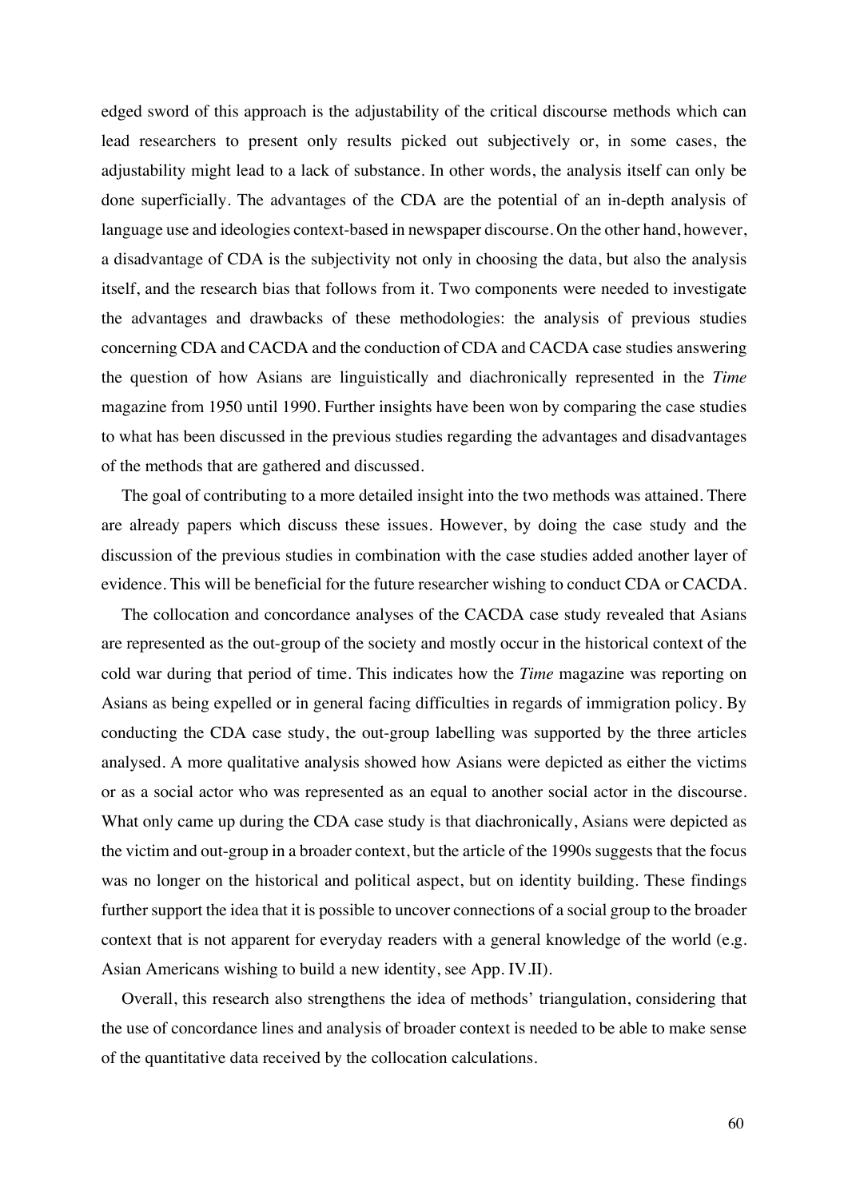edged sword of this approach is the adjustability of the critical discourse methods which can lead researchers to present only results picked out subjectively or, in some cases, the adjustability might lead to a lack of substance. In other words, the analysis itself can only be done superficially. The advantages of the CDA are the potential of an in-depth analysis of language use and ideologies context-based in newspaper discourse. On the other hand, however, a disadvantage of CDA is the subjectivity not only in choosing the data, but also the analysis itself, and the research bias that follows from it. Two components were needed to investigate the advantages and drawbacks of these methodologies: the analysis of previous studies concerning CDA and CACDA and the conduction of CDA and CACDA case studies answering the question of how Asians are linguistically and diachronically represented in the *Time* magazine from 1950 until 1990. Further insights have been won by comparing the case studies to what has been discussed in the previous studies regarding the advantages and disadvantages of the methods that are gathered and discussed.

The goal of contributing to a more detailed insight into the two methods was attained. There are already papers which discuss these issues. However, by doing the case study and the discussion of the previous studies in combination with the case studies added another layer of evidence. This will be beneficial for the future researcher wishing to conduct CDA or CACDA.

The collocation and concordance analyses of the CACDA case study revealed that Asians are represented as the out-group of the society and mostly occur in the historical context of the cold war during that period of time. This indicates how the *Time* magazine was reporting on Asians as being expelled or in general facing difficulties in regards of immigration policy. By conducting the CDA case study, the out-group labelling was supported by the three articles analysed. A more qualitative analysis showed how Asians were depicted as either the victims or as a social actor who was represented as an equal to another social actor in the discourse. What only came up during the CDA case study is that diachronically, Asians were depicted as the victim and out-group in a broader context, but the article of the 1990s suggests that the focus was no longer on the historical and political aspect, but on identity building. These findings further support the idea that it is possible to uncover connections of a social group to the broader context that is not apparent for everyday readers with a general knowledge of the world (e.g. Asian Americans wishing to build a new identity, see App. IV.II).

Overall, this research also strengthens the idea of methods' triangulation, considering that the use of concordance lines and analysis of broader context is needed to be able to make sense of the quantitative data received by the collocation calculations.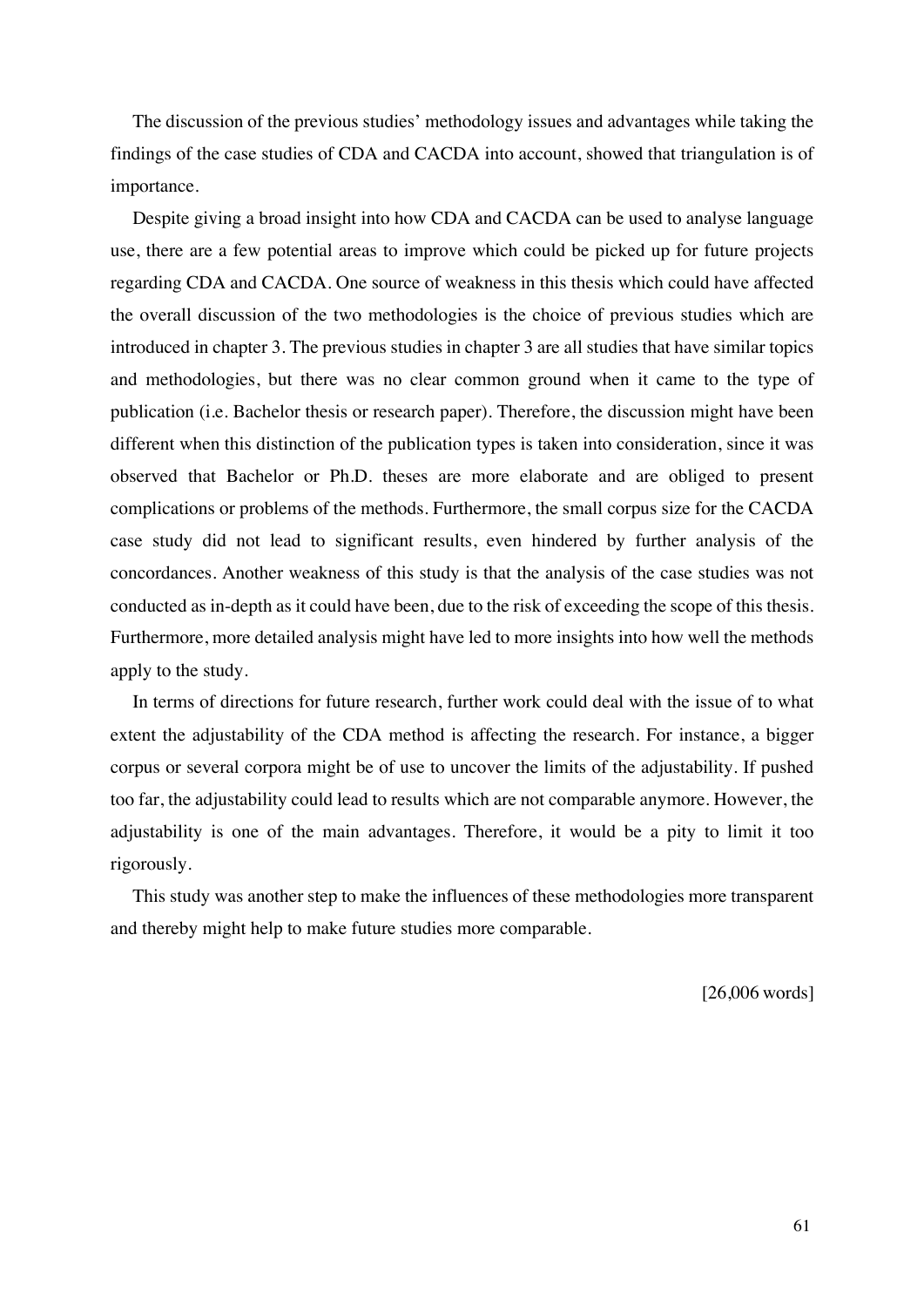The discussion of the previous studies' methodology issues and advantages while taking the findings of the case studies of CDA and CACDA into account, showed that triangulation is of importance.

Despite giving a broad insight into how CDA and CACDA can be used to analyse language use, there are a few potential areas to improve which could be picked up for future projects regarding CDA and CACDA. One source of weakness in this thesis which could have affected the overall discussion of the two methodologies is the choice of previous studies which are introduced in chapter 3. The previous studies in chapter 3 are all studies that have similar topics and methodologies, but there was no clear common ground when it came to the type of publication (i.e. Bachelor thesis or research paper). Therefore, the discussion might have been different when this distinction of the publication types is taken into consideration, since it was observed that Bachelor or Ph.D. theses are more elaborate and are obliged to present complications or problems of the methods. Furthermore, the small corpus size for the CACDA case study did not lead to significant results, even hindered by further analysis of the concordances. Another weakness of this study is that the analysis of the case studies was not conducted as in-depth as it could have been, due to the risk of exceeding the scope of this thesis. Furthermore, more detailed analysis might have led to more insights into how well the methods apply to the study.

In terms of directions for future research, further work could deal with the issue of to what extent the adjustability of the CDA method is affecting the research. For instance, a bigger corpus or several corpora might be of use to uncover the limits of the adjustability. If pushed too far, the adjustability could lead to results which are not comparable anymore. However, the adjustability is one of the main advantages. Therefore, it would be a pity to limit it too rigorously.

This study was another step to make the influences of these methodologies more transparent and thereby might help to make future studies more comparable.

[26,006 words]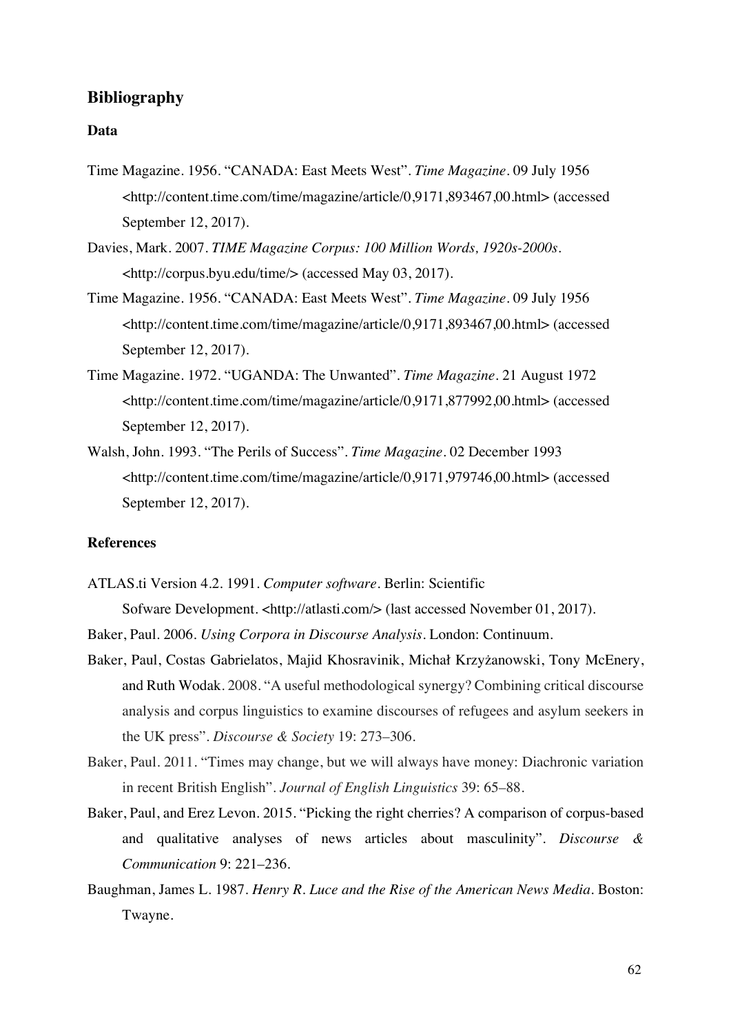## Bibliography

### Data

Time Magazine. 1956. "CANADA: East Meets West". *Time Magazine*. 09 July 1956 <http://content.time.com/time/magazine/article/0,9171,893467,00.html> (accessed September 12, 2017).

Davies, Mark. 2007. *TIME Magazine Corpus: 100 Million Words, 1920s-2000s*. <http://corpus.byu.edu/time/> (accessed May 03, 2017).

Time Magazine. 1956. "CANADA: East Meets West". *Time Magazine*. 09 July 1956 <http://content.time.com/time/magazine/article/0,9171,893467,00.html> (accessed September 12, 2017).

Time Magazine. 1972. "UGANDA: The Unwanted". *Time Magazine*. 21 August 1972 <http://content.time.com/time/magazine/article/0,9171,877992,00.html> (accessed September 12, 2017).

Walsh, John. 1993. "The Perils of Success". *Time Magazine*. 02 December 1993 <http://content.time.com/time/magazine/article/0,9171,979746,00.html> (accessed September 12, 2017).

### References

ATLAS.ti Version 4.2. 1991. *Computer software*. Berlin: Scientific Sofware Development. <http://atlasti.com/> (last accessed November 01, 2017).

Baker, Paul. 2006. *Using Corpora in Discourse Analysis*. London: Continuum.

Baker, Paul, Costas Gabrielatos, Majid Khosravinik, Michał Krzyżanowski, Tony McEnery, and Ruth Wodak. 2008. "A useful methodological synergy? Combining critical discourse analysis and corpus linguistics to examine discourses of refugees and asylum seekers in the UK press". *Discourse & Society* 19: 273–306.

Baker, Paul. 2011. "Times may change, but we will always have money: Diachronic variation in recent British English". *Journal of English Linguistics* 39: 65–88.

Baker, Paul, and Erez Levon. 2015. "Picking the right cherries? A comparison of corpus-based and qualitative analyses of news articles about masculinity". *Discourse & Communication* 9: 221–236.

Baughman, James L. 1987. *Henry R. Luce and the Rise of the American News Media*. Boston: Twayne.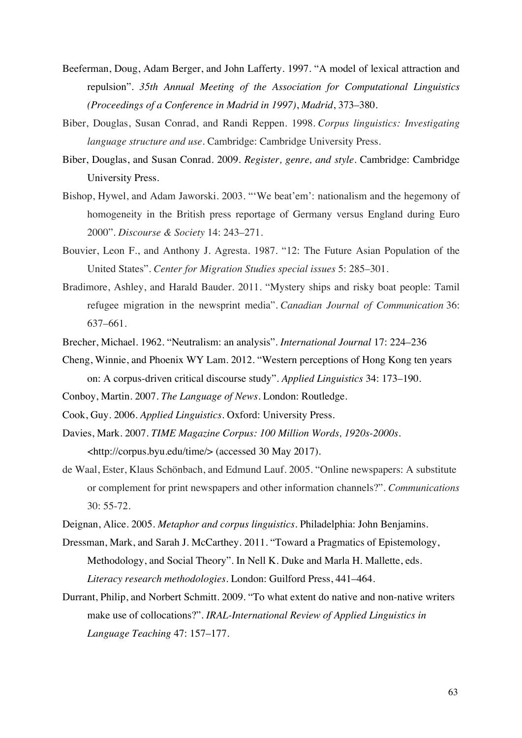Beeferman, Doug, Adam Berger, and John Lafferty. 1997. "A model of lexical attraction and repulsion". *35th Annual Meeting of the Association for Computational Linguistics (Proceedings of a Conference in Madrid in 1997)*, *Madrid*, 373–380.

Biber, Douglas, Susan Conrad, and Randi Reppen. 1998. *Corpus linguistics: Investigating language structure and use*. Cambridge: Cambridge University Press.

Biber, Douglas, and Susan Conrad. 2009. *Register, genre, and style*. Cambridge: Cambridge University Press.

Bishop, Hywel, and Adam Jaworski. 2003. "'We beat'em': nationalism and the hegemony of homogeneity in the British press reportage of Germany versus England during Euro 2000". *Discourse & Society* 14: 243–271.

Bouvier, Leon F., and Anthony J. Agresta. 1987. "12: The Future Asian Population of the United States". *Center for Migration Studies special issues* 5: 285–301.

Bradimore, Ashley, and Harald Bauder. 2011. "Mystery ships and risky boat people: Tamil refugee migration in the newsprint media". *Canadian Journal of Communication* 36: 637–661.

Brecher, Michael. 1962. "Neutralism: an analysis". *International Journal* 17: 224–236

Cheng, Winnie, and Phoenix WY Lam. 2012. "Western perceptions of Hong Kong ten years on: A corpus-driven critical discourse study". *Applied Linguistics* 34: 173–190.

Conboy, Martin. 2007. *The Language of News*. London: Routledge.

Cook, Guy. 2006. *Applied Linguistics*. Oxford: University Press.

Davies, Mark. 2007. *TIME Magazine Corpus: 100 Million Words, 1920s-2000s*. <http://corpus.byu.edu/time/> (accessed 30 May 2017).

de Waal, Ester, Klaus Schönbach, and Edmund Lauf. 2005. "Online newspapers: A substitute or complement for print newspapers and other information channels?". *Communications* 30: 55-72.

Deignan, Alice. 2005. *Metaphor and corpus linguistics*. Philadelphia: John Benjamins.

Dressman, Mark, and Sarah J. McCarthey. 2011. "Toward a Pragmatics of Epistemology, Methodology, and Social Theory". In Nell K. Duke and Marla H. Mallette, eds. *Literacy research methodologies*. London: Guilford Press, 441–464.

Durrant, Philip, and Norbert Schmitt. 2009. "To what extent do native and non-native writers make use of collocations?". *IRAL-International Review of Applied Linguistics in Language Teaching* 47: 157–177.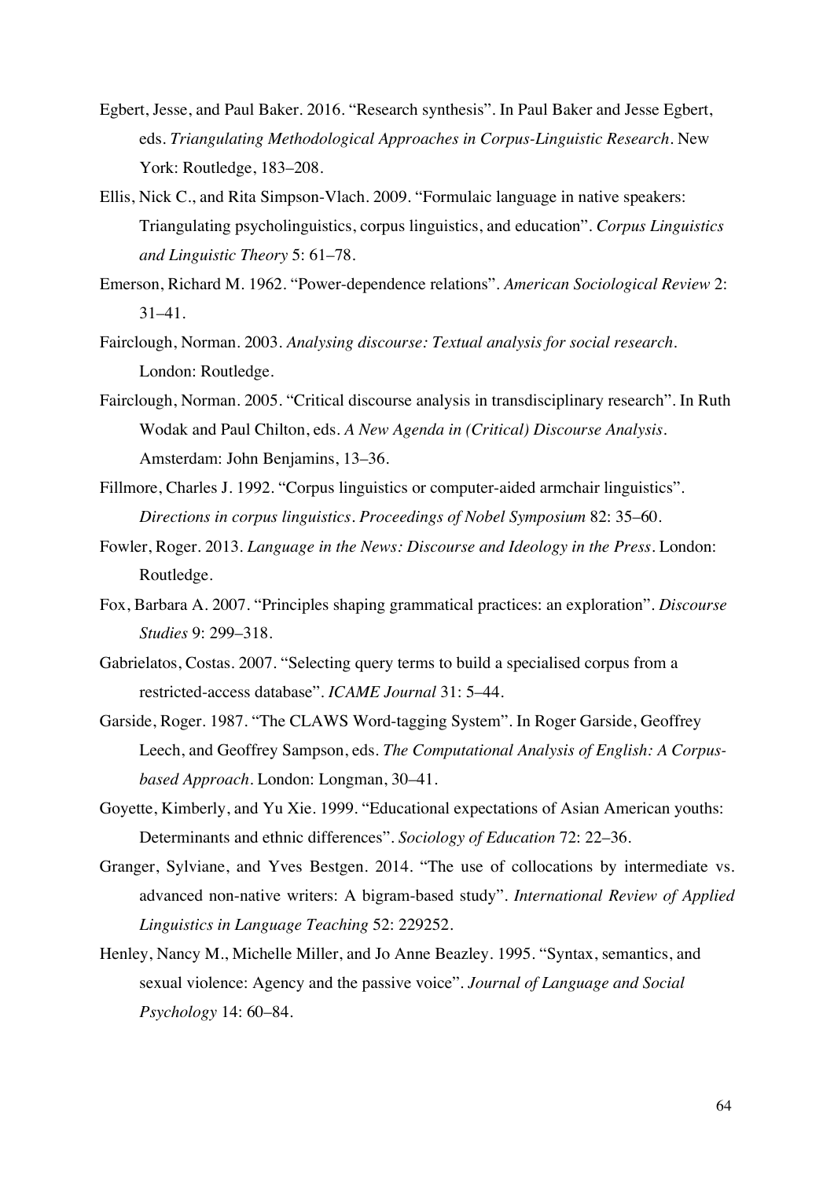Egbert, Jesse, and Paul Baker. 2016. "Research synthesis". In Paul Baker and Jesse Egbert, eds. *Triangulating Methodological Approaches in Corpus-Linguistic Research*. New York: Routledge, 183–208.

Ellis, Nick C., and Rita Simpson-Vlach. 2009. "Formulaic language in native speakers: Triangulating psycholinguistics, corpus linguistics, and education". *Corpus Linguistics and Linguistic Theory* 5: 61–78.

Emerson, Richard M. 1962. "Power-dependence relations". *American Sociological Review* 2: 31–41.

Fairclough, Norman. 2003. *Analysing discourse: Textual analysis for social research*. London: Routledge.

Fairclough, Norman. 2005. "Critical discourse analysis in transdisciplinary research". In Ruth Wodak and Paul Chilton, eds. *A New Agenda in (Critical) Discourse Analysis*. Amsterdam: John Benjamins, 13–36.

Fillmore, Charles J. 1992. "Corpus linguistics or computer-aided armchair linguistics". *Directions in corpus linguistics. Proceedings of Nobel Symposium* 82: 35–60.

Fowler, Roger. 2013. *Language in the News: Discourse and Ideology in the Press*. London: Routledge.

Fox, Barbara A. 2007. "Principles shaping grammatical practices: an exploration". *Discourse Studies* 9: 299–318.

Gabrielatos, Costas. 2007. "Selecting query terms to build a specialised corpus from a restricted-access database". *ICAME Journal* 31: 5–44.

Garside, Roger. 1987. "The CLAWS Word-tagging System". In Roger Garside, Geoffrey Leech, and Geoffrey Sampson, eds. *The Computational Analysis of English: A Corpus-based Approach*. London: Longman, 30–41.

Goyette, Kimberly, and Yu Xie. 1999. "Educational expectations of Asian American youths: Determinants and ethnic differences". *Sociology of Education* 72: 22–36.

Granger, Sylviane, and Yves Bestgen. 2014. "The use of collocations by intermediate vs. advanced non-native writers: A bigram-based study". *International Review of Applied Linguistics in Language Teaching* 52: 229252.

Henley, Nancy M., Michelle Miller, and Jo Anne Beazley. 1995. "Syntax, semantics, and sexual violence: Agency and the passive voice". *Journal of Language and Social Psychology* 14: 60–84.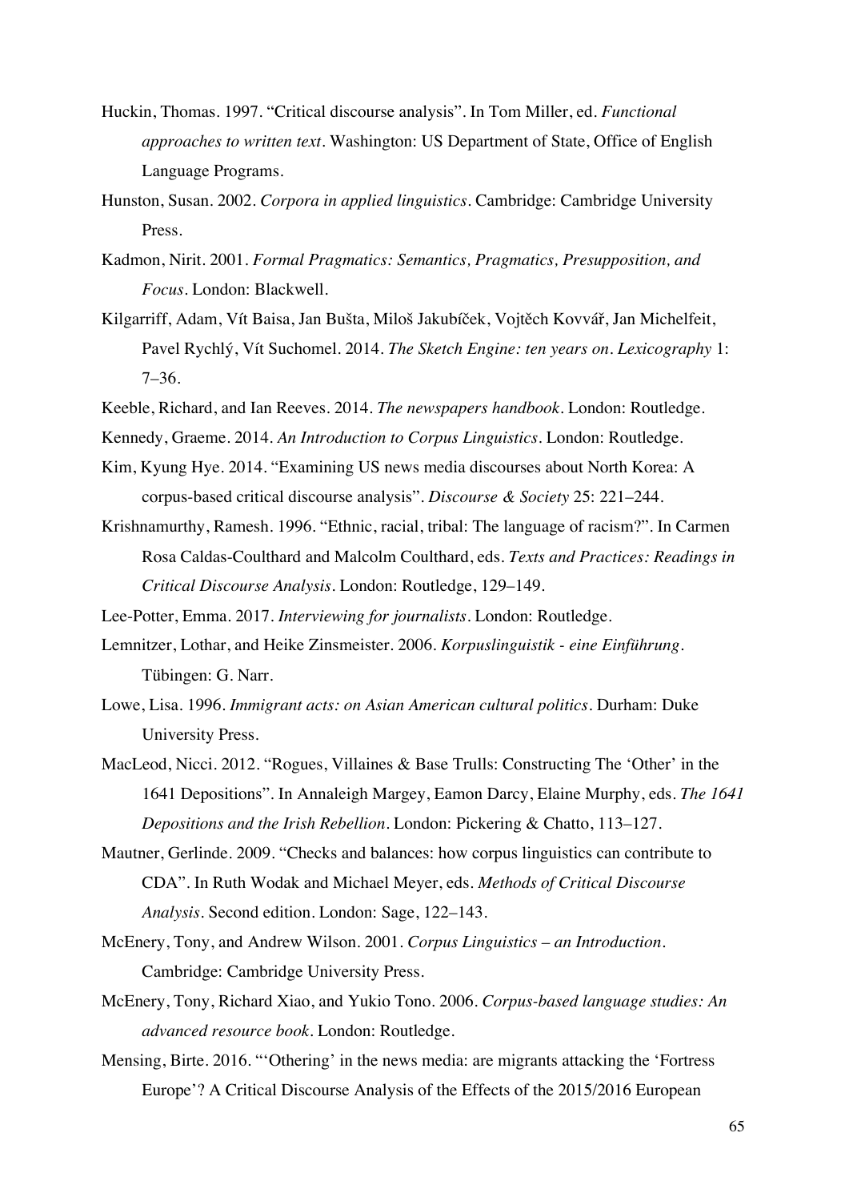Huckin, Thomas. 1997. "Critical discourse analysis". In Tom Miller, ed. *Functional approaches to written text*. Washington: US Department of State, Office of English Language Programs.

Hunston, Susan. 2002. *Corpora in applied linguistics*. Cambridge: Cambridge University Press.

Kadmon, Nirit. 2001. *Formal Pragmatics: Semantics, Pragmatics, Presupposition, and Focus*. London: Blackwell.

Kilgarriff, Adam, Vít Baisa, Jan Bušta, Miloš Jakubíček, Vojtěch Kovvář, Jan Michelfeit, Pavel Rychlý, Vít Suchomel. 2014. *The Sketch Engine: ten years on*. *Lexicography* 1: 7–36.

Keeble, Richard, and Ian Reeves. 2014. *The newspapers handbook*. London: Routledge.

Kennedy, Graeme. 2014. *An Introduction to Corpus Linguistics*. London: Routledge.

Kim, Kyung Hye. 2014. "Examining US news media discourses about North Korea: A corpus-based critical discourse analysis". *Discourse & Society* 25: 221–244.

Krishnamurthy, Ramesh. 1996. "Ethnic, racial, tribal: The language of racism?". In Carmen Rosa Caldas-Coulthard and Malcolm Coulthard, eds. *Texts and Practices: Readings in Critical Discourse Analysis*. London: Routledge, 129–149.

Lee-Potter, Emma. 2017. *Interviewing for journalists*. London: Routledge.

Lemnitzer, Lothar, and Heike Zinsmeister. 2006. *Korpuslinguistik - eine Einführung*. Tübingen: G. Narr.

Lowe, Lisa. 1996. *Immigrant acts: on Asian American cultural politics*. Durham: Duke University Press.

MacLeod, Nicci. 2012. "Rogues, Villaines & Base Trulls: Constructing The 'Other' in the 1641 Depositions". In Annaleigh Margey, Eamon Darcy, Elaine Murphy, eds. *The 1641 Depositions and the Irish Rebellion*. London: Pickering & Chatto, 113–127.

Mautner, Gerlinde. 2009. "Checks and balances: how corpus linguistics can contribute to CDA". In Ruth Wodak and Michael Meyer, eds. *Methods of Critical Discourse Analysis*. Second edition. London: Sage, 122–143.

McEnery, Tony, and Andrew Wilson. 2001. *Corpus Linguistics – an Introduction*. Cambridge: Cambridge University Press.

McEnery, Tony, Richard Xiao, and Yukio Tono. 2006. *Corpus-based language studies: An advanced resource book*. London: Routledge.

Mensing, Birte. 2016. "'Othering' in the news media: are migrants attacking the 'Fortress Europe'? A Critical Discourse Analysis of the Effects of the 2015/2016 European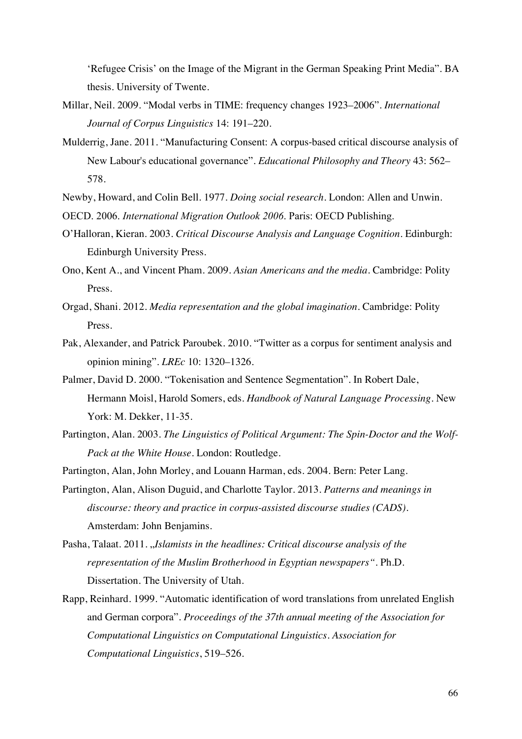‘Refugee Crisis’ on the Image of the Migrant in the German Speaking Print Media”. BA thesis. University of Twente.

Millar, Neil. 2009. “Modal verbs in TIME: frequency changes 1923–2006”. *International Journal of Corpus Linguistics* 14: 191–220.

Mulderrig, Jane. 2011. “Manufacturing Consent: A corpus-based critical discourse analysis of New Labour's educational governance”. *Educational Philosophy and Theory* 43: 562–578.

Newby, Howard, and Colin Bell. 1977. *Doing social research*. London: Allen and Unwin.

OECD. 2006. *International Migration Outlook 2006*. Paris: OECD Publishing.

O’Halloran, Kieran. 2003. *Critical Discourse Analysis and Language Cognition*. Edinburgh: Edinburgh University Press.

Ono, Kent A., and Vincent Pham. 2009. *Asian Americans and the media*. Cambridge: Polity Press.

Orgad, Shani. 2012. *Media representation and the global imagination*. Cambridge: Polity Press.

Pak, Alexander, and Patrick Paroubek. 2010. “Twitter as a corpus for sentiment analysis and opinion mining”. *LREc* 10: 1320–1326.

Palmer, David D. 2000. “Tokenisation and Sentence Segmentation”. In Robert Dale, Hermann Moisl, Harold Somers, eds. *Handbook of Natural Language Processing*. New York: M. Dekker, 11-35.

Partington, Alan. 2003. *The Linguistics of Political Argument: The Spin-Doctor and the Wolf-Pack at the White House*. London: Routledge.

Partington, Alan, John Morley, and Louann Harman, eds. 2004. Bern: Peter Lang.

Partington, Alan, Alison Duguid, and Charlotte Taylor. 2013. *Patterns and meanings in discourse: theory and practice in corpus-assisted discourse studies (CADS)*. Amsterdam: John Benjamins.

Pasha, Talaat. 2011. „*Islamists in the headlines: Critical discourse analysis of the representation of the Muslim Brotherhood in Egyptian newspapers*“. Ph.D. Dissertation. The University of Utah.

Rapp, Reinhard. 1999. “Automatic identification of word translations from unrelated English and German corpora”. *Proceedings of the 37th annual meeting of the Association for Computational Linguistics on Computational Linguistics*. *Association for Computational Linguistics*, 519–526.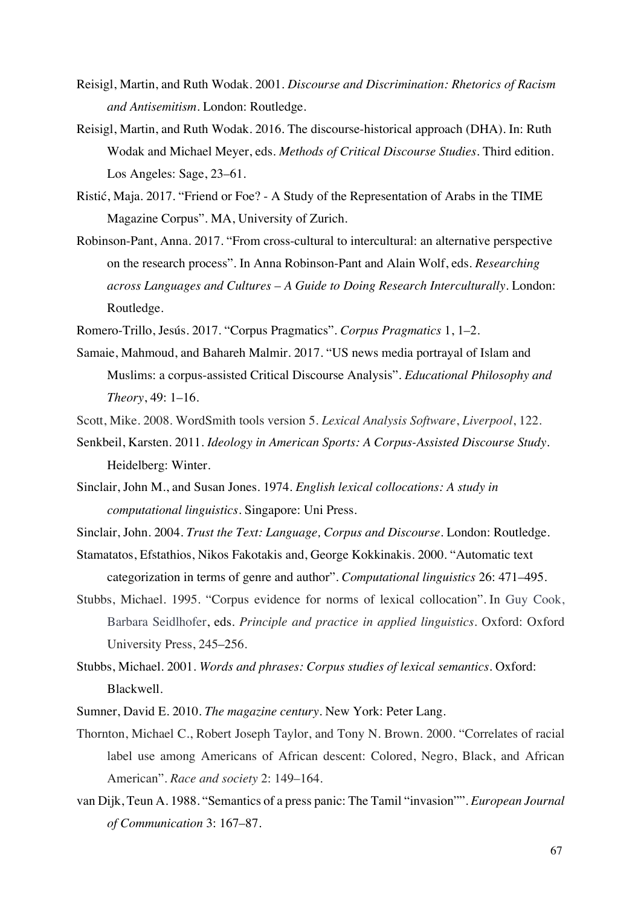Reisigl, Martin, and Ruth Wodak. 2001. *Discourse and Discrimination: Rhetorics of Racism and Antisemitism*. London: Routledge.

Reisigl, Martin, and Ruth Wodak. 2016. The discourse-historical approach (DHA). In: Ruth Wodak and Michael Meyer, eds. *Methods of Critical Discourse Studies*. Third edition. Los Angeles: Sage, 23–61.

Ristić, Maja. 2017. "Friend or Foe? - A Study of the Representation of Arabs in the TIME Magazine Corpus". MA, University of Zurich.

Robinson-Pant, Anna. 2017. "From cross-cultural to intercultural: an alternative perspective on the research process". In Anna Robinson-Pant and Alain Wolf, eds. *Researching across Languages and Cultures – A Guide to Doing Research Interculturally*. London: Routledge.

Romero-Trillo, Jesús. 2017. "Corpus Pragmatics". *Corpus Pragmatics* 1, 1–2.

Samaie, Mahmoud, and Bahareh Malmir. 2017. "US news media portrayal of Islam and Muslims: a corpus-assisted Critical Discourse Analysis". *Educational Philosophy and Theory*, 49: 1–16.

Scott, Mike. 2008. WordSmith tools version 5. *Lexical Analysis Software*, *Liverpool*, 122.

Senkbeil, Karsten. 2011. *Ideology in American Sports: A Corpus-Assisted Discourse Study*. Heidelberg: Winter.

Sinclair, John M., and Susan Jones. 1974. *English lexical collocations: A study in computational linguistics*. Singapore: Uni Press.

Sinclair, John. 2004. *Trust the Text: Language, Corpus and Discourse*. London: Routledge.

Stamatatos, Efstathios, Nikos Fakotakis and, George Kokkinakis. 2000. "Automatic text categorization in terms of genre and author". *Computational linguistics* 26: 471–495.

Stubbs, Michael. 1995. "Corpus evidence for norms of lexical collocation". In Guy Cook, Barbara Seidlhofer, eds. *Principle and practice in applied linguistics*. Oxford: Oxford University Press, 245–256.

Stubbs, Michael. 2001. *Words and phrases: Corpus studies of lexical semantics*. Oxford: Blackwell.

Sumner, David E. 2010. *The magazine century*. New York: Peter Lang.

Thornton, Michael C., Robert Joseph Taylor, and Tony N. Brown. 2000. "Correlates of racial label use among Americans of African descent: Colored, Negro, Black, and African American". *Race and society* 2: 149–164.

van Dijk, Teun A. 1988. "Semantics of a press panic: The Tamil "invasion"". *European Journal of Communication* 3: 167–87.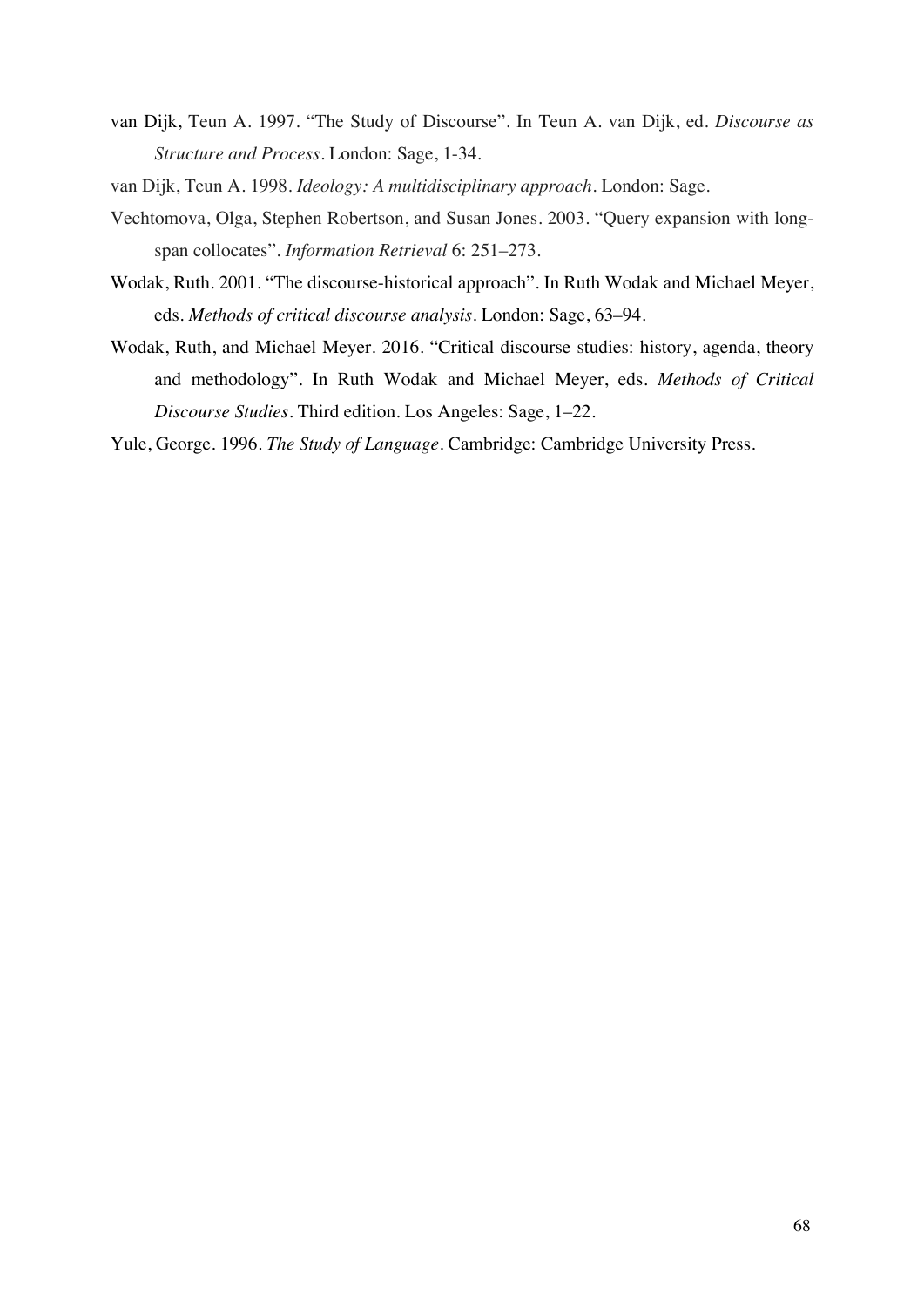van Dijk, Teun A. 1997. "The Study of Discourse". In Teun A. van Dijk, ed. *Discourse as Structure and Process*. London: Sage, 1-34.

van Dijk, Teun A. 1998. *Ideology: A multidisciplinary approach*. London: Sage.

Vechtomova, Olga, Stephen Robertson, and Susan Jones. 2003. "Query expansion with long-span collocates". *Information Retrieval* 6: 251–273.

Wodak, Ruth. 2001. "The discourse-historical approach". In Ruth Wodak and Michael Meyer, eds. *Methods of critical discourse analysis*. London: Sage, 63–94.

Wodak, Ruth, and Michael Meyer. 2016. "Critical discourse studies: history, agenda, theory and methodology". In Ruth Wodak and Michael Meyer, eds. *Methods of Critical Discourse Studies*. Third edition. Los Angeles: Sage, 1–22.

Yule, George. 1996. *The Study of Language*. Cambridge: Cambridge University Press.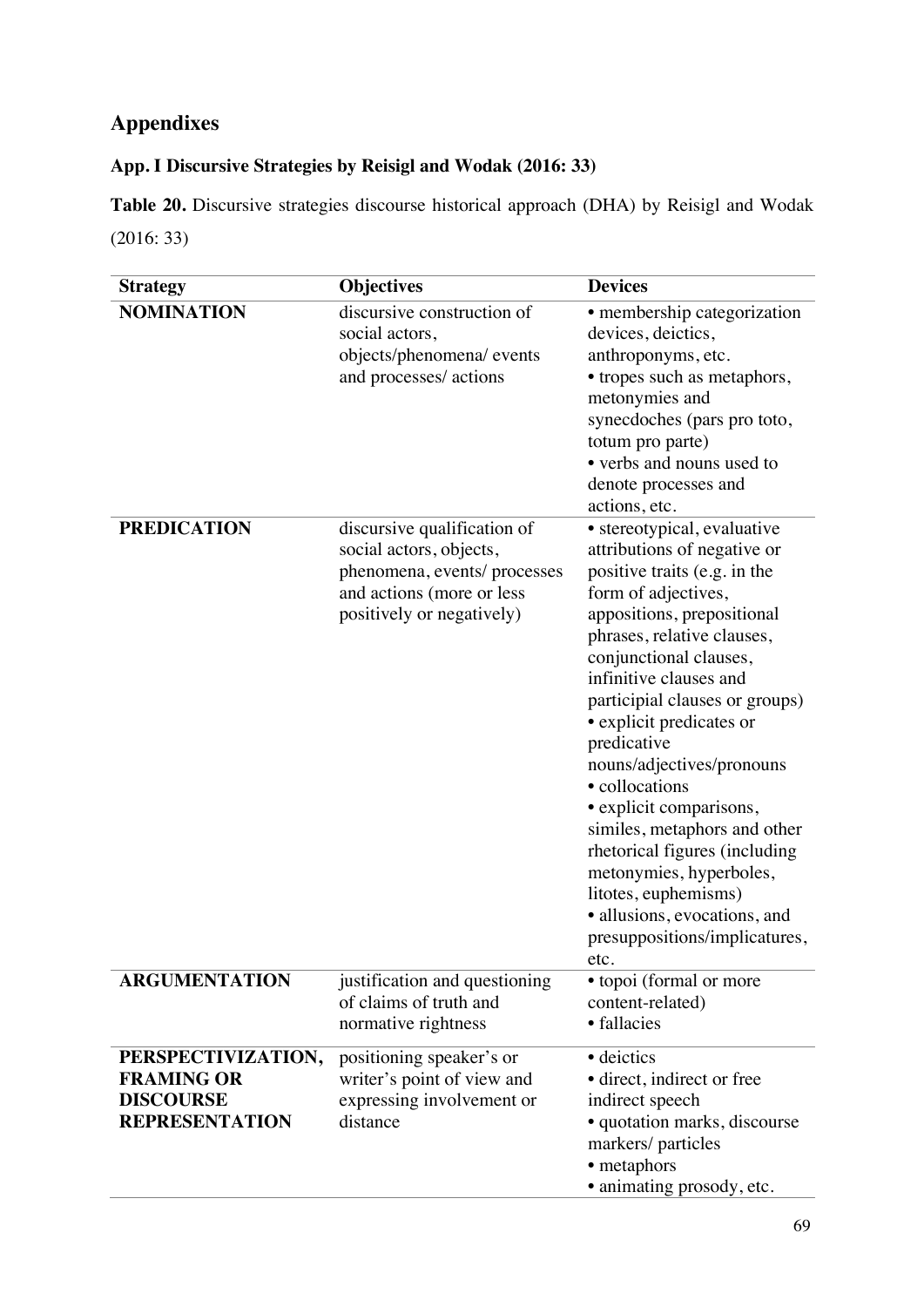# Appendixes

## App. I Discursive Strategies by Reisigl and Wodak (2016: 33)

**Table 20.** Discursive strategies discourse historical approach (DHA) by Reisigl and Wodak (2016: 33)

| Strategy | Objectives | Devices |
|---|---|---|
| **NOMINATION** | discursive construction of social actors, objects/phenomena/ events and processes/ actions | • membership categorization devices, deictics, anthroponyms, etc. • tropes such as metaphors, metonymies and synecdoches (pars pro toto, totum pro parte) • verbs and nouns used to denote processes and actions, etc. |
| **PREDICATION** | discursive qualification of social actors, objects, phenomena, events/ processes and actions (more or less positively or negatively) | • stereotypical, evaluative attributions of negative or positive traits (e.g. in the form of adjectives, appositions, prepositional phrases, relative clauses, conjunctional clauses, infinitive clauses and participial clauses or groups) • explicit predicates or predicative nouns/adjectives/pronouns • collocations • explicit comparisons, similes, metaphors and other rhetorical figures (including metonymies, hyperboles, litotes, euphemisms) • allusions, evocations, and presuppositions/implicatures, etc. |
| **ARGUMENTATION** | justification and questioning of claims of truth and normative rightness | • topoi (formal or more content-related) • fallacies |
| **PERSPECTIVIZATION, FRAMING OR DISCOURSE REPRESENTATION** | positioning speaker's or writer's point of view and expressing involvement or distance | • deictics • direct, indirect or free indirect speech • quotation marks, discourse markers/ particles • metaphors • animating prosody, etc. |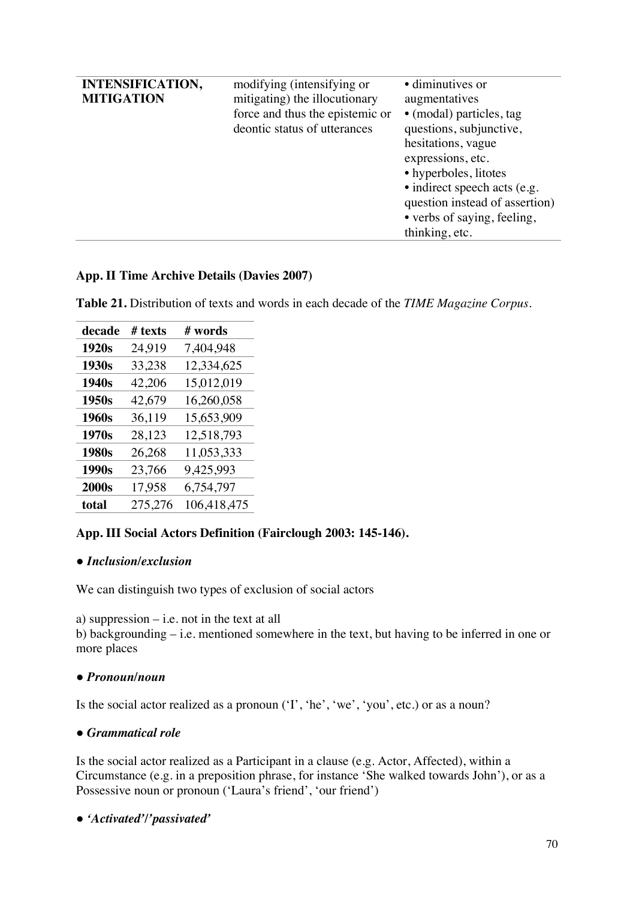| | | |
|---|---|---|
| **INTENSIFICATION, MITIGATION** | modifying (intensifying or mitigating) the illocutionary force and thus the epistemic or deontic status of utterances | • diminutives or augmentatives<br>• (modal) particles, tag questions, subjunctive, hesitations, vague expressions, etc.<br>• hyperboles, litotes<br>• indirect speech acts (e.g. question instead of assertion)<br>• verbs of saying, feeling, thinking, etc. |

**App. II Time Archive Details (Davies 2007)**

**Table 21.** Distribution of texts and words in each decade of the *TIME Magazine Corpus*.

| decade | # texts | # words |
|---|---|---|
| **1920s** | 24,919 | 7,404,948 |
| **1930s** | 33,238 | 12,334,625 |
| **1940s** | 42,206 | 15,012,019 |
| **1950s** | 42,679 | 16,260,058 |
| **1960s** | 36,119 | 15,653,909 |
| **1970s** | 28,123 | 12,518,793 |
| **1980s** | 26,268 | 11,053,333 |
| **1990s** | 23,766 | 9,425,993 |
| **2000s** | 17,958 | 6,754,797 |
| **total** | 275,276 | 106,418,475 |

**App. III Social Actors Definition (Fairclough 2003: 145-146).**

● ***Inclusion/exclusion***

We can distinguish two types of exclusion of social actors

a) suppression – i.e. not in the text at all
b) backgrounding – i.e. mentioned somewhere in the text, but having to be inferred in one or more places

● ***Pronoun/noun***

Is the social actor realized as a pronoun ('I', 'he', 'we', 'you', etc.) or as a noun?

● ***Grammatical role***

Is the social actor realized as a Participant in a clause (e.g. Actor, Affected), within a Circumstance (e.g. in a preposition phrase, for instance 'She walked towards John'), or as a Possessive noun or pronoun ('Laura's friend', 'our friend')

● ***'Activated'/'passivated'***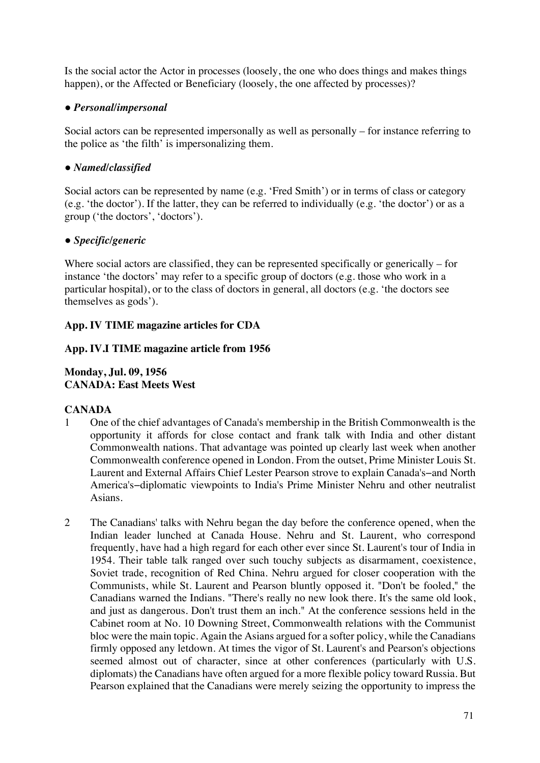Is the social actor the Actor in processes (loosely, the one who does things and makes things happen), or the Affected or Beneficiary (loosely, the one affected by processes)?

● ***Personal/impersonal***

Social actors can be represented impersonally as well as personally – for instance referring to the police as 'the filth' is impersonalizing them.

● ***Named/classified***

Social actors can be represented by name (e.g. 'Fred Smith') or in terms of class or category (e.g. 'the doctor'). If the latter, they can be referred to individually (e.g. 'the doctor') or as a group ('the doctors', 'doctors').

● ***Specific/generic***

Where social actors are classified, they can be represented specifically or generically – for instance 'the doctors' may refer to a specific group of doctors (e.g. those who work in a particular hospital), or to the class of doctors in general, all doctors (e.g. 'the doctors see themselves as gods').

## App. IV TIME magazine articles for CDA

### App. IV.I TIME magazine article from 1956

**Monday, Jul. 09, 1956**
**CANADA: East Meets West**

**CANADA**

1 One of the chief advantages of Canada's membership in the British Commonwealth is the opportunity it affords for close contact and frank talk with India and other distant Commonwealth nations. That advantage was pointed up clearly last week when another Commonwealth conference opened in London. From the outset, Prime Minister Louis St. Laurent and External Affairs Chief Lester Pearson strove to explain Canada's–and North America's–diplomatic viewpoints to India's Prime Minister Nehru and other neutralist Asians.

2 The Canadians' talks with Nehru began the day before the conference opened, when the Indian leader lunched at Canada House. Nehru and St. Laurent, who correspond frequently, have had a high regard for each other ever since St. Laurent's tour of India in 1954. Their table talk ranged over such touchy subjects as disarmament, coexistence, Soviet trade, recognition of Red China. Nehru argued for closer cooperation with the Communists, while St. Laurent and Pearson bluntly opposed it. "Don't be fooled," the Canadians warned the Indians. "There's really no new look there. It's the same old look, and just as dangerous. Don't trust them an inch." At the conference sessions held in the Cabinet room at No. 10 Downing Street, Commonwealth relations with the Communist bloc were the main topic. Again the Asians argued for a softer policy, while the Canadians firmly opposed any letdown. At times the vigor of St. Laurent's and Pearson's objections seemed almost out of character, since at other conferences (particularly with U.S. diplomats) the Canadians have often argued for a more flexible policy toward Russia. But Pearson explained that the Canadians were merely seizing the opportunity to impress the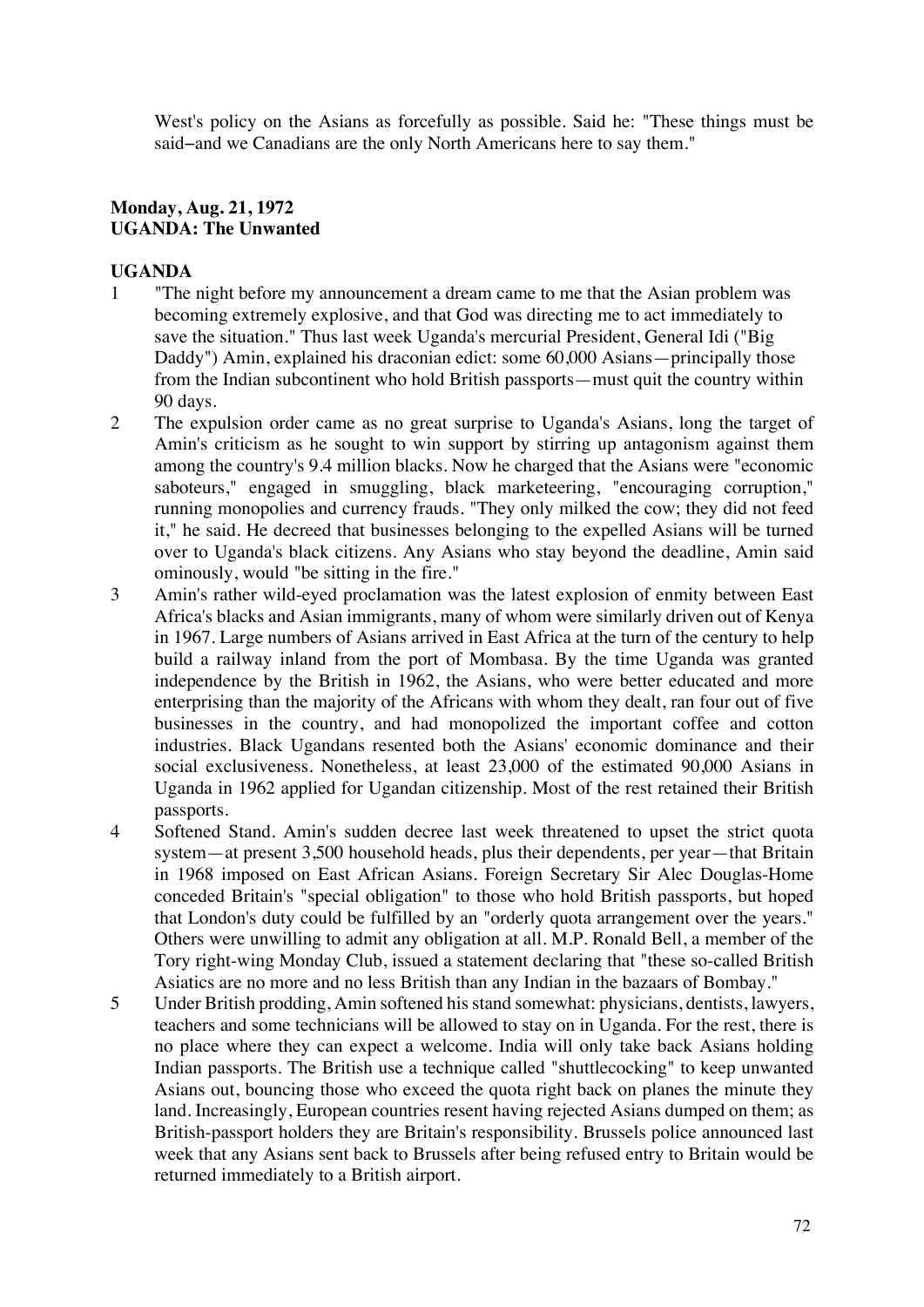West's policy on the Asians as forcefully as possible. Said he: "These things must be said–and we Canadians are the only North Americans here to say them."

**Monday, Aug. 21, 1972**
**UGANDA: The Unwanted**

**UGANDA**

1 "The night before my announcement a dream came to me that the Asian problem was becoming extremely explosive, and that God was directing me to act immediately to save the situation." Thus last week Uganda's mercurial President, General Idi ("Big Daddy") Amin, explained his draconian edict: some 60,000 Asians—principally those from the Indian subcontinent who hold British passports—must quit the country within 90 days.

2 The expulsion order came as no great surprise to Uganda's Asians, long the target of Amin's criticism as he sought to win support by stirring up antagonism against them among the country's 9.4 million blacks. Now he charged that the Asians were "economic saboteurs," engaged in smuggling, black marketeering, "encouraging corruption," running monopolies and currency frauds. "They only milked the cow; they did not feed it," he said. He decreed that businesses belonging to the expelled Asians will be turned over to Uganda's black citizens. Any Asians who stay beyond the deadline, Amin said ominously, would "be sitting in the fire."

3 Amin's rather wild-eyed proclamation was the latest explosion of enmity between East Africa's blacks and Asian immigrants, many of whom were similarly driven out of Kenya in 1967. Large numbers of Asians arrived in East Africa at the turn of the century to help build a railway inland from the port of Mombasa. By the time Uganda was granted independence by the British in 1962, the Asians, who were better educated and more enterprising than the majority of the Africans with whom they dealt, ran four out of five businesses in the country, and had monopolized the important coffee and cotton industries. Black Ugandans resented both the Asians' economic dominance and their social exclusiveness. Nonetheless, at least 23,000 of the estimated 90,000 Asians in Uganda in 1962 applied for Ugandan citizenship. Most of the rest retained their British passports.

4 Softened Stand. Amin's sudden decree last week threatened to upset the strict quota system—at present 3,500 household heads, plus their dependents, per year—that Britain in 1968 imposed on East African Asians. Foreign Secretary Sir Alec Douglas-Home conceded Britain's "special obligation" to those who hold British passports, but hoped that London's duty could be fulfilled by an "orderly quota arrangement over the years." Others were unwilling to admit any obligation at all. M.P. Ronald Bell, a member of the Tory right-wing Monday Club, issued a statement declaring that "these so-called British Asiatics are no more and no less British than any Indian in the bazaars of Bombay."

5 Under British prodding, Amin softened his stand somewhat: physicians, dentists, lawyers, teachers and some technicians will be allowed to stay on in Uganda. For the rest, there is no place where they can expect a welcome. India will only take back Asians holding Indian passports. The British use a technique called "shuttlecocking" to keep unwanted Asians out, bouncing those who exceed the quota right back on planes the minute they land. Increasingly, European countries resent having rejected Asians dumped on them; as British-passport holders they are Britain's responsibility. Brussels police announced last week that any Asians sent back to Brussels after being refused entry to Britain would be returned immediately to a British airport.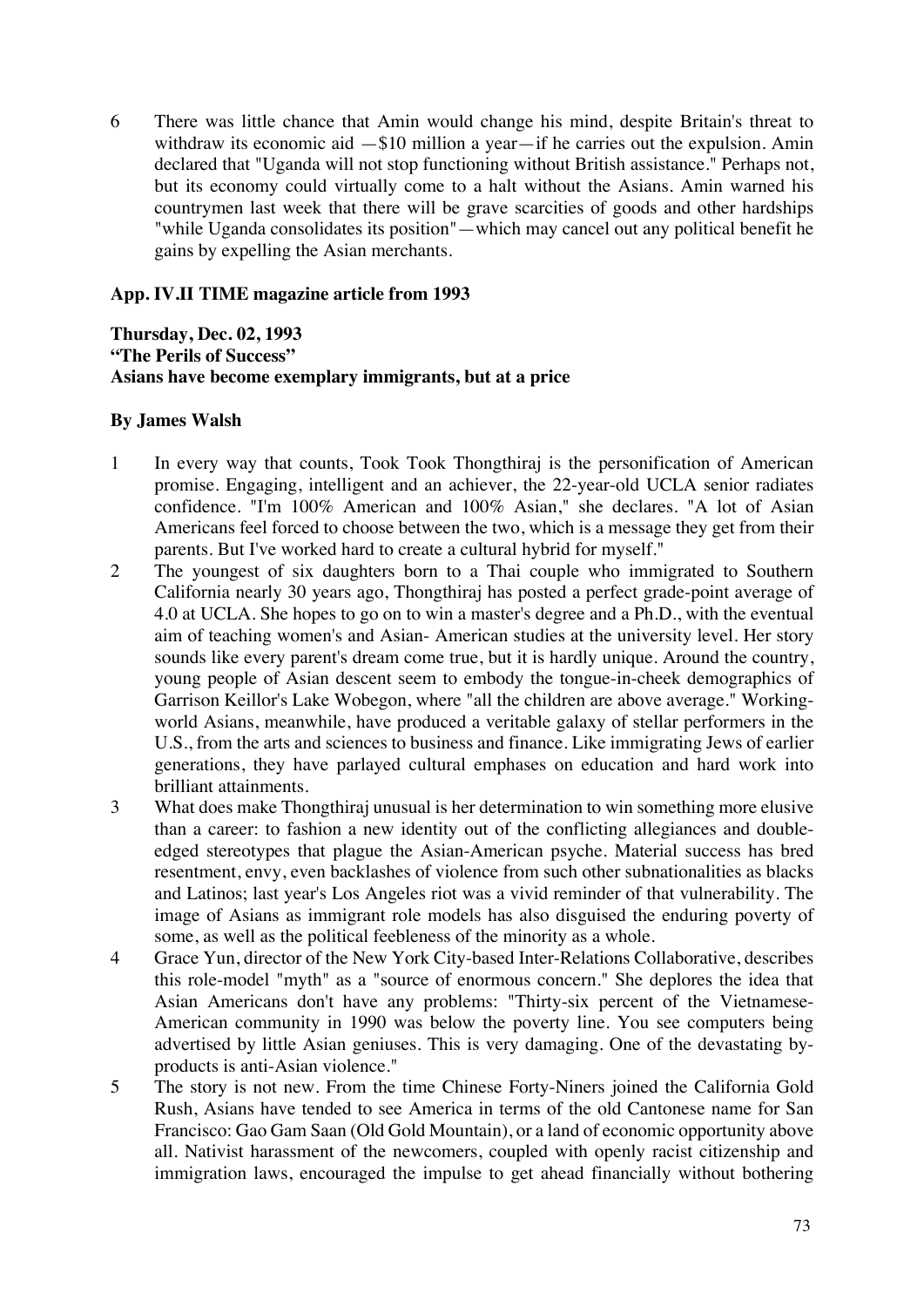6 There was little chance that Amin would change his mind, despite Britain's threat to withdraw its economic aid —$10 million a year—if he carries out the expulsion. Amin declared that "Uganda will not stop functioning without British assistance." Perhaps not, but its economy could virtually come to a halt without the Asians. Amin warned his countrymen last week that there will be grave scarcities of goods and other hardships "while Uganda consolidates its position"—which may cancel out any political benefit he gains by expelling the Asian merchants.

## App. IV.II TIME magazine article from 1993

**Thursday, Dec. 02, 1993**
**"The Perils of Success"**
**Asians have become exemplary immigrants, but at a price**

**By James Walsh**

1 In every way that counts, Took Took Thongthiraj is the personification of American promise. Engaging, intelligent and an achiever, the 22-year-old UCLA senior radiates confidence. "I'm 100% American and 100% Asian," she declares. "A lot of Asian Americans feel forced to choose between the two, which is a message they get from their parents. But I've worked hard to create a cultural hybrid for myself."

2 The youngest of six daughters born to a Thai couple who immigrated to Southern California nearly 30 years ago, Thongthiraj has posted a perfect grade-point average of 4.0 at UCLA. She hopes to go on to win a master's degree and a Ph.D., with the eventual aim of teaching women's and Asian- American studies at the university level. Her story sounds like every parent's dream come true, but it is hardly unique. Around the country, young people of Asian descent seem to embody the tongue-in-cheek demographics of Garrison Keillor's Lake Wobegon, where "all the children are above average." Working-world Asians, meanwhile, have produced a veritable galaxy of stellar performers in the U.S., from the arts and sciences to business and finance. Like immigrating Jews of earlier generations, they have parlayed cultural emphases on education and hard work into brilliant attainments.

3 What does make Thongthiraj unusual is her determination to win something more elusive than a career: to fashion a new identity out of the conflicting allegiances and double-edged stereotypes that plague the Asian-American psyche. Material success has bred resentment, envy, even backlashes of violence from such other subnationalities as blacks and Latinos; last year's Los Angeles riot was a vivid reminder of that vulnerability. The image of Asians as immigrant role models has also disguised the enduring poverty of some, as well as the political feebleness of the minority as a whole.

4 Grace Yun, director of the New York City-based Inter-Relations Collaborative, describes this role-model "myth" as a "source of enormous concern." She deplores the idea that Asian Americans don't have any problems: "Thirty-six percent of the Vietnamese-American community in 1990 was below the poverty line. You see computers being advertised by little Asian geniuses. This is very damaging. One of the devastating by-products is anti-Asian violence."

5 The story is not new. From the time Chinese Forty-Niners joined the California Gold Rush, Asians have tended to see America in terms of the old Cantonese name for San Francisco: Gao Gam Saan (Old Gold Mountain), or a land of economic opportunity above all. Nativist harassment of the newcomers, coupled with openly racist citizenship and immigration laws, encouraged the impulse to get ahead financially without bothering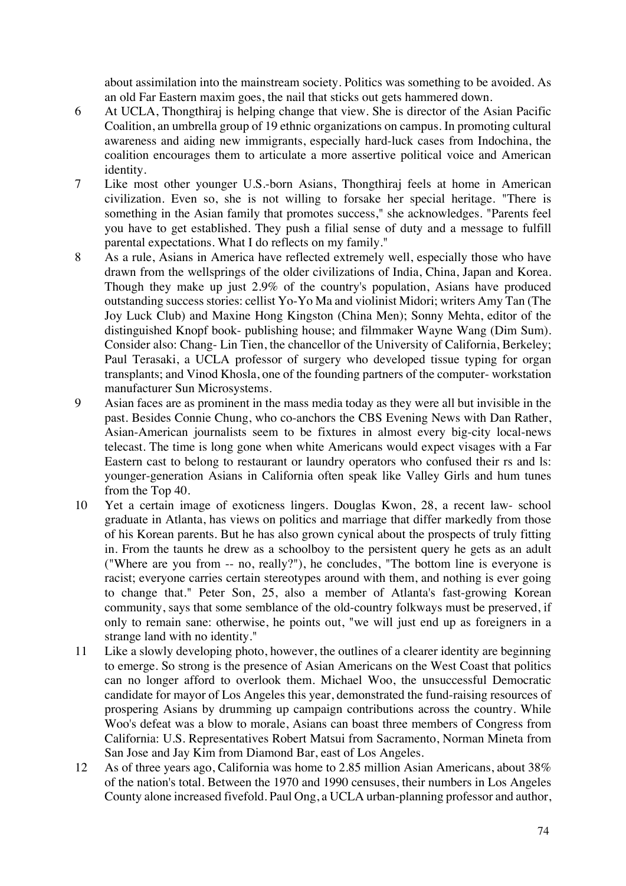about assimilation into the mainstream society. Politics was something to be avoided. As an old Far Eastern maxim goes, the nail that sticks out gets hammered down.

6 At UCLA, Thongthiraj is helping change that view. She is director of the Asian Pacific Coalition, an umbrella group of 19 ethnic organizations on campus. In promoting cultural awareness and aiding new immigrants, especially hard-luck cases from Indochina, the coalition encourages them to articulate a more assertive political voice and American identity.

7 Like most other younger U.S.-born Asians, Thongthiraj feels at home in American civilization. Even so, she is not willing to forsake her special heritage. "There is something in the Asian family that promotes success," she acknowledges. "Parents feel you have to get established. They push a filial sense of duty and a message to fulfill parental expectations. What I do reflects on my family."

8 As a rule, Asians in America have reflected extremely well, especially those who have drawn from the wellsprings of the older civilizations of India, China, Japan and Korea. Though they make up just 2.9% of the country's population, Asians have produced outstanding success stories: cellist Yo-Yo Ma and violinist Midori; writers Amy Tan (The Joy Luck Club) and Maxine Hong Kingston (China Men); Sonny Mehta, editor of the distinguished Knopf book- publishing house; and filmmaker Wayne Wang (Dim Sum). Consider also: Chang- Lin Tien, the chancellor of the University of California, Berkeley; Paul Terasaki, a UCLA professor of surgery who developed tissue typing for organ transplants; and Vinod Khosla, one of the founding partners of the computer- workstation manufacturer Sun Microsystems.

9 Asian faces are as prominent in the mass media today as they were all but invisible in the past. Besides Connie Chung, who co-anchors the CBS Evening News with Dan Rather, Asian-American journalists seem to be fixtures in almost every big-city local-news telecast. The time is long gone when white Americans would expect visages with a Far Eastern cast to belong to restaurant or laundry operators who confused their rs and ls: younger-generation Asians in California often speak like Valley Girls and hum tunes from the Top 40.

10 Yet a certain image of exoticness lingers. Douglas Kwon, 28, a recent law- school graduate in Atlanta, has views on politics and marriage that differ markedly from those of his Korean parents. But he has also grown cynical about the prospects of truly fitting in. From the taunts he drew as a schoolboy to the persistent query he gets as an adult ("Where are you from -- no, really?"), he concludes, "The bottom line is everyone is racist; everyone carries certain stereotypes around with them, and nothing is ever going to change that." Peter Son, 25, also a member of Atlanta's fast-growing Korean community, says that some semblance of the old-country folkways must be preserved, if only to remain sane: otherwise, he points out, "we will just end up as foreigners in a strange land with no identity."

11 Like a slowly developing photo, however, the outlines of a clearer identity are beginning to emerge. So strong is the presence of Asian Americans on the West Coast that politics can no longer afford to overlook them. Michael Woo, the unsuccessful Democratic candidate for mayor of Los Angeles this year, demonstrated the fund-raising resources of prospering Asians by drumming up campaign contributions across the country. While Woo's defeat was a blow to morale, Asians can boast three members of Congress from California: U.S. Representatives Robert Matsui from Sacramento, Norman Mineta from San Jose and Jay Kim from Diamond Bar, east of Los Angeles.

12 As of three years ago, California was home to 2.85 million Asian Americans, about 38% of the nation's total. Between the 1970 and 1990 censuses, their numbers in Los Angeles County alone increased fivefold. Paul Ong, a UCLA urban-planning professor and author,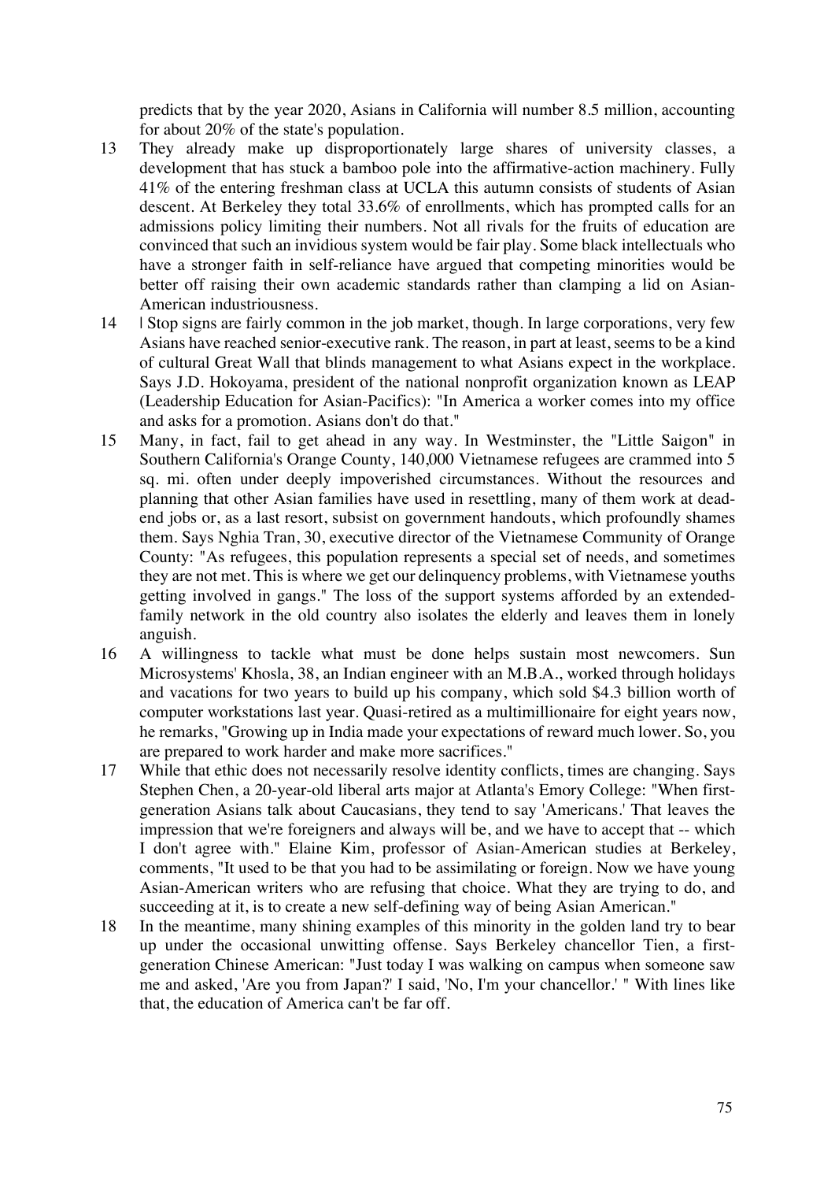predicts that by the year 2020, Asians in California will number 8.5 million, accounting for about 20% of the state's population.

13 They already make up disproportionately large shares of university classes, a development that has stuck a bamboo pole into the affirmative-action machinery. Fully 41% of the entering freshman class at UCLA this autumn consists of students of Asian descent. At Berkeley they total 33.6% of enrollments, which has prompted calls for an admissions policy limiting their numbers. Not all rivals for the fruits of education are convinced that such an invidious system would be fair play. Some black intellectuals who have a stronger faith in self-reliance have argued that competing minorities would be better off raising their own academic standards rather than clamping a lid on Asian-American industriousness.

14 | Stop signs are fairly common in the job market, though. In large corporations, very few Asians have reached senior-executive rank. The reason, in part at least, seems to be a kind of cultural Great Wall that blinds management to what Asians expect in the workplace. Says J.D. Hokoyama, president of the national nonprofit organization known as LEAP (Leadership Education for Asian-Pacifics): "In America a worker comes into my office and asks for a promotion. Asians don't do that."

15 Many, in fact, fail to get ahead in any way. In Westminster, the "Little Saigon" in Southern California's Orange County, 140,000 Vietnamese refugees are crammed into 5 sq. mi. often under deeply impoverished circumstances. Without the resources and planning that other Asian families have used in resettling, many of them work at dead-end jobs or, as a last resort, subsist on government handouts, which profoundly shames them. Says Nghia Tran, 30, executive director of the Vietnamese Community of Orange County: "As refugees, this population represents a special set of needs, and sometimes they are not met. This is where we get our delinquency problems, with Vietnamese youths getting involved in gangs." The loss of the support systems afforded by an extended-family network in the old country also isolates the elderly and leaves them in lonely anguish.

16 A willingness to tackle what must be done helps sustain most newcomers. Sun Microsystems' Khosla, 38, an Indian engineer with an M.B.A., worked through holidays and vacations for two years to build up his company, which sold $4.3 billion worth of computer workstations last year. Quasi-retired as a multimillionaire for eight years now, he remarks, "Growing up in India made your expectations of reward much lower. So, you are prepared to work harder and make more sacrifices."

17 While that ethic does not necessarily resolve identity conflicts, times are changing. Says Stephen Chen, a 20-year-old liberal arts major at Atlanta's Emory College: "When first-generation Asians talk about Caucasians, they tend to say 'Americans.' That leaves the impression that we're foreigners and always will be, and we have to accept that -- which I don't agree with." Elaine Kim, professor of Asian-American studies at Berkeley, comments, "It used to be that you had to be assimilating or foreign. Now we have young Asian-American writers who are refusing that choice. What they are trying to do, and succeeding at it, is to create a new self-defining way of being Asian American."

18 In the meantime, many shining examples of this minority in the golden land try to bear up under the occasional unwitting offense. Says Berkeley chancellor Tien, a first-generation Chinese American: "Just today I was walking on campus when someone saw me and asked, 'Are you from Japan?' I said, 'No, I'm your chancellor.' " With lines like that, the education of America can't be far off.